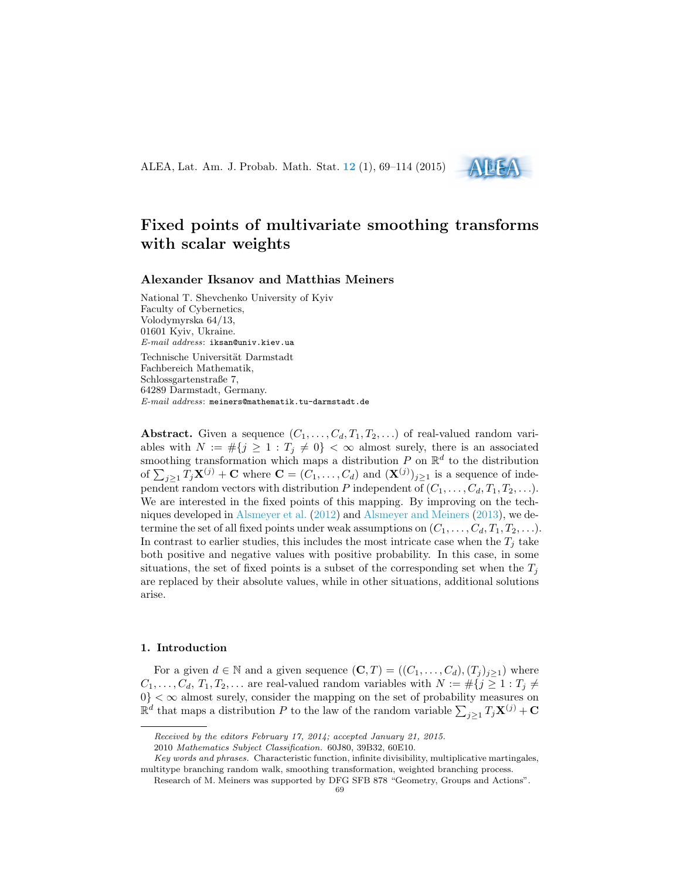# Fixed points of multivariate smoothing transforms with scalar weights

### Alexander Iksanov and Matthias Meiners

National T. Shevchenko University of Kyiv
Faculty of Cybernetics,
Volodymyrska 64/13,
01601 Kyiv, Ukraine.
*E-mail address*: iksan@univ.kiev.ua

Technische Universität Darmstadt
Fachbereich Mathematik,
Schlossgartenstraße 7,
64289 Darmstadt, Germany.
*E-mail address*: meiners@mathematik.tu-darmstadt.de

**Abstract.** Given a sequence $(C_1, \ldots, C_d, T_1, T_2, \ldots)$ of real-valued random variables with $N := \#\{j \geq 1 : T_j \neq 0\} < \infty$ almost surely, there is an associated smoothing transformation which maps a distribution $P$ on $\mathbb{R}^d$ to the distribution of $\sum_{j \geq 1} T_j \mathbf{X}^{(j)} + \mathbf{C}$ where $\mathbf{C} = (C_1, \ldots, C_d)$ and $(\mathbf{X}^{(j)})_{j \geq 1}$ is a sequence of independent random vectors with distribution $P$ independent of $(C_1, \ldots, C_d, T_1, T_2, \ldots)$. We are interested in the fixed points of this mapping. By improving on the techniques developed in Alsmeyer et al. (2012) and Alsmeyer and Meiners (2013), we determine the set of all fixed points under weak assumptions on $(C_1, \ldots, C_d, T_1, T_2, \ldots)$. In contrast to earlier studies, this includes the most intricate case when the $T_j$ take both positive and negative values with positive probability. In this case, in some situations, the set of fixed points is a subset of the corresponding set when the $T_j$ are replaced by their absolute values, while in other situations, additional solutions arise.

## 1. Introduction

For a given $d \in \mathbb{N}$ and a given sequence $(\mathbf{C}, T) = ((C_1, \ldots, C_d), (T_j)_{j \geq 1})$ where $C_1, \ldots, C_d, T_1, T_2, \ldots$ are real-valued random variables with $N := \#\{j \geq 1 : T_j \neq 0\} < \infty$ almost surely, consider the mapping on the set of probability measures on $\mathbb{R}^d$ that maps a distribution $P$ to the law of the random variable $\sum_{j \geq 1} T_j \mathbf{X}^{(j)} + \mathbf{C}$

---

*Received by the editors February 17, 2014; accepted January 21, 2015.*

2010 *Mathematics Subject Classification.* 60J80, 39B32, 60E10.

*Key words and phrases.* Characteristic function, infinite divisibility, multiplicative martingales, multitype branching random walk, smoothing transformation, weighted branching process.

Research of M. Meiners was supported by DFG SFB 878 "Geometry, Groups and Actions".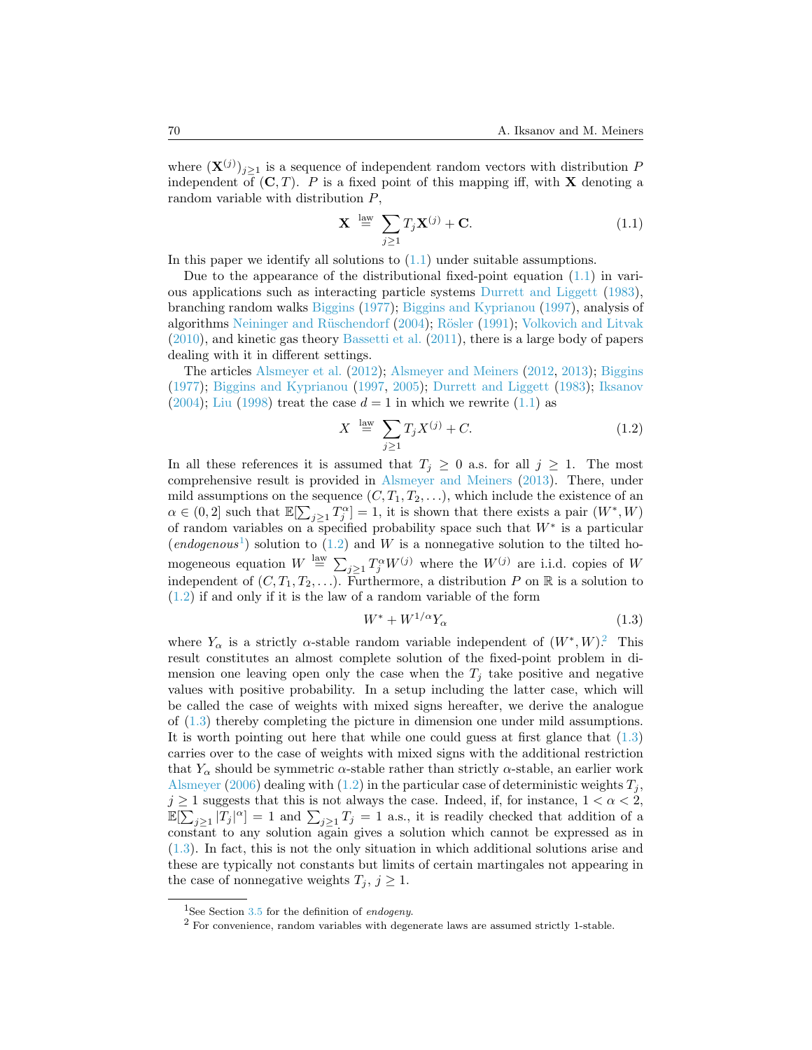where $(\mathbf{X}^{(j)})_{j\geq 1}$ is a sequence of independent random vectors with distribution $P$ independent of $(\mathbf{C}, T)$. $P$ is a fixed point of this mapping iff, with $\mathbf{X}$ denoting a random variable with distribution $P$,

$$\mathbf{X} \stackrel{\text{law}}{=} \sum_{j\geq 1} T_j \mathbf{X}^{(j)} + \mathbf{C}. \tag{1.1}$$

In this paper we identify all solutions to (1.1) under suitable assumptions.

Due to the appearance of the distributional fixed-point equation (1.1) in various applications such as interacting particle systems Durrett and Liggett (1983), branching random walks Biggins (1977); Biggins and Kyprianou (1997), analysis of algorithms Neininger and Rüschendorf (2004); Rösler (1991); Volkovich and Litvak (2010), and kinetic gas theory Bassetti et al. (2011), there is a large body of papers dealing with it in different settings.

The articles Alsmeyer et al. (2012); Alsmeyer and Meiners (2012, 2013); Biggins (1977); Biggins and Kyprianou (1997, 2005); Durrett and Liggett (1983); Iksanov (2004); Liu (1998) treat the case $d = 1$ in which we rewrite (1.1) as

$$X \stackrel{\text{law}}{=} \sum_{j\geq 1} T_j X^{(j)} + C. \tag{1.2}$$

In all these references it is assumed that $T_j \geq 0$ a.s. for all $j \geq 1$. The most comprehensive result is provided in Alsmeyer and Meiners (2013). There, under mild assumptions on the sequence $(C, T_1, T_2, \ldots)$, which include the existence of an $\alpha \in (0, 2]$ such that $\mathbb{E}[\sum_{j\geq 1} T_j^\alpha] = 1$, it is shown that there exists a pair $(W^*, W)$ of random variables on a specified probability space such that $W^*$ is a particular (*endogenous*[1]) solution to (1.2) and $W$ is a nonnegative solution to the tilted homogeneous equation $W \stackrel{\text{law}}{=} \sum_{j\geq 1} T_j^\alpha W^{(j)}$ where the $W^{(j)}$ are i.i.d. copies of $W$ independent of $(C, T_1, T_2, \ldots)$. Furthermore, a distribution $P$ on $\mathbb{R}$ is a solution to (1.2) if and only if it is the law of a random variable of the form

$$W^* + W^{1/\alpha} Y_\alpha \tag{1.3}$$

where $Y_\alpha$ is a strictly $\alpha$-stable random variable independent of $(W^*, W)$.[2] This result constitutes an almost complete solution of the fixed-point problem in dimension one leaving open only the case when the $T_j$ take positive and negative values with positive probability. In a setup including the latter case, which will be called the case of weights with mixed signs hereafter, we derive the analogue of (1.3) thereby completing the picture in dimension one under mild assumptions. It is worth pointing out here that while one could guess at first glance that (1.3) carries over to the case of weights with mixed signs with the additional restriction that $Y_\alpha$ should be symmetric $\alpha$-stable rather than strictly $\alpha$-stable, an earlier work Alsmeyer (2006) dealing with (1.2) in the particular case of deterministic weights $T_j$, $j \geq 1$ suggests that this is not always the case. Indeed, if, for instance, $1 < \alpha < 2$, $\mathbb{E}[\sum_{j\geq 1} |T_j|^\alpha] = 1$ and $\sum_{j\geq 1} T_j = 1$ a.s., it is readily checked that addition of a constant to any solution again gives a solution which cannot be expressed as in (1.3). In fact, this is not the only situation in which additional solutions arise and these are typically not constants but limits of certain martingales not appearing in the case of nonnegative weights $T_j$, $j \geq 1$.

---

[1] See Section 3.5 for the definition of *endogeny*.

[2] For convenience, random variables with degenerate laws are assumed strictly 1-stable.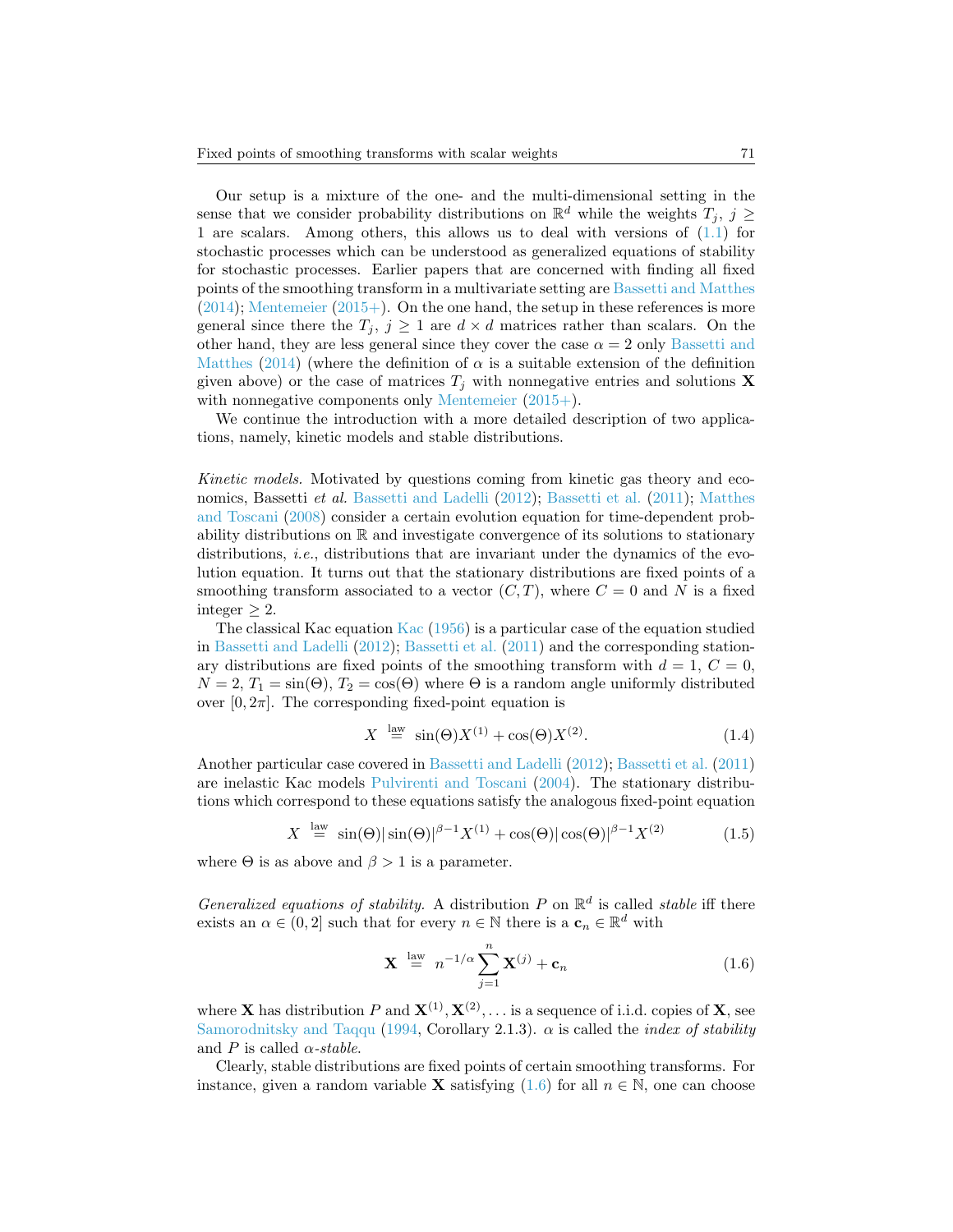Our setup is a mixture of the one- and the multi-dimensional setting in the sense that we consider probability distributions on $\mathbb{R}^d$ while the weights $T_j$, $j \geq 1$ are scalars. Among others, this allows us to deal with versions of (1.1) for stochastic processes which can be understood as generalized equations of stability for stochastic processes. Earlier papers that are concerned with finding all fixed points of the smoothing transform in a multivariate setting are Bassetti and Matthes (2014); Mentemeier (2015+). On the one hand, the setup in these references is more general since there the $T_j$, $j \geq 1$ are $d \times d$ matrices rather than scalars. On the other hand, they are less general since they cover the case $\alpha = 2$ only Bassetti and Matthes (2014) (where the definition of $\alpha$ is a suitable extension of the definition given above) or the case of matrices $T_j$ with nonnegative entries and solutions $\mathbf{X}$ with nonnegative components only Mentemeier (2015+).

We continue the introduction with a more detailed description of two applications, namely, kinetic models and stable distributions.

*Kinetic models.* Motivated by questions coming from kinetic gas theory and economics, Bassetti *et al.* Bassetti and Ladelli (2012); Bassetti et al. (2011); Matthes and Toscani (2008) consider a certain evolution equation for time-dependent probability distributions on $\mathbb{R}$ and investigate convergence of its solutions to stationary distributions, *i.e.*, distributions that are invariant under the dynamics of the evolution equation. It turns out that the stationary distributions are fixed points of a smoothing transform associated to a vector $(C, T)$, where $C = 0$ and $N$ is a fixed integer $\geq 2$.

The classical Kac equation Kac (1956) is a particular case of the equation studied in Bassetti and Ladelli (2012); Bassetti et al. (2011) and the corresponding stationary distributions are fixed points of the smoothing transform with $d = 1$, $C = 0$, $N = 2$, $T_1 = \sin(\Theta)$, $T_2 = \cos(\Theta)$ where $\Theta$ is a random angle uniformly distributed over $[0, 2\pi]$. The corresponding fixed-point equation is

$$X \overset{\text{law}}{=} \sin(\Theta)X^{(1)} + \cos(\Theta)X^{(2)}. \tag{1.4}$$

Another particular case covered in Bassetti and Ladelli (2012); Bassetti et al. (2011) are inelastic Kac models Pulvirenti and Toscani (2004). The stationary distributions which correspond to these equations satisfy the analogous fixed-point equation

$$X \overset{\text{law}}{=} \sin(\Theta)|\sin(\Theta)|^{\beta-1}X^{(1)} + \cos(\Theta)|\cos(\Theta)|^{\beta-1}X^{(2)} \tag{1.5}$$

where $\Theta$ is as above and $\beta > 1$ is a parameter.

*Generalized equations of stability.* A distribution $P$ on $\mathbb{R}^d$ is called *stable* iff there exists an $\alpha \in (0, 2]$ such that for every $n \in \mathbb{N}$ there is a $\mathbf{c}_n \in \mathbb{R}^d$ with

$$\mathbf{X} \overset{\text{law}}{=} n^{-1/\alpha} \sum_{j=1}^{n} \mathbf{X}^{(j)} + \mathbf{c}_n \tag{1.6}$$

where $\mathbf{X}$ has distribution $P$ and $\mathbf{X}^{(1)}, \mathbf{X}^{(2)}, \ldots$ is a sequence of i.i.d. copies of $\mathbf{X}$, see Samorodnitsky and Taqqu (1994, Corollary 2.1.3). $\alpha$ is called the *index of stability* and $P$ is called *$\alpha$-stable*.

Clearly, stable distributions are fixed points of certain smoothing transforms. For instance, given a random variable $\mathbf{X}$ satisfying (1.6) for all $n \in \mathbb{N}$, one can choose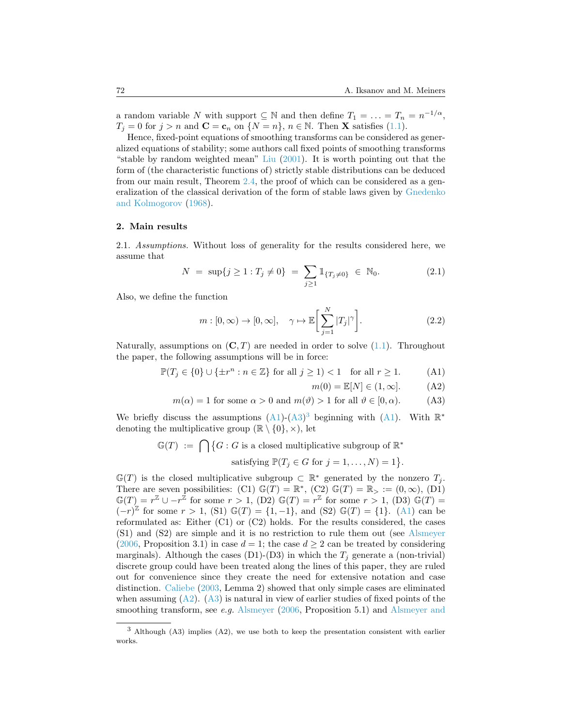a random variable $N$ with support $\subseteq \mathbb{N}$ and then define $T_1 = \ldots = T_n = n^{-1/\alpha}$, $T_j = 0$ for $j > n$ and $\mathbf{C} = \mathbf{c}_n$ on $\{N = n\}$, $n \in \mathbb{N}$. Then $\mathbf{X}$ satisfies (1.1).

Hence, fixed-point equations of smoothing transforms can be considered as generalized equations of stability; some authors call fixed points of smoothing transforms "stable by random weighted mean" Liu (2001). It is worth pointing out that the form of (the characteristic functions of) strictly stable distributions can be deduced from our main result, Theorem 2.4, the proof of which can be considered as a generalization of the classical derivation of the form of stable laws given by Gnedenko and Kolmogorov (1968).

## 2. Main results

2.1. *Assumptions.* Without loss of generality for the results considered here, we assume that

$$N \ = \ \sup\{j \geq 1 : T_j \neq 0\} \ = \ \sum_{j \geq 1} \mathbb{1}_{\{T_j \neq 0\}} \ \in \ \mathbb{N}_0. \tag{2.1}$$

Also, we define the function

$$m : [0, \infty) \to [0, \infty], \quad \gamma \mapsto \mathbb{E}\Big[\sum_{j=1}^{N} |T_j|^{\gamma}\Big]. \tag{2.2}$$

Naturally, assumptions on $(\mathbf{C}, T)$ are needed in order to solve (1.1). Throughout the paper, the following assumptions will be in force:

$$\mathbb{P}(T_j \in \{0\} \cup \{\pm r^n : n \in \mathbb{Z}\} \text{ for all } j \geq 1) < 1 \quad \text{for all } r \geq 1. \tag{A1}$$

$$m(0) = \mathbb{E}[N] \in (1, \infty]. \tag{A2}$$

$$m(\alpha) = 1 \text{ for some } \alpha > 0 \text{ and } m(\vartheta) > 1 \text{ for all } \vartheta \in [0, \alpha). \tag{A3}$$

We briefly discuss the assumptions (A1)-(A3)[3] beginning with (A1). With $\mathbb{R}^*$ denoting the multiplicative group $(\mathbb{R} \setminus \{0\}, \times)$, let

$$\mathbb{G}(T) \ := \ \bigcap \big\{G : G \text{ is a closed multiplicative subgroup of } \mathbb{R}^* \text{ satisfying } \mathbb{P}(T_j \in G \text{ for } j = 1, \ldots, N) = 1\big\}.$$

$\mathbb{G}(T)$ is the closed multiplicative subgroup $\subset \mathbb{R}^*$ generated by the nonzero $T_j$. There are seven possibilities: (C1) $\mathbb{G}(T) = \mathbb{R}^*$, (C2) $\mathbb{G}(T) = \mathbb{R}_> := (0, \infty)$, (D1) $\mathbb{G}(T) = r^{\mathbb{Z}} \cup -r^{\mathbb{Z}}$ for some $r > 1$, (D2) $\mathbb{G}(T) = r^{\mathbb{Z}}$ for some $r > 1$, (D3) $\mathbb{G}(T) = (-r)^{\mathbb{Z}}$ for some $r > 1$, (S1) $\mathbb{G}(T) = \{1, -1\}$, and (S2) $\mathbb{G}(T) = \{1\}$. (A1) can be reformulated as: Either (C1) or (C2) holds. For the results considered, the cases (S1) and (S2) are simple and it is no restriction to rule them out (see Alsmeyer (2006, Proposition 3.1) in case $d = 1$; the case $d \geq 2$ can be treated by considering marginals). Although the cases (D1)-(D3) in which the $T_j$ generate a (non-trivial) discrete group could have been treated along the lines of this paper, they are ruled out for convenience since they create the need for extensive notation and case distinction. Caliebe (2003, Lemma 2) showed that only simple cases are eliminated when assuming (A2). (A3) is natural in view of earlier studies of fixed points of the smoothing transform, see *e.g.* Alsmeyer (2006, Proposition 5.1) and Alsmeyer and

[3] Although (A3) implies (A2), we use both to keep the presentation consistent with earlier works.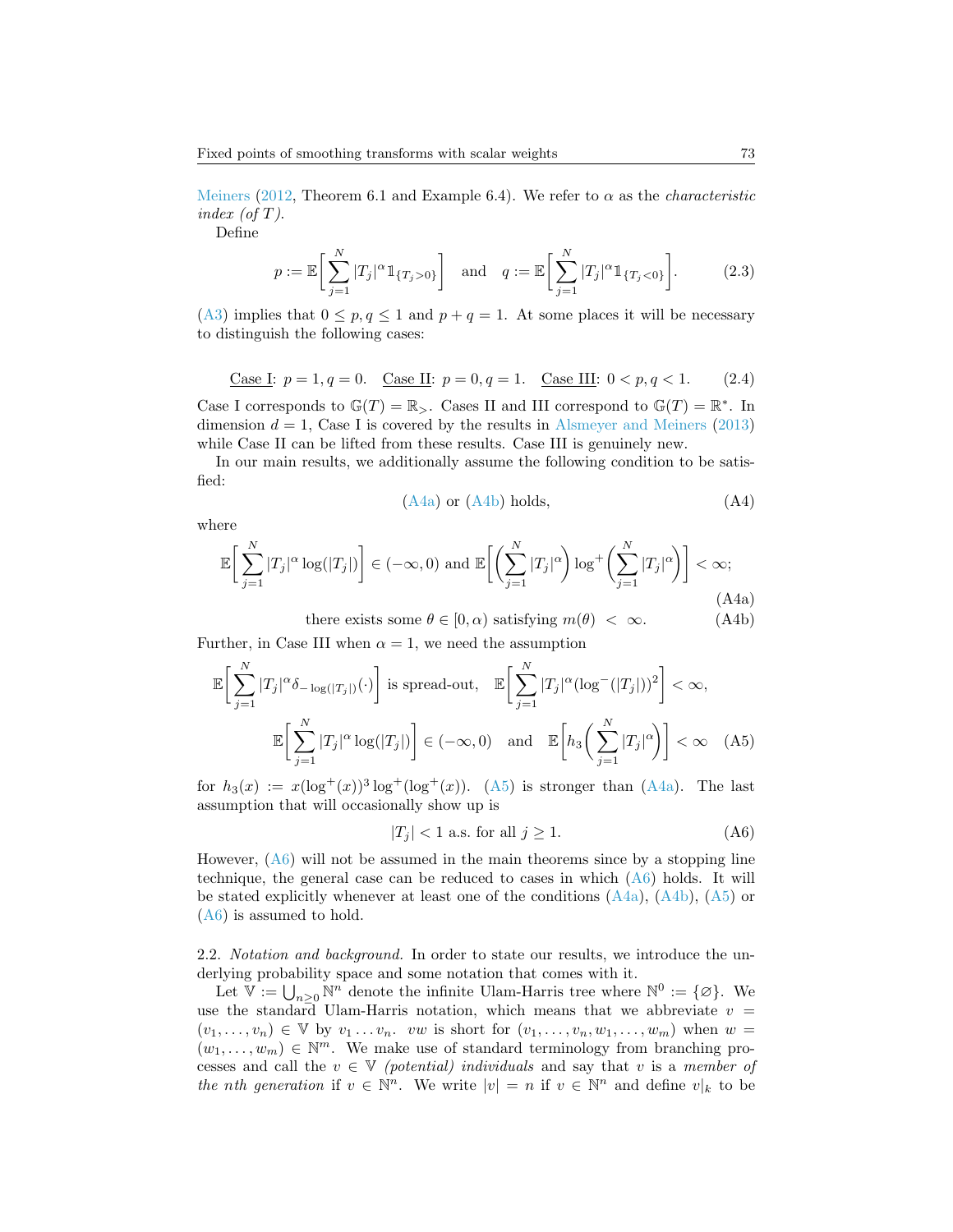Meiners (2012, Theorem 6.1 and Example 6.4). We refer to $\alpha$ as the *characteristic index (of T)*.

Define

$$p := \mathbb{E}\Bigg[\sum_{j=1}^N |T_j|^\alpha \mathbb{1}_{\{T_j>0\}}\Bigg] \quad \text{and} \quad q := \mathbb{E}\Bigg[\sum_{j=1}^N |T_j|^\alpha \mathbb{1}_{\{T_j<0\}}\Bigg]. \tag{2.3}$$

(A3) implies that $0 \le p, q \le 1$ and $p+q=1$. At some places it will be necessary to distinguish the following cases:

$$\underline{\text{Case I}}\text{: } p=1, q=0. \quad \underline{\text{Case II}}\text{: } p=0, q=1. \quad \underline{\text{Case III}}\text{: } 0<p,q<1. \tag{2.4}$$

Case I corresponds to $\mathbb{G}(T) = \mathbb{R}_>$. Cases II and III correspond to $\mathbb{G}(T) = \mathbb{R}^*$. In dimension $d=1$, Case I is covered by the results in Alsmeyer and Meiners (2013) while Case II can be lifted from these results. Case III is genuinely new.

In our main results, we additionally assume the following condition to be satisfied:

$$\text{(A4a) or (A4b) holds,} \tag{A4}$$

where

$$\mathbb{E}\Bigg[\sum_{j=1}^N |T_j|^\alpha \log(|T_j|)\Bigg] \in (-\infty, 0) \text{ and } \mathbb{E}\Bigg[\Bigg(\sum_{j=1}^N |T_j|^\alpha\Bigg) \log^+\Bigg(\sum_{j=1}^N |T_j|^\alpha\Bigg)\Bigg] < \infty; \tag{A4a}$$

$$\text{there exists some } \theta \in [0,\alpha) \text{ satisfying } m(\theta) \ < \ \infty. \tag{A4b}$$

Further, in Case III when $\alpha = 1$, we need the assumption

$$\mathbb{E}\Bigg[\sum_{j=1}^N |T_j|^\alpha \delta_{-\log(|T_j|)}(\cdot)\Bigg] \text{ is spread-out,} \quad \mathbb{E}\Bigg[\sum_{j=1}^N |T_j|^\alpha (\log^-(|T_j|))^2\Bigg] < \infty,$$
$$\mathbb{E}\Bigg[\sum_{j=1}^N |T_j|^\alpha \log(|T_j|)\Bigg] \in (-\infty, 0) \quad \text{and} \quad \mathbb{E}\Bigg[h_3\Bigg(\sum_{j=1}^N |T_j|^\alpha\Bigg)\Bigg] < \infty \tag{A5}$$

for $h_3(x) := x(\log^+(x))^3 \log^+(\log^+(x))$. (A5) is stronger than (A4a). The last assumption that will occasionally show up is

$$|T_j| < 1 \text{ a.s. for all } j \ge 1. \tag{A6}$$

However, (A6) will not be assumed in the main theorems since by a stopping line technique, the general case can be reduced to cases in which (A6) holds. It will be stated explicitly whenever at least one of the conditions (A4a), (A4b), (A5) or (A6) is assumed to hold.

2.2. *Notation and background.* In order to state our results, we introduce the underlying probability space and some notation that comes with it.

Let $\mathbb{V} := \bigcup_{n\ge0} \mathbb{N}^n$ denote the infinite Ulam-Harris tree where $\mathbb{N}^0 := \{\varnothing\}$. We use the standard Ulam-Harris notation, which means that we abbreviate $v = (v_1,\ldots,v_n) \in \mathbb{V}$ by $v_1 \ldots v_n$. $vw$ is short for $(v_1,\ldots,v_n,w_1,\ldots,w_m)$ when $w = (w_1,\ldots,w_m) \in \mathbb{N}^m$. We make use of standard terminology from branching processes and call the $v \in \mathbb{V}$ *(potential) individuals* and say that $v$ is a *member of the nth generation* if $v \in \mathbb{N}^n$. We write $|v| = n$ if $v \in \mathbb{N}^n$ and define $v|_k$ to be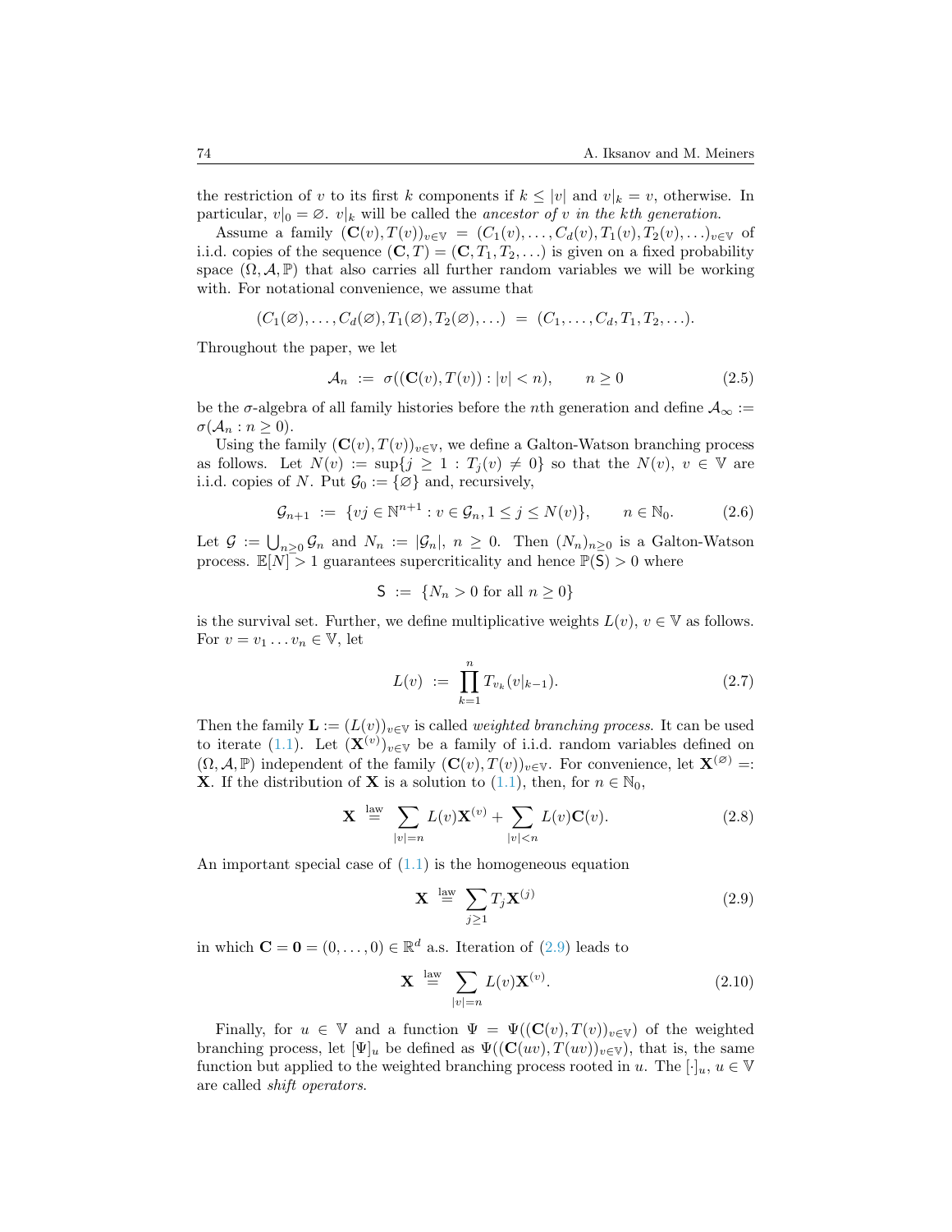the restriction of $v$ to its first $k$ components if $k \leq |v|$ and $v|_k = v$, otherwise. In particular, $v|_0 = \varnothing$. $v|_k$ will be called the *ancestor of $v$ in the $k$th generation.*

Assume a family $(\mathbf{C}(v), T(v))_{v \in \mathbb{V}} = (C_1(v), \ldots, C_d(v), T_1(v), T_2(v), \ldots)_{v \in \mathbb{V}}$ of i.i.d. copies of the sequence $(\mathbf{C}, T) = (\mathbf{C}, T_1, T_2, \ldots)$ is given on a fixed probability space $(\Omega, \mathcal{A}, \mathbb{P})$ that also carries all further random variables we will be working with. For notational convenience, we assume that

$$(C_1(\varnothing), \ldots, C_d(\varnothing), T_1(\varnothing), T_2(\varnothing), \ldots) \ = \ (C_1, \ldots, C_d, T_1, T_2, \ldots).$$

Throughout the paper, we let

$$\mathcal{A}_n \ := \ \sigma((\mathbf{C}(v), T(v)) : |v| < n), \qquad n \geq 0 \tag{2.5}$$

be the $\sigma$-algebra of all family histories before the $n$th generation and define $\mathcal{A}_\infty := \sigma(\mathcal{A}_n : n \geq 0)$.

Using the family $(\mathbf{C}(v), T(v))_{v \in \mathbb{V}}$, we define a Galton-Watson branching process as follows. Let $N(v) := \sup\{j \geq 1 : T_j(v) \neq 0\}$ so that the $N(v)$, $v \in \mathbb{V}$ are i.i.d. copies of $N$. Put $\mathcal{G}_0 := \{\varnothing\}$ and, recursively,

$$\mathcal{G}_{n+1} \ := \ \{vj \in \mathbb{N}^{n+1} : v \in \mathcal{G}_n, 1 \leq j \leq N(v)\}, \qquad n \in \mathbb{N}_0. \tag{2.6}$$

Let $\mathcal{G} := \bigcup_{n \geq 0} \mathcal{G}_n$ and $N_n := |\mathcal{G}_n|$, $n \geq 0$. Then $(N_n)_{n \geq 0}$ is a Galton-Watson process. $\mathbb{E}[N] > 1$ guarantees supercriticality and hence $\mathbb{P}(\mathsf{S}) > 0$ where

$$\mathsf{S} \ := \ \{N_n > 0 \text{ for all } n \geq 0\}$$

is the survival set. Further, we define multiplicative weights $L(v)$, $v \in \mathbb{V}$ as follows. For $v = v_1 \ldots v_n \in \mathbb{V}$, let

$$L(v) \ := \ \prod_{k=1}^{n} T_{v_k}(v|_{k-1}). \tag{2.7}$$

Then the family $\mathbf{L} := (L(v))_{v \in \mathbb{V}}$ is called *weighted branching process*. It can be used to iterate (1.1). Let $(\mathbf{X}^{(v)})_{v \in \mathbb{V}}$ be a family of i.i.d. random variables defined on $(\Omega, \mathcal{A}, \mathbb{P})$ independent of the family $(\mathbf{C}(v), T(v))_{v \in \mathbb{V}}$. For convenience, let $\mathbf{X}^{(\varnothing)} =: \mathbf{X}$. If the distribution of $\mathbf{X}$ is a solution to (1.1), then, for $n \in \mathbb{N}_0$,

$$\mathbf{X} \ \stackrel{\text{law}}{=} \ \sum_{|v|=n} L(v) \mathbf{X}^{(v)} + \sum_{|v|<n} L(v) \mathbf{C}(v). \tag{2.8}$$

An important special case of (1.1) is the homogeneous equation

$$\mathbf{X} \ \stackrel{\text{law}}{=} \ \sum_{j \geq 1} T_j \mathbf{X}^{(j)} \tag{2.9}$$

in which $\mathbf{C} = \mathbf{0} = (0, \ldots, 0) \in \mathbb{R}^d$ a.s. Iteration of (2.9) leads to

$$\mathbf{X} \ \stackrel{\text{law}}{=} \ \sum_{|v|=n} L(v) \mathbf{X}^{(v)}. \tag{2.10}$$

Finally, for $u \in \mathbb{V}$ and a function $\Psi = \Psi((\mathbf{C}(v), T(v))_{v \in \mathbb{V}})$ of the weighted branching process, let $[\Psi]_u$ be defined as $\Psi((\mathbf{C}(uv), T(uv))_{v \in \mathbb{V}})$, that is, the same function but applied to the weighted branching process rooted in $u$. The $[\cdot]_u$, $u \in \mathbb{V}$ are called *shift operators.*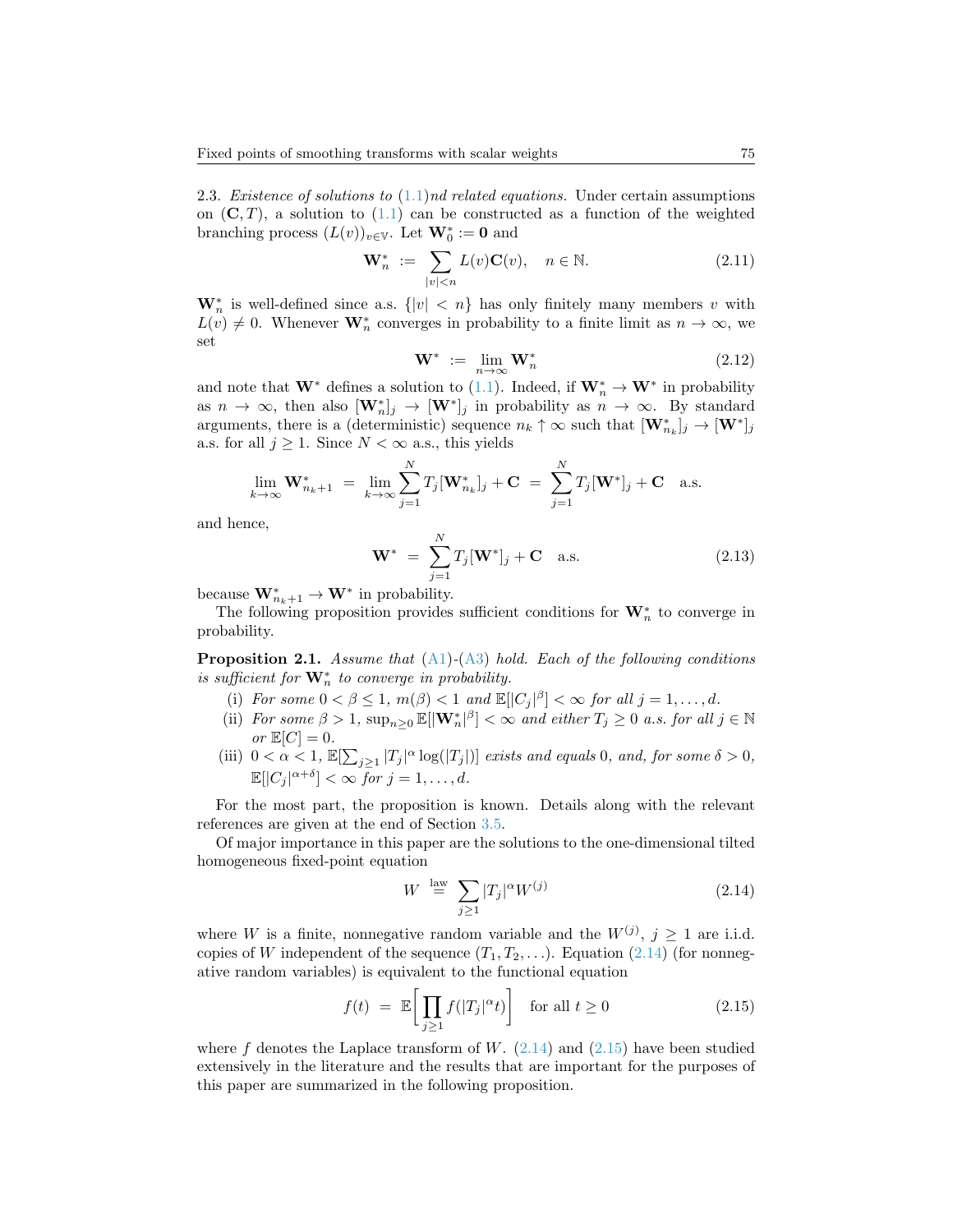2.3. *Existence of solutions to* (1.1)*nd related equations.* Under certain assumptions on $(\mathbf{C}, T)$, a solution to (1.1) can be constructed as a function of the weighted branching process $(L(v))_{v \in \mathbb{V}}$. Let $\mathbf{W}_0^* := \mathbf{0}$ and

$$\mathbf{W}_n^* \;:=\; \sum_{|v|<n} L(v)\mathbf{C}(v), \quad n \in \mathbb{N}. \tag{2.11}$$

$\mathbf{W}_n^*$ is well-defined since a.s. $\{|v| < n\}$ has only finitely many members $v$ with $L(v) \neq 0$. Whenever $\mathbf{W}_n^*$ converges in probability to a finite limit as $n \to \infty$, we set

$$\mathbf{W}^* \;:=\; \lim_{n\to\infty} \mathbf{W}_n^* \tag{2.12}$$

and note that $\mathbf{W}^*$ defines a solution to (1.1). Indeed, if $\mathbf{W}_n^* \to \mathbf{W}^*$ in probability as $n \to \infty$, then also $[\mathbf{W}_n^*]_j \to [\mathbf{W}^*]_j$ in probability as $n \to \infty$. By standard arguments, there is a (deterministic) sequence $n_k \uparrow \infty$ such that $[\mathbf{W}_{n_k}^*]_j \to [\mathbf{W}^*]_j$ a.s. for all $j \geq 1$. Since $N < \infty$ a.s., this yields

$$\lim_{k\to\infty} \mathbf{W}_{n_k+1}^* \;=\; \lim_{k\to\infty} \sum_{j=1}^{N} T_j[\mathbf{W}_{n_k}^*]_j + \mathbf{C} \;=\; \sum_{j=1}^{N} T_j[\mathbf{W}^*]_j + \mathbf{C} \quad \text{a.s.}$$

and hence,

$$\mathbf{W}^* \;=\; \sum_{j=1}^{N} T_j[\mathbf{W}^*]_j + \mathbf{C} \quad \text{a.s.} \tag{2.13}$$

because $\mathbf{W}_{n_k+1}^* \to \mathbf{W}^*$ in probability.

The following proposition provides sufficient conditions for $\mathbf{W}_n^*$ to converge in probability.

**Proposition 2.1.** *Assume that* (A1)-(A3) *hold. Each of the following conditions is sufficient for $\mathbf{W}_n^*$ to converge in probability.*

- (i) *For some $0 < \beta \leq 1$, $m(\beta) < 1$ and $\mathbb{E}[|C_j|^\beta] < \infty$ for all $j = 1, \ldots, d$.*
- (ii) *For some $\beta > 1$, $\sup_{n \geq 0} \mathbb{E}[|\mathbf{W}_n^*|^\beta] < \infty$ and either $T_j \geq 0$ a.s. for all $j \in \mathbb{N}$ or $\mathbb{E}[C] = 0$.*
- (iii) *$0 < \alpha < 1$, $\mathbb{E}[\sum_{j\geq 1} |T_j|^\alpha \log(|T_j|)]$ exists and equals $0$, and, for some $\delta > 0$, $\mathbb{E}[|C_j|^{\alpha+\delta}] < \infty$ for $j = 1, \ldots, d$.*

For the most part, the proposition is known. Details along with the relevant references are given at the end of Section 3.5.

Of major importance in this paper are the solutions to the one-dimensional tilted homogeneous fixed-point equation

$$W \;\stackrel{\text{law}}{=}\; \sum_{j\geq 1} |T_j|^\alpha W^{(j)} \tag{2.14}$$

where $W$ is a finite, nonnegative random variable and the $W^{(j)}$, $j \geq 1$ are i.i.d. copies of $W$ independent of the sequence $(T_1, T_2, \ldots)$. Equation (2.14) (for nonnegative random variables) is equivalent to the functional equation

$$f(t) \;=\; \mathbb{E}\bigg[\prod_{j\geq 1} f(|T_j|^\alpha t)\bigg] \quad \text{for all } t \geq 0 \tag{2.15}$$

where $f$ denotes the Laplace transform of $W$. (2.14) and (2.15) have been studied extensively in the literature and the results that are important for the purposes of this paper are summarized in the following proposition.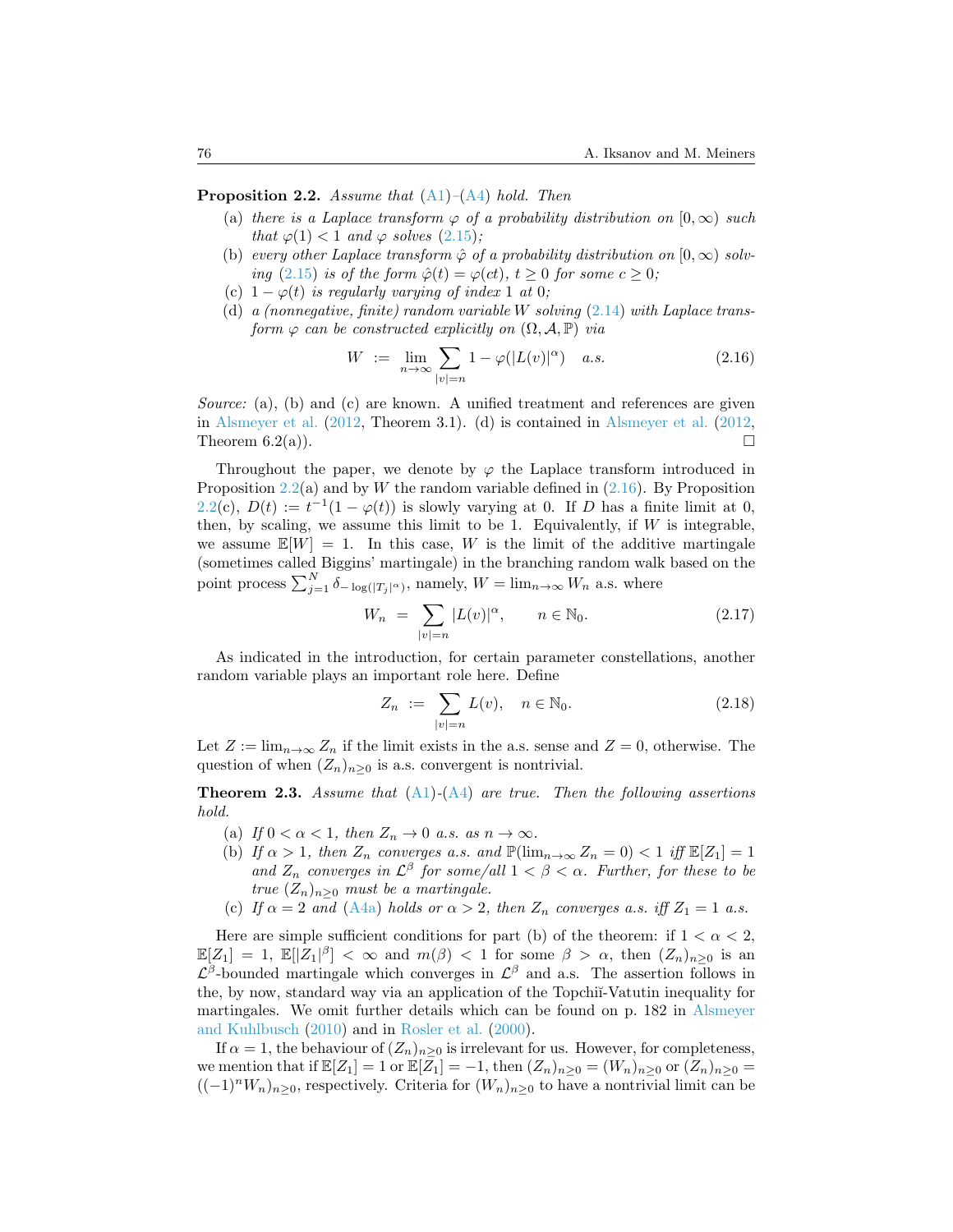**Proposition 2.2.** *Assume that (A1)–(A4) hold. Then*

(a) *there is a Laplace transform $\varphi$ of a probability distribution on $[0,\infty)$ such that $\varphi(1) < 1$ and $\varphi$ solves (2.15);*

(b) *every other Laplace transform $\hat{\varphi}$ of a probability distribution on $[0,\infty)$ solving (2.15) is of the form $\hat{\varphi}(t) = \varphi(ct)$, $t \geq 0$ for some $c \geq 0$;*

(c) *$1 - \varphi(t)$ is regularly varying of index 1 at 0;*

(d) *a (nonnegative, finite) random variable $W$ solving (2.14) with Laplace transform $\varphi$ can be constructed explicitly on $(\Omega, \mathcal{A}, \mathbb{P})$ via*

$$W \;:=\; \lim_{n\to\infty} \sum_{|v|=n} 1 - \varphi(|L(v)|^\alpha) \quad \text{a.s.} \tag{2.16}$$

*Source:* (a), (b) and (c) are known. A unified treatment and references are given in Alsmeyer et al. (2012, Theorem 3.1). (d) is contained in Alsmeyer et al. (2012, Theorem 6.2(a)). □

Throughout the paper, we denote by $\varphi$ the Laplace transform introduced in Proposition 2.2(a) and by $W$ the random variable defined in (2.16). By Proposition 2.2(c), $D(t) := t^{-1}(1-\varphi(t))$ is slowly varying at 0. If $D$ has a finite limit at 0, then, by scaling, we assume this limit to be 1. Equivalently, if $W$ is integrable, we assume $\mathbb{E}[W] = 1$. In this case, $W$ is the limit of the additive martingale (sometimes called Biggins' martingale) in the branching random walk based on the point process $\sum_{j=1}^{N} \delta_{-\log(|T_j|^\alpha)}$, namely, $W = \lim_{n\to\infty} W_n$ a.s. where

$$W_n \;=\; \sum_{|v|=n} |L(v)|^\alpha, \qquad n \in \mathbb{N}_0. \tag{2.17}$$

As indicated in the introduction, for certain parameter constellations, another random variable plays an important role here. Define

$$Z_n \;:=\; \sum_{|v|=n} L(v), \quad n \in \mathbb{N}_0. \tag{2.18}$$

Let $Z := \lim_{n\to\infty} Z_n$ if the limit exists in the a.s. sense and $Z = 0$, otherwise. The question of when $(Z_n)_{n\geq 0}$ is a.s. convergent is nontrivial.

**Theorem 2.3.** *Assume that (A1)-(A4) are true. Then the following assertions hold.*

(a) *If $0 < \alpha < 1$, then $Z_n \to 0$ a.s. as $n \to \infty$.*

(b) *If $\alpha > 1$, then $Z_n$ converges a.s. and $\mathbb{P}(\lim_{n\to\infty} Z_n = 0) < 1$ iff $\mathbb{E}[Z_1] = 1$ and $Z_n$ converges in $\mathcal{L}^\beta$ for some/all $1 < \beta < \alpha$. Further, for these to be true $(Z_n)_{n\geq 0}$ must be a martingale.*

(c) *If $\alpha = 2$ and (A4a) holds or $\alpha > 2$, then $Z_n$ converges a.s. iff $Z_1 = 1$ a.s.*

Here are simple sufficient conditions for part (b) of the theorem: if $1 < \alpha < 2$, $\mathbb{E}[Z_1] = 1$, $\mathbb{E}[|Z_1|^\beta] < \infty$ and $m(\beta) < 1$ for some $\beta > \alpha$, then $(Z_n)_{n\geq 0}$ is an $\mathcal{L}^\beta$-bounded martingale which converges in $\mathcal{L}^\beta$ and a.s. The assertion follows in the, by now, standard way via an application of the Topchiĭ-Vatutin inequality for martingales. We omit further details which can be found on p. 182 in Alsmeyer and Kuhlbusch (2010) and in Rosler et al. (2000).

If $\alpha = 1$, the behaviour of $(Z_n)_{n\geq 0}$ is irrelevant for us. However, for completeness, we mention that if $\mathbb{E}[Z_1] = 1$ or $\mathbb{E}[Z_1] = -1$, then $(Z_n)_{n\geq 0} = (W_n)_{n\geq 0}$ or $(Z_n)_{n\geq 0} = ((-1)^n W_n)_{n\geq 0}$, respectively. Criteria for $(W_n)_{n\geq 0}$ to have a nontrivial limit can be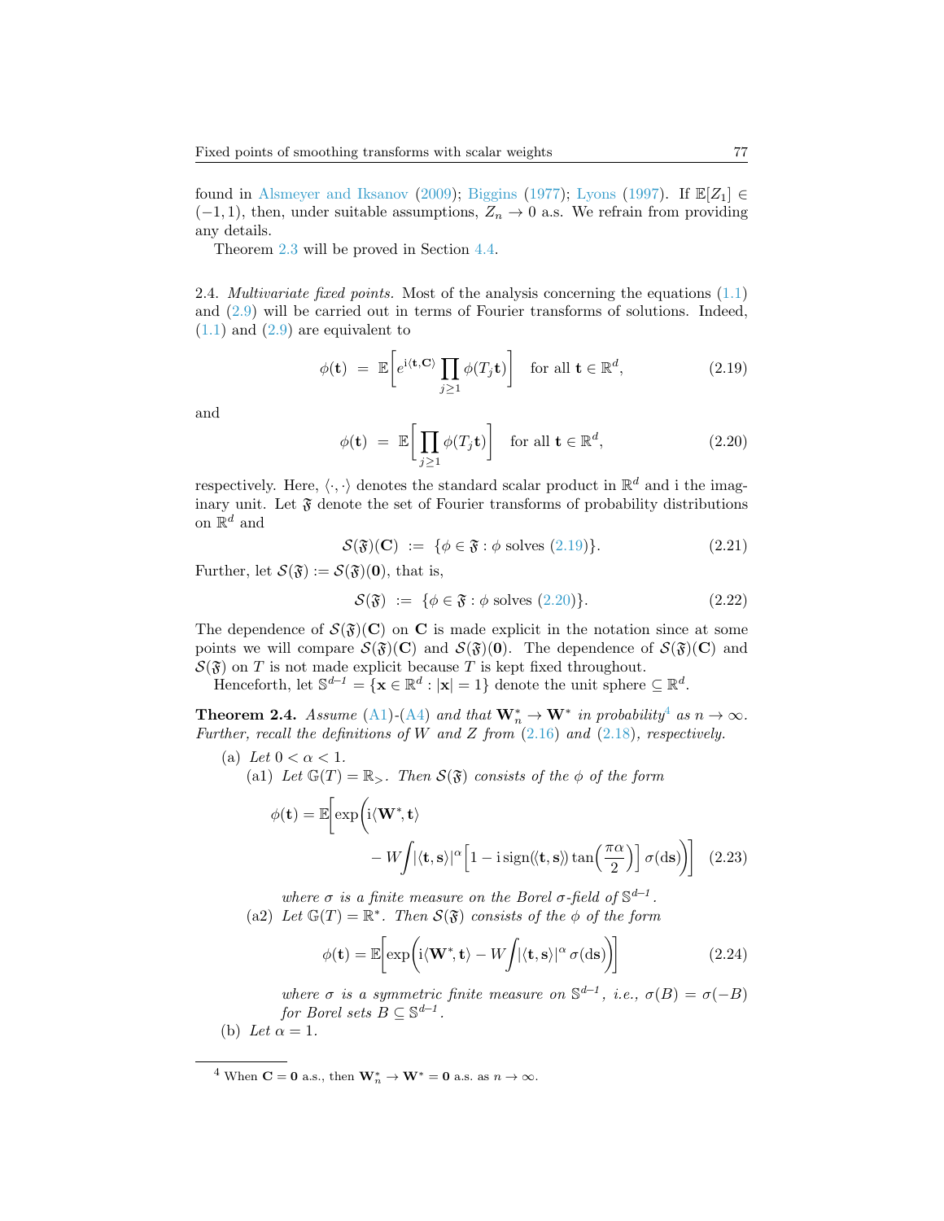found in Alsmeyer and Iksanov (2009); Biggins (1977); Lyons (1997). If $\mathbb{E}[Z_1] \in (-1, 1)$, then, under suitable assumptions, $Z_n \to 0$ a.s. We refrain from providing any details.

Theorem 2.3 will be proved in Section 4.4.

2.4. *Multivariate fixed points.* Most of the analysis concerning the equations (1.1) and (2.9) will be carried out in terms of Fourier transforms of solutions. Indeed, (1.1) and (2.9) are equivalent to

$$\phi(\mathbf{t}) \;=\; \mathbb{E}\bigg[e^{\mathrm{i}\langle \mathbf{t}, \mathbf{C}\rangle} \prod_{j \geq 1} \phi(T_j \mathbf{t})\bigg] \quad \text{for all } \mathbf{t} \in \mathbb{R}^d, \tag{2.19}$$

and

$$\phi(\mathbf{t}) \;=\; \mathbb{E}\bigg[\prod_{j \geq 1} \phi(T_j \mathbf{t})\bigg] \quad \text{for all } \mathbf{t} \in \mathbb{R}^d, \tag{2.20}$$

respectively. Here, $\langle \cdot, \cdot \rangle$ denotes the standard scalar product in $\mathbb{R}^d$ and i the imaginary unit. Let $\mathfrak{F}$ denote the set of Fourier transforms of probability distributions on $\mathbb{R}^d$ and

$$\mathcal{S}(\mathfrak{F})(\mathbf{C}) \;:=\; \{\phi \in \mathfrak{F} : \phi \text{ solves (2.19)}\}. \tag{2.21}$$

Further, let $\mathcal{S}(\mathfrak{F}) := \mathcal{S}(\mathfrak{F})(\mathbf{0})$, that is,

$$\mathcal{S}(\mathfrak{F}) \;:=\; \{\phi \in \mathfrak{F} : \phi \text{ solves (2.20)}\}. \tag{2.22}$$

The dependence of $\mathcal{S}(\mathfrak{F})(\mathbf{C})$ on $\mathbf{C}$ is made explicit in the notation since at some points we will compare $\mathcal{S}(\mathfrak{F})(\mathbf{C})$ and $\mathcal{S}(\mathfrak{F})(\mathbf{0})$. The dependence of $\mathcal{S}(\mathfrak{F})(\mathbf{C})$ and $\mathcal{S}(\mathfrak{F})$ on $T$ is not made explicit because $T$ is kept fixed throughout.

Henceforth, let $\mathbb{S}^{d-1} = \{\mathbf{x} \in \mathbb{R}^d : |\mathbf{x}| = 1\}$ denote the unit sphere $\subseteq \mathbb{R}^d$.

**Theorem 2.4.** *Assume (A1)-(A4) and that $\mathbf{W}_n^* \to \mathbf{W}^*$ in probability*[4] *as $n \to \infty$. Further, recall the definitions of $W$ and $Z$ from (2.16) and (2.18), respectively.*

(a) *Let $0 < \alpha < 1$.*

(a1) *Let $\mathbb{G}(T) = \mathbb{R}_>$. Then $\mathcal{S}(\mathfrak{F})$ consists of the $\phi$ of the form*

$$\phi(\mathbf{t}) = \mathbb{E}\bigg[\exp\bigg(\mathrm{i}\langle \mathbf{W}^*, \mathbf{t}\rangle - W \int |\langle \mathbf{t}, \mathbf{s}\rangle|^\alpha \Big[1 - \mathrm{i}\,\mathrm{sign}(\langle \mathbf{t}, \mathbf{s}\rangle) \tan\Big(\frac{\pi\alpha}{2}\Big)\Big]\, \sigma(\mathrm{d}\mathbf{s})\bigg)\bigg] \tag{2.23}$$

*where $\sigma$ is a finite measure on the Borel $\sigma$-field of $\mathbb{S}^{d-1}$.*

(a2) *Let $\mathbb{G}(T) = \mathbb{R}^*$. Then $\mathcal{S}(\mathfrak{F})$ consists of the $\phi$ of the form*

$$\phi(\mathbf{t}) = \mathbb{E}\bigg[\exp\bigg(\mathrm{i}\langle \mathbf{W}^*, \mathbf{t}\rangle - W \int |\langle \mathbf{t}, \mathbf{s}\rangle|^\alpha \, \sigma(\mathrm{d}\mathbf{s})\bigg)\bigg] \tag{2.24}$$

*where $\sigma$ is a symmetric finite measure on $\mathbb{S}^{d-1}$, i.e., $\sigma(B) = \sigma(-B)$ for Borel sets $B \subseteq \mathbb{S}^{d-1}$.*

(b) *Let $\alpha = 1$.*

---

[4] When $\mathbf{C} = \mathbf{0}$ a.s., then $\mathbf{W}_n^* \to \mathbf{W}^* = \mathbf{0}$ a.s. as $n \to \infty$.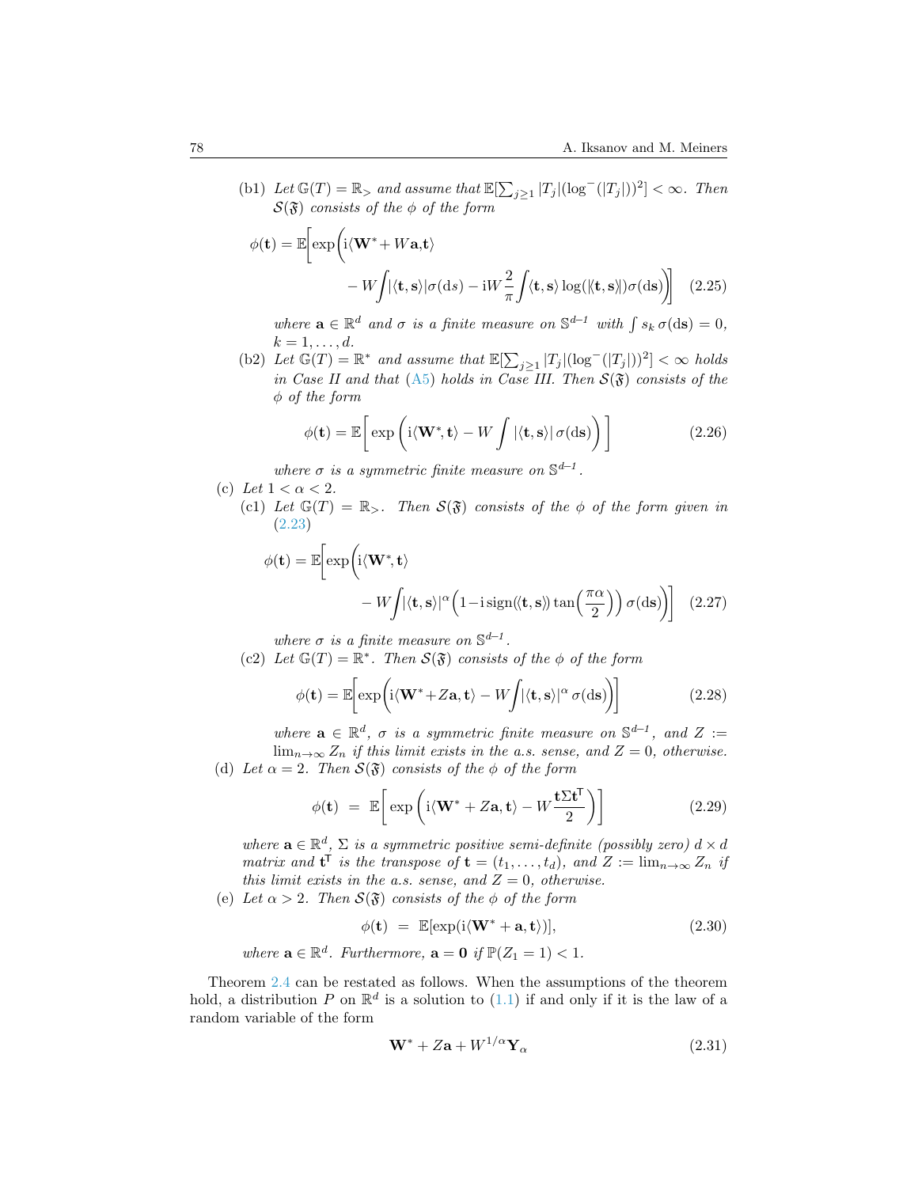(b1) *Let* $\mathbb{G}(T) = \mathbb{R}_>$ *and assume that* $\mathbb{E}[\sum_{j\geq 1}|T_j|(\log^-(|T_j|))^2] < \infty$*. Then* $\mathcal{S}(\mathfrak{F})$ *consists of the* $\phi$ *of the form*

$$\phi(\mathbf{t}) = \mathbb{E}\bigg[\exp\bigg(\mathrm{i}\langle \mathbf{W}^* + W\mathbf{a}, \mathbf{t}\rangle - W\int |\langle \mathbf{t},\mathbf{s}\rangle|\sigma(\mathrm{d}s) - \mathrm{i}W\frac{2}{\pi}\int \langle \mathbf{t},\mathbf{s}\rangle \log(|\langle \mathbf{t},\mathbf{s}\rangle|)\sigma(\mathrm{d}\mathbf{s})\bigg)\bigg] \quad (2.25)$$

*where* $\mathbf{a} \in \mathbb{R}^d$ *and* $\sigma$ *is a finite measure on* $\mathbb{S}^{d-1}$ *with* $\int s_k\,\sigma(\mathrm{d}\mathbf{s}) = 0$*,* $k = 1, \ldots, d$*.*

(b2) *Let* $\mathbb{G}(T) = \mathbb{R}^*$ *and assume that* $\mathbb{E}[\sum_{j\geq 1}|T_j|(\log^-(|T_j|))^2] < \infty$ *holds in Case II and that* (A5) *holds in Case III. Then* $\mathcal{S}(\mathfrak{F})$ *consists of the* $\phi$ *of the form*

$$\phi(\mathbf{t}) = \mathbb{E}\bigg[\exp\bigg(\mathrm{i}\langle \mathbf{W}^*, \mathbf{t}\rangle - W\int |\langle \mathbf{t},\mathbf{s}\rangle|\,\sigma(\mathrm{d}\mathbf{s})\bigg)\bigg] \quad (2.26)$$

*where* $\sigma$ *is a symmetric finite measure on* $\mathbb{S}^{d-1}$*.*

(c) *Let* $1 < \alpha < 2$*.*

(c1) *Let* $\mathbb{G}(T) = \mathbb{R}_>$*. Then* $\mathcal{S}(\mathfrak{F})$ *consists of the* $\phi$ *of the form given in* (2.23)

$$\phi(\mathbf{t}) = \mathbb{E}\bigg[\exp\bigg(\mathrm{i}\langle \mathbf{W}^*, \mathbf{t}\rangle - W\int |\langle \mathbf{t},\mathbf{s}\rangle|^{\alpha}\Big(1 - \mathrm{i}\,\mathrm{sign}(\langle \mathbf{t},\mathbf{s}\rangle)\tan\Big(\frac{\pi\alpha}{2}\Big)\Big)\,\sigma(\mathrm{d}\mathbf{s})\bigg)\bigg] \quad (2.27)$$

*where* $\sigma$ *is a finite measure on* $\mathbb{S}^{d-1}$*.*

(c2) *Let* $\mathbb{G}(T) = \mathbb{R}^*$*. Then* $\mathcal{S}(\mathfrak{F})$ *consists of the* $\phi$ *of the form*

$$\phi(\mathbf{t}) = \mathbb{E}\bigg[\exp\bigg(\mathrm{i}\langle \mathbf{W}^* + Z\mathbf{a}, \mathbf{t}\rangle - W\int |\langle \mathbf{t},\mathbf{s}\rangle|^{\alpha}\,\sigma(\mathrm{d}\mathbf{s})\bigg)\bigg] \quad (2.28)$$

*where* $\mathbf{a} \in \mathbb{R}^d$*,* $\sigma$ *is a symmetric finite measure on* $\mathbb{S}^{d-1}$*, and* $Z := \lim_{n\to\infty} Z_n$ *if this limit exists in the a.s. sense, and* $Z = 0$*, otherwise.*

(d) *Let* $\alpha = 2$*. Then* $\mathcal{S}(\mathfrak{F})$ *consists of the* $\phi$ *of the form*

$$\phi(\mathbf{t}) \;=\; \mathbb{E}\bigg[\exp\bigg(\mathrm{i}\langle \mathbf{W}^* + Z\mathbf{a}, \mathbf{t}\rangle - W\frac{\mathbf{t}\Sigma\mathbf{t}^{\mathsf{T}}}{2}\bigg)\bigg] \quad (2.29)$$

*where* $\mathbf{a} \in \mathbb{R}^d$*,* $\Sigma$ *is a symmetric positive semi-definite (possibly zero)* $d \times d$ *matrix and* $\mathbf{t}^{\mathsf{T}}$ *is the transpose of* $\mathbf{t} = (t_1, \ldots, t_d)$*, and* $Z := \lim_{n\to\infty} Z_n$ *if this limit exists in the a.s. sense, and* $Z = 0$*, otherwise.*

(e) *Let* $\alpha > 2$*. Then* $\mathcal{S}(\mathfrak{F})$ *consists of the* $\phi$ *of the form*

$$\phi(\mathbf{t}) \;=\; \mathbb{E}[\exp(\mathrm{i}\langle \mathbf{W}^* + \mathbf{a}, \mathbf{t}\rangle)], \quad (2.30)$$

*where* $\mathbf{a} \in \mathbb{R}^d$*. Furthermore,* $\mathbf{a} = \mathbf{0}$ *if* $\mathbb{P}(Z_1 = 1) < 1$*.*

Theorem 2.4 can be restated as follows. When the assumptions of the theorem hold, a distribution $P$ on $\mathbb{R}^d$ is a solution to (1.1) if and only if it is the law of a random variable of the form

$$\mathbf{W}^* + Z\mathbf{a} + W^{1/\alpha}\mathbf{Y}_{\alpha} \quad (2.31)$$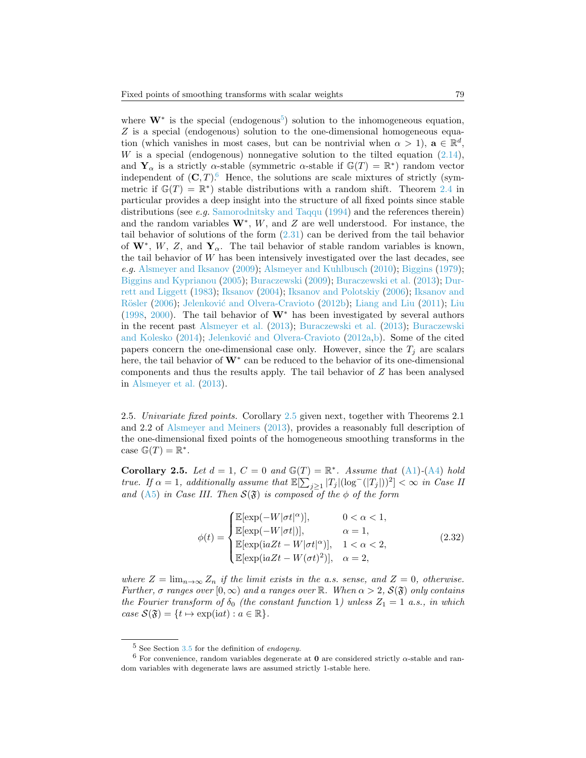where $\mathbf{W}^*$ is the special (endogenous[5]) solution to the inhomogeneous equation, $Z$ is a special (endogenous) solution to the one-dimensional homogeneous equation (which vanishes in most cases, but can be nontrivial when $\alpha > 1$), $\mathbf{a} \in \mathbb{R}^d$, $W$ is a special (endogenous) nonnegative solution to the tilted equation (2.14), and $\mathbf{Y}_\alpha$ is a strictly $\alpha$-stable (symmetric $\alpha$-stable if $\mathbb{G}(T) = \mathbb{R}^*$) random vector independent of $(\mathbf{C}, T)$.[6] Hence, the solutions are scale mixtures of strictly (symmetric if $\mathbb{G}(T) = \mathbb{R}^*$) stable distributions with a random shift. Theorem 2.4 in particular provides a deep insight into the structure of all fixed points since stable distributions (see *e.g.* Samorodnitsky and Taqqu (1994) and the references therein) and the random variables $\mathbf{W}^*$, $W$, and $Z$ are well understood. For instance, the tail behavior of solutions of the form (2.31) can be derived from the tail behavior of $\mathbf{W}^*$, $W$, $Z$, and $\mathbf{Y}_\alpha$. The tail behavior of stable random variables is known, the tail behavior of $W$ has been intensively investigated over the last decades, see *e.g.* Alsmeyer and Iksanov (2009); Alsmeyer and Kuhlbusch (2010); Biggins (1979); Biggins and Kyprianou (2005); Buraczewski (2009); Buraczewski et al. (2013); Durrett and Liggett (1983); Iksanov (2004); Iksanov and Polotskiy (2006); Iksanov and Rösler (2006); Jelenković and Olvera-Cravioto (2012b); Liang and Liu (2011); Liu (1998, 2000). The tail behavior of $\mathbf{W}^*$ has been investigated by several authors in the recent past Alsmeyer et al. (2013); Buraczewski et al. (2013); Buraczewski and Kolesko (2014); Jelenković and Olvera-Cravioto (2012a,b). Some of the cited papers concern the one-dimensional case only. However, since the $T_j$ are scalars here, the tail behavior of $\mathbf{W}^*$ can be reduced to the behavior of its one-dimensional components and thus the results apply. The tail behavior of $Z$ has been analysed in Alsmeyer et al. (2013).

2.5. *Univariate fixed points.* Corollary 2.5 given next, together with Theorems 2.1 and 2.2 of Alsmeyer and Meiners (2013), provides a reasonably full description of the one-dimensional fixed points of the homogeneous smoothing transforms in the case $\mathbb{G}(T) = \mathbb{R}^*$.

**Corollary 2.5.** *Let $d = 1$, $C = 0$ and $\mathbb{G}(T) = \mathbb{R}^*$. Assume that (A1)-(A4) hold true. If $\alpha = 1$, additionally assume that $\mathbb{E}[\sum_{j\geq 1} |T_j|(\log^-(|T_j|))^2] < \infty$ in Case II and (A5) in Case III. Then $\mathcal{S}(\mathfrak{F})$ is composed of the $\phi$ of the form*

$$
\phi(t) = \begin{cases} \mathbb{E}[\exp(-W|\sigma t|^\alpha)], & 0 < \alpha < 1, \\ \mathbb{E}[\exp(-W|\sigma t|)], & \alpha = 1, \\ \mathbb{E}[\exp(\mathrm{i}aZt - W|\sigma t|^\alpha)], & 1 < \alpha < 2, \\ \mathbb{E}[\exp(\mathrm{i}aZt - W(\sigma t)^2)], & \alpha = 2, \end{cases} \tag{2.32}
$$

*where $Z = \lim_{n\to\infty} Z_n$ if the limit exists in the a.s. sense, and $Z = 0$, otherwise. Further, $\sigma$ ranges over $[0, \infty)$ and $a$ ranges over $\mathbb{R}$. When $\alpha > 2$, $\mathcal{S}(\mathfrak{F})$ only contains the Fourier transform of $\delta_0$ (the constant function 1) unless $Z_1 = 1$ a.s., in which case $\mathcal{S}(\mathfrak{F}) = \{t \mapsto \exp(\mathrm{i}at) : a \in \mathbb{R}\}$.*

[5] See Section 3.5 for the definition of *endogeny*.

[6] For convenience, random variables degenerate at $\mathbf{0}$ are considered strictly $\alpha$-stable and random variables with degenerate laws are assumed strictly 1-stable here.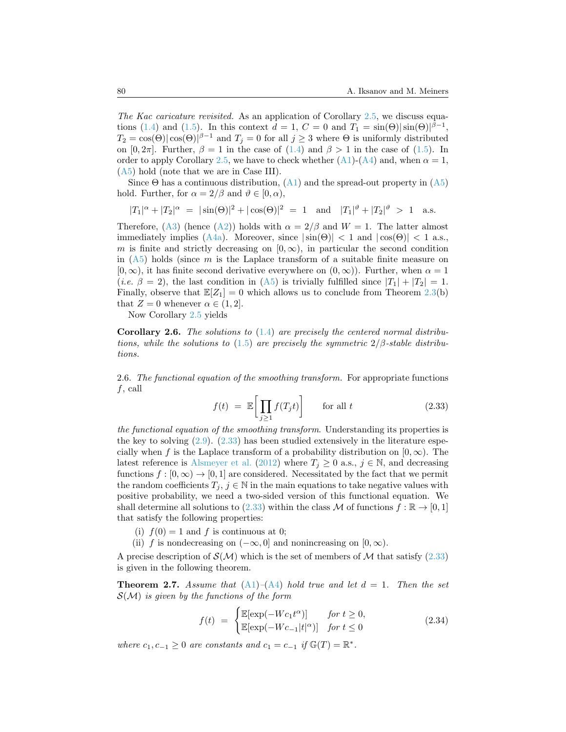*The Kac caricature revisited.* As an application of Corollary 2.5, we discuss equations (1.4) and (1.5). In this context $d = 1$, $C = 0$ and $T_1 = \sin(\Theta)|\sin(\Theta)|^{\beta-1}$, $T_2 = \cos(\Theta)|\cos(\Theta)|^{\beta-1}$ and $T_j = 0$ for all $j \geq 3$ where $\Theta$ is uniformly distributed on $[0, 2\pi]$. Further, $\beta = 1$ in the case of (1.4) and $\beta > 1$ in the case of (1.5). In order to apply Corollary 2.5, we have to check whether (A1)-(A4) and, when $\alpha = 1$, (A5) hold (note that we are in Case III).

Since $\Theta$ has a continuous distribution, (A1) and the spread-out property in (A5) hold. Further, for $\alpha = 2/\beta$ and $\vartheta \in [0, \alpha)$,

$$|T_1|^\alpha + |T_2|^\alpha \;=\; |\sin(\Theta)|^2 + |\cos(\Theta)|^2 \;=\; 1 \quad \text{and} \quad |T_1|^\vartheta + |T_2|^\vartheta \;>\; 1 \quad \text{a.s.}$$

Therefore, (A3) (hence (A2)) holds with $\alpha = 2/\beta$ and $W = 1$. The latter almost immediately implies (A4a). Moreover, since $|\sin(\Theta)| < 1$ and $|\cos(\Theta)| < 1$ a.s., $m$ is finite and strictly decreasing on $[0, \infty)$, in particular the second condition in (A5) holds (since $m$ is the Laplace transform of a suitable finite measure on $[0, \infty)$, it has finite second derivative everywhere on $(0, \infty)$). Further, when $\alpha = 1$ (*i.e.* $\beta = 2$), the last condition in (A5) is trivially fulfilled since $|T_1| + |T_2| = 1$. Finally, observe that $\mathbb{E}[Z_1] = 0$ which allows us to conclude from Theorem 2.3(b) that $Z = 0$ whenever $\alpha \in (1, 2]$.

Now Corollary 2.5 yields

**Corollary 2.6.** *The solutions to (1.4) are precisely the centered normal distributions, while the solutions to (1.5) are precisely the symmetric $2/\beta$-stable distributions.*

2.6. *The functional equation of the smoothing transform.* For appropriate functions $f$, call

$$f(t) \;=\; \mathbb{E}\bigg[\prod_{j \geq 1} f(T_j t)\bigg] \qquad \text{for all } t \tag{2.33}$$

*the functional equation of the smoothing transform*. Understanding its properties is the key to solving (2.9). (2.33) has been studied extensively in the literature especially when $f$ is the Laplace transform of a probability distribution on $[0, \infty)$. The latest reference is Alsmeyer et al. (2012) where $T_j \geq 0$ a.s., $j \in \mathbb{N}$, and decreasing functions $f : [0, \infty) \to [0, 1]$ are considered. Necessitated by the fact that we permit the random coefficients $T_j$, $j \in \mathbb{N}$ in the main equations to take negative values with positive probability, we need a two-sided version of this functional equation. We shall determine all solutions to (2.33) within the class $\mathcal{M}$ of functions $f : \mathbb{R} \to [0, 1]$ that satisfy the following properties:

(i) $f(0) = 1$ and $f$ is continuous at 0;

(ii) $f$ is nondecreasing on $(-\infty, 0]$ and nonincreasing on $[0, \infty)$.

A precise description of $\mathcal{S}(\mathcal{M})$ which is the set of members of $\mathcal{M}$ that satisfy (2.33) is given in the following theorem.

**Theorem 2.7.** *Assume that (A1)–(A4) hold true and let $d = 1$. Then the set $\mathcal{S}(\mathcal{M})$ is given by the functions of the form*

$$f(t) \;=\; \begin{cases} \mathbb{E}[\exp(-W c_1 t^\alpha)] & \text{for } t \geq 0, \\ \mathbb{E}[\exp(-W c_{-1} |t|^\alpha)] & \text{for } t \leq 0 \end{cases} \tag{2.34}$$

*where $c_1, c_{-1} \geq 0$ are constants and $c_1 = c_{-1}$ if $\mathbb{G}(T) = \mathbb{R}^*$.*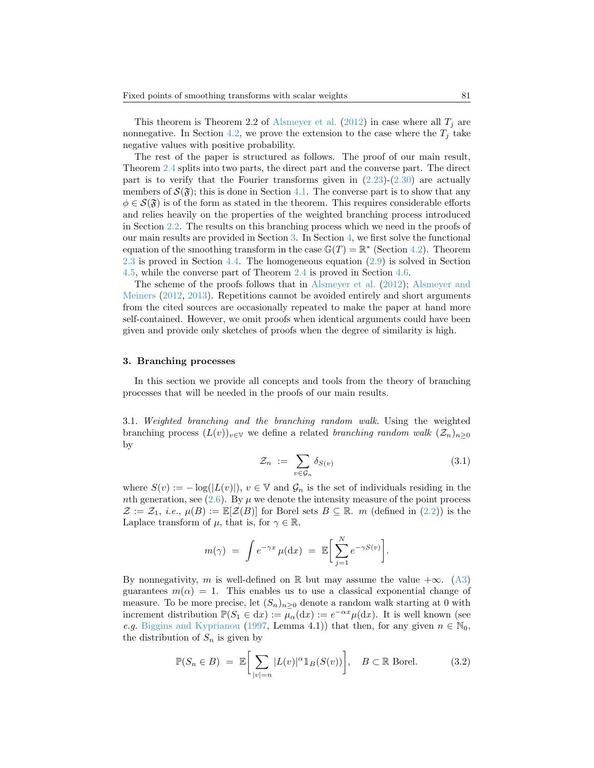This theorem is Theorem 2.2 of Alsmeyer et al. (2012) in case where all $T_j$ are nonnegative. In Section 4.2, we prove the extension to the case where the $T_j$ take negative values with positive probability.

The rest of the paper is structured as follows. The proof of our main result, Theorem 2.4 splits into two parts, the direct part and the converse part. The direct part is to verify that the Fourier transforms given in (2.23)-(2.30) are actually members of $\mathcal{S}(\mathfrak{F})$; this is done in Section 4.1. The converse part is to show that any $\phi \in \mathcal{S}(\mathfrak{F})$ is of the form as stated in the theorem. This requires considerable efforts and relies heavily on the properties of the weighted branching process introduced in Section 2.2. The results on this branching process which we need in the proofs of our main results are provided in Section 3. In Section 4, we first solve the functional equation of the smoothing transform in the case $\mathbb{G}(T) = \mathbb{R}^*$ (Section 4.2). Theorem 2.3 is proved in Section 4.4. The homogeneous equation (2.9) is solved in Section 4.5, while the converse part of Theorem 2.4 is proved in Section 4.6.

The scheme of the proofs follows that in Alsmeyer et al. (2012); Alsmeyer and Meiners (2012, 2013). Repetitions cannot be avoided entirely and short arguments from the cited sources are occasionally repeated to make the paper at hand more self-contained. However, we omit proofs when identical arguments could have been given and provide only sketches of proofs when the degree of similarity is high.

## 3. Branching processes

In this section we provide all concepts and tools from the theory of branching processes that will be needed in the proofs of our main results.

3.1. *Weighted branching and the branching random walk.* Using the weighted branching process $(L(v))_{v \in \mathbb{V}}$ we define a related *branching random walk* $(\mathcal{Z}_n)_{n \geq 0}$ by

$$\mathcal{Z}_n \; := \; \sum_{v \in \mathcal{G}_n} \delta_{S(v)} \tag{3.1}$$

where $S(v) := -\log(|L(v)|)$, $v \in \mathbb{V}$ and $\mathcal{G}_n$ is the set of individuals residing in the $n$th generation, see (2.6). By $\mu$ we denote the intensity measure of the point process $\mathcal{Z} := \mathcal{Z}_1$, *i.e.*, $\mu(B) := \mathbb{E}[\mathcal{Z}(B)]$ for Borel sets $B \subseteq \mathbb{R}$. $m$ (defined in (2.2)) is the Laplace transform of $\mu$, that is, for $\gamma \in \mathbb{R}$,

$$m(\gamma) \;=\; \int e^{-\gamma x} \, \mu(\mathrm{d}x) \;=\; \mathbb{E}\bigg[\sum_{j=1}^{N} e^{-\gamma S(v)}\bigg].$$

By nonnegativity, $m$ is well-defined on $\mathbb{R}$ but may assume the value $+\infty$. (A3) guarantees $m(\alpha) = 1$. This enables us to use a classical exponential change of measure. To be more precise, let $(S_n)_{n \geq 0}$ denote a random walk starting at 0 with increment distribution $\mathbb{P}(S_1 \in \mathrm{d}x) := \mu_\alpha(\mathrm{d}x) := e^{-\alpha x}\mu(\mathrm{d}x)$. It is well known (see *e.g.* Biggins and Kyprianou (1997, Lemma 4.1)) that then, for any given $n \in \mathbb{N}_0$, the distribution of $S_n$ is given by

$$\mathbb{P}(S_n \in B) \;=\; \mathbb{E}\bigg[\sum_{|v|=n} |L(v)|^\alpha \mathbb{1}_B(S(v))\bigg], \quad B \subset \mathbb{R} \text{ Borel}. \tag{3.2}$$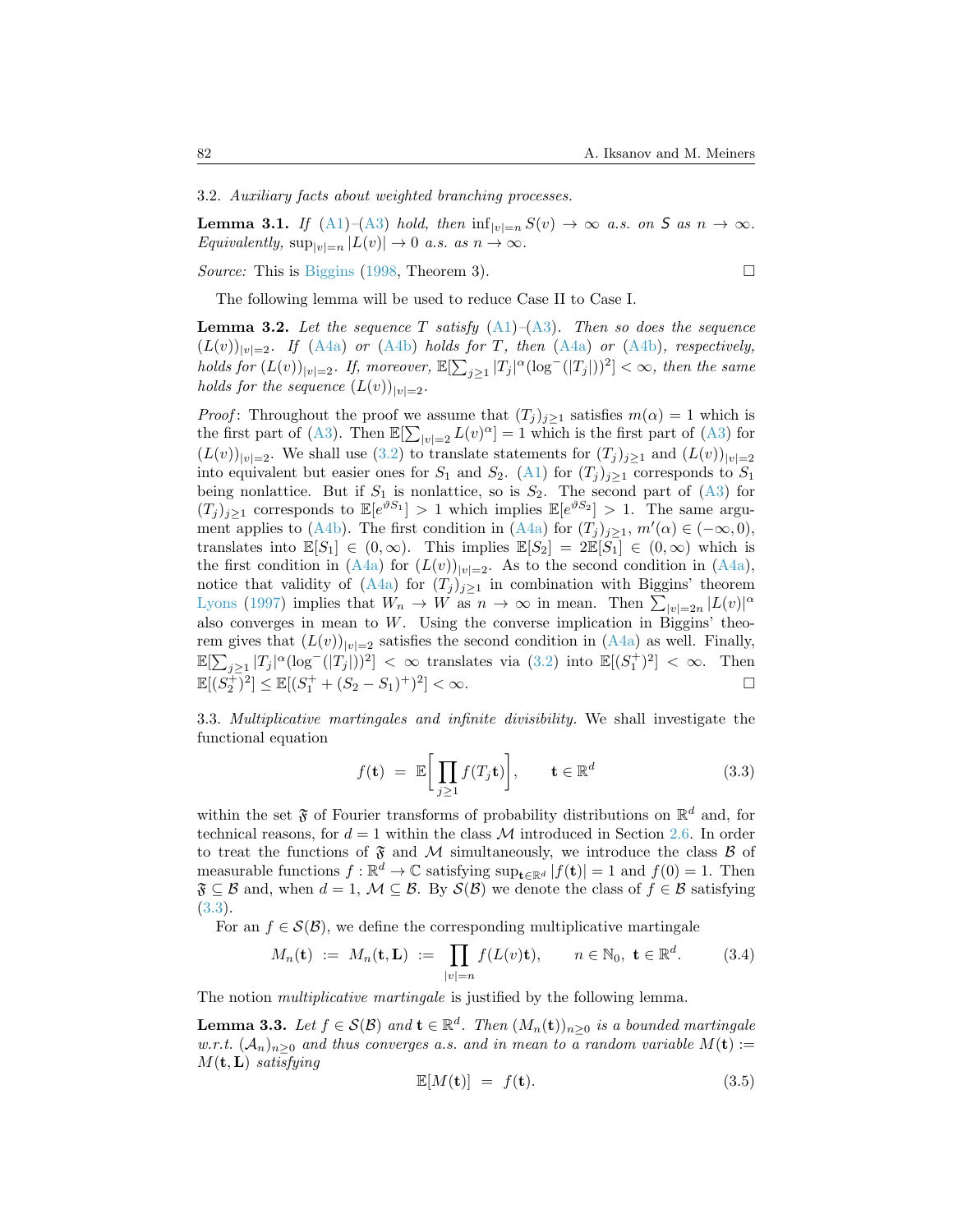3.2. *Auxiliary facts about weighted branching processes.*

**Lemma 3.1.** *If (A1)–(A3) hold, then* $\inf_{|v|=n} S(v) \to \infty$ *a.s. on* $\mathcal{S}$ *as* $n \to \infty$. *Equivalently,* $\sup_{|v|=n} |L(v)| \to 0$ *a.s. as* $n \to \infty$.

*Source:* This is Biggins (1998, Theorem 3). □

The following lemma will be used to reduce Case II to Case I.

**Lemma 3.2.** *Let the sequence* $T$ *satisfy (A1)–(A3). Then so does the sequence* $(L(v))_{|v|=2}$. *If (A4a) or (A4b) holds for* $T$, *then (A4a) or (A4b), respectively, holds for* $(L(v))_{|v|=2}$. *If, moreover,* $\mathbb{E}[\sum_{j\geq 1} |T_j|^\alpha (\log^-(|T_j|))^2] < \infty$, *then the same holds for the sequence* $(L(v))_{|v|=2}$.

*Proof*: Throughout the proof we assume that $(T_j)_{j\geq 1}$ satisfies $m(\alpha) = 1$ which is the first part of (A3). Then $\mathbb{E}[\sum_{|v|=2} L(v)^\alpha] = 1$ which is the first part of (A3) for $(L(v))_{|v|=2}$. We shall use (3.2) to translate statements for $(T_j)_{j\geq 1}$ and $(L(v))_{|v|=2}$ into equivalent but easier ones for $S_1$ and $S_2$. (A1) for $(T_j)_{j\geq 1}$ corresponds to $S_1$ being nonlattice. But if $S_1$ is nonlattice, so is $S_2$. The second part of (A3) for $(T_j)_{j\geq 1}$ corresponds to $\mathbb{E}[e^{\vartheta S_1}] > 1$ which implies $\mathbb{E}[e^{\vartheta S_2}] > 1$. The same argument applies to (A4b). The first condition in (A4a) for $(T_j)_{j\geq 1}$, $m'(\alpha) \in (-\infty, 0)$, translates into $\mathbb{E}[S_1] \in (0, \infty)$. This implies $\mathbb{E}[S_2] = 2\mathbb{E}[S_1] \in (0, \infty)$ which is the first condition in (A4a) for $(L(v))_{|v|=2}$. As to the second condition in (A4a), notice that validity of (A4a) for $(T_j)_{j\geq 1}$ in combination with Biggins' theorem Lyons (1997) implies that $W_n \to W$ as $n \to \infty$ in mean. Then $\sum_{|v|=2n} |L(v)|^\alpha$ also converges in mean to $W$. Using the converse implication in Biggins' theorem gives that $(L(v))_{|v|=2}$ satisfies the second condition in (A4a) as well. Finally, $\mathbb{E}[\sum_{j\geq 1} |T_j|^\alpha (\log^-(|T_j|))^2] < \infty$ translates via (3.2) into $\mathbb{E}[(S_1^+)^2] < \infty$. Then $\mathbb{E}[(S_2^+)^2] \leq \mathbb{E}[(S_1^+ + (S_2 - S_1)^+)^2] < \infty$. □

3.3. *Multiplicative martingales and infinite divisibility.* We shall investigate the functional equation

$$f(\mathbf{t}) \;=\; \mathbb{E}\bigg[\prod_{j\geq 1} f(T_j \mathbf{t})\bigg], \qquad \mathbf{t} \in \mathbb{R}^d \tag{3.3}$$

within the set $\mathfrak{F}$ of Fourier transforms of probability distributions on $\mathbb{R}^d$ and, for technical reasons, for $d = 1$ within the class $\mathcal{M}$ introduced in Section 2.6. In order to treat the functions of $\mathfrak{F}$ and $\mathcal{M}$ simultaneously, we introduce the class $\mathcal{B}$ of measurable functions $f : \mathbb{R}^d \to \mathbb{C}$ satisfying $\sup_{\mathbf{t}\in\mathbb{R}^d} |f(\mathbf{t})| = 1$ and $f(0) = 1$. Then $\mathfrak{F} \subseteq \mathcal{B}$ and, when $d = 1$, $\mathcal{M} \subseteq \mathcal{B}$. By $\mathcal{S}(\mathcal{B})$ we denote the class of $f \in \mathcal{B}$ satisfying (3.3).

For an $f \in \mathcal{S}(\mathcal{B})$, we define the corresponding multiplicative martingale

$$M_n(\mathbf{t}) \;:=\; M_n(\mathbf{t}, \mathbf{L}) \;:=\; \prod_{|v|=n} f(L(v)\mathbf{t}), \qquad n \in \mathbb{N}_0,\ \mathbf{t} \in \mathbb{R}^d. \tag{3.4}$$

The notion *multiplicative martingale* is justified by the following lemma.

**Lemma 3.3.** *Let* $f \in \mathcal{S}(\mathcal{B})$ *and* $\mathbf{t} \in \mathbb{R}^d$. *Then* $(M_n(\mathbf{t}))_{n\geq 0}$ *is a bounded martingale w.r.t.* $(\mathcal{A}_n)_{n\geq 0}$ *and thus converges a.s. and in mean to a random variable* $M(\mathbf{t}) := M(\mathbf{t}, \mathbf{L})$ *satisfying*

$$\mathbb{E}[M(\mathbf{t})] \;=\; f(\mathbf{t}). \tag{3.5}$$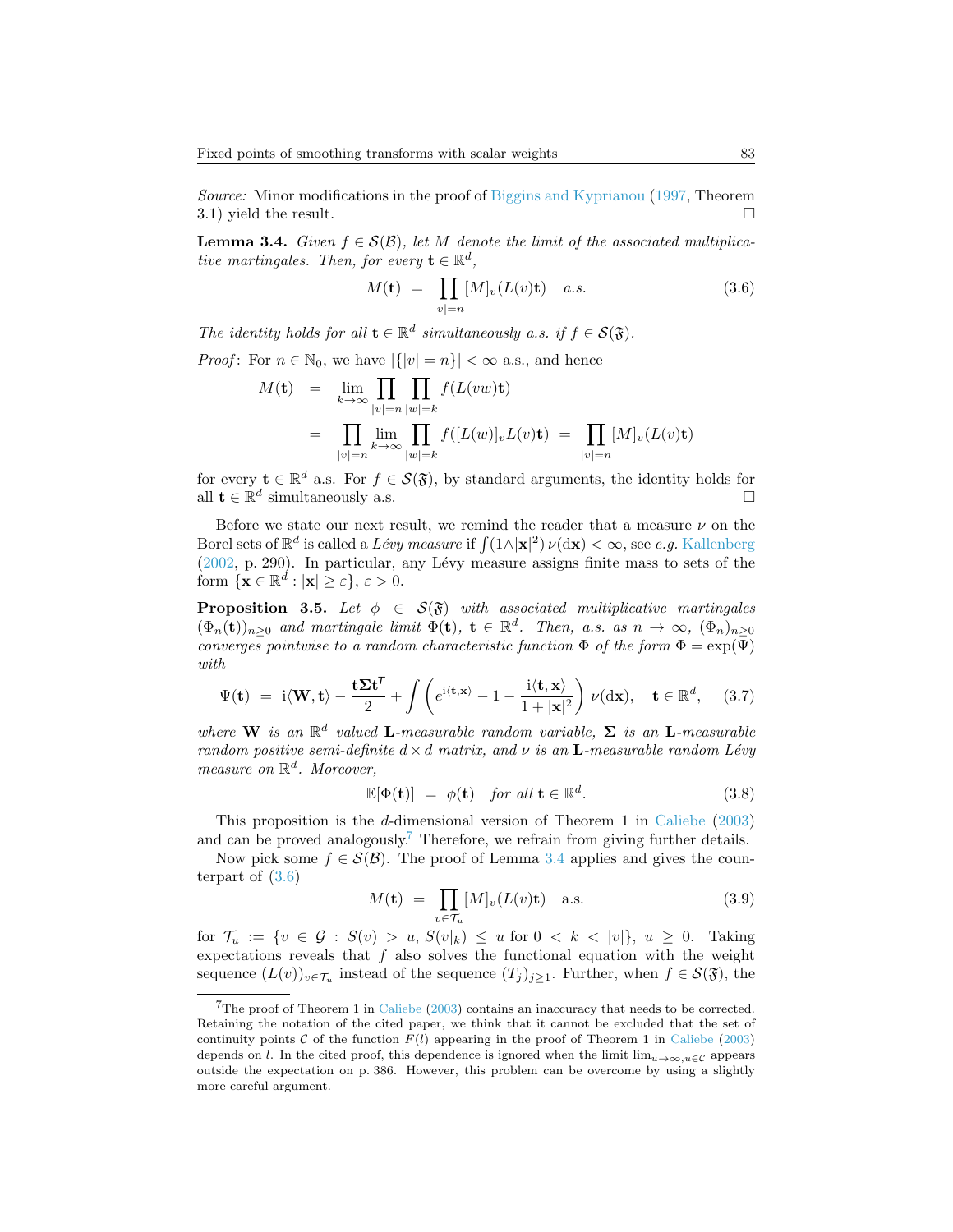*Source:* Minor modifications in the proof of Biggins and Kyprianou (1997, Theorem 3.1) yield the result. □

**Lemma 3.4.** *Given $f \in \mathcal{S}(\mathcal{B})$, let $M$ denote the limit of the associated multiplicative martingales. Then, for every $\mathbf{t} \in \mathbb{R}^d$,*

$$M(\mathbf{t}) \;=\; \prod_{|v|=n} [M]_v(L(v)\mathbf{t}) \quad \textit{a.s.} \tag{3.6}$$

*The identity holds for all $\mathbf{t} \in \mathbb{R}^d$ simultaneously a.s. if $f \in \mathcal{S}(\mathfrak{F})$.*

*Proof*: For $n \in \mathbb{N}_0$, we have $|\{|v| = n\}| < \infty$ a.s., and hence

$$\begin{aligned} M(\mathbf{t}) \;&=\; \lim_{k\to\infty} \prod_{|v|=n} \prod_{|w|=k} f(L(vw)\mathbf{t}) \\ &=\; \prod_{|v|=n} \lim_{k\to\infty} \prod_{|w|=k} f([L(w)]_v L(v)\mathbf{t}) \;=\; \prod_{|v|=n} [M]_v(L(v)\mathbf{t}) \end{aligned}$$

for every $\mathbf{t} \in \mathbb{R}^d$ a.s. For $f \in \mathcal{S}(\mathfrak{F})$, by standard arguments, the identity holds for all $\mathbf{t} \in \mathbb{R}^d$ simultaneously a.s. □

Before we state our next result, we remind the reader that a measure $\nu$ on the Borel sets of $\mathbb{R}^d$ is called a *Lévy measure* if $\int (1 \wedge |\mathbf{x}|^2)\, \nu(\mathrm{d}\mathbf{x}) < \infty$, see *e.g.* Kallenberg (2002, p. 290). In particular, any Lévy measure assigns finite mass to sets of the form $\{\mathbf{x} \in \mathbb{R}^d : |\mathbf{x}| \geq \varepsilon\}$, $\varepsilon > 0$.

**Proposition 3.5.** *Let $\phi \in \mathcal{S}(\mathfrak{F})$ with associated multiplicative martingales $(\Phi_n(\mathbf{t}))_{n\geq 0}$ and martingale limit $\Phi(\mathbf{t})$, $\mathbf{t} \in \mathbb{R}^d$. Then, a.s. as $n \to \infty$, $(\Phi_n)_{n\geq 0}$ converges pointwise to a random characteristic function $\Phi$ of the form $\Phi = \exp(\Psi)$ with*

$$\Psi(\mathbf{t}) \;=\; \mathrm{i}\langle \mathbf{W}, \mathbf{t}\rangle - \frac{\mathbf{t}\boldsymbol{\Sigma}\mathbf{t}^T}{2} + \int \left( e^{\mathrm{i}\langle \mathbf{t},\mathbf{x}\rangle} - 1 - \frac{\mathrm{i}\langle \mathbf{t},\mathbf{x}\rangle}{1+|\mathbf{x}|^2} \right) \nu(\mathrm{d}\mathbf{x}), \quad \mathbf{t} \in \mathbb{R}^d, \tag{3.7}$$

*where $\mathbf{W}$ is an $\mathbb{R}^d$ valued $\mathbf{L}$-measurable random variable, $\boldsymbol{\Sigma}$ is an $\mathbf{L}$-measurable random positive semi-definite $d \times d$ matrix, and $\nu$ is an $\mathbf{L}$-measurable random Lévy measure on $\mathbb{R}^d$. Moreover,*

$$\mathbb{E}[\Phi(\mathbf{t})] \;=\; \phi(\mathbf{t}) \quad \textit{for all } \mathbf{t} \in \mathbb{R}^d. \tag{3.8}$$

This proposition is the $d$-dimensional version of Theorem 1 in Caliebe (2003) and can be proved analogously.[7] Therefore, we refrain from giving further details.

Now pick some $f \in \mathcal{S}(\mathcal{B})$. The proof of Lemma 3.4 applies and gives the counterpart of (3.6)

$$M(\mathbf{t}) \;=\; \prod_{v\in\mathcal{T}_u} [M]_v(L(v)\mathbf{t}) \quad \text{a.s.} \tag{3.9}$$

for $\mathcal{T}_u := \{v \in \mathcal{G} : S(v) > u,\ S(v|_k) \leq u \text{ for } 0 < k < |v|\}$, $u \geq 0$. Taking expectations reveals that $f$ also solves the functional equation with the weight sequence $(L(v))_{v\in\mathcal{T}_u}$ instead of the sequence $(T_j)_{j\geq 1}$. Further, when $f \in \mathcal{S}(\mathfrak{F})$, the

---

[7] The proof of Theorem 1 in Caliebe (2003) contains an inaccuracy that needs to be corrected. Retaining the notation of the cited paper, we think that it cannot be excluded that the set of continuity points $\mathcal{C}$ of the function $F(l)$ appearing in the proof of Theorem 1 in Caliebe (2003) depends on $l$. In the cited proof, this dependence is ignored when the limit $\lim_{u\to\infty, u\in\mathcal{C}}$ appears outside the expectation on p. 386. However, this problem can be overcome by using a slightly more careful argument.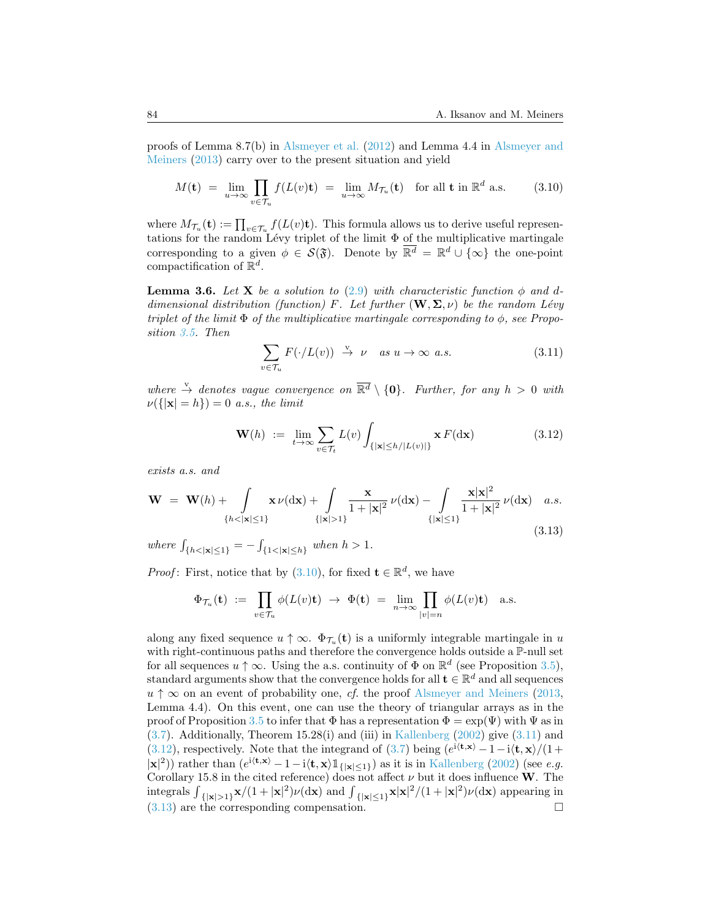proofs of Lemma 8.7(b) in Alsmeyer et al. (2012) and Lemma 4.4 in Alsmeyer and Meiners (2013) carry over to the present situation and yield

$$M(\mathbf{t}) \;=\; \lim_{u\to\infty} \prod_{v\in\mathcal{T}_u} f(L(v)\mathbf{t}) \;=\; \lim_{u\to\infty} M_{\mathcal{T}_u}(\mathbf{t}) \quad \text{for all } \mathbf{t} \text{ in } \mathbb{R}^d \text{ a.s.} \tag{3.10}$$

where $M_{\mathcal{T}_u}(\mathbf{t}) := \prod_{v\in\mathcal{T}_u} f(L(v)\mathbf{t})$. This formula allows us to derive useful representations for the random Lévy triplet of the limit $\Phi$ of the multiplicative martingale corresponding to a given $\phi \in \mathcal{S}(\mathfrak{F})$. Denote by $\overline{\mathbb{R}^d} = \mathbb{R}^d \cup \{\infty\}$ the one-point compactification of $\mathbb{R}^d$.

**Lemma 3.6.** *Let $\mathbf{X}$ be a solution to (2.9) with characteristic function $\phi$ and $d$-dimensional distribution (function) $F$. Let further $(\mathbf{W}, \mathbf{\Sigma}, \nu)$ be the random Lévy triplet of the limit $\Phi$ of the multiplicative martingale corresponding to $\phi$, see Proposition 3.5. Then*

$$\sum_{v\in\mathcal{T}_u} F(\cdot/L(v)) \;\stackrel{\mathrm{v}}{\to}\; \nu \quad \text{as } u\to\infty \text{ a.s.} \tag{3.11}$$

*where $\stackrel{\mathrm{v}}{\to}$ denotes vague convergence on $\overline{\mathbb{R}^d}\setminus\{\mathbf{0}\}$. Further, for any $h>0$ with $\nu(\{|\mathbf{x}|=h\})=0$ a.s., the limit*

$$\mathbf{W}(h) \;:=\; \lim_{t\to\infty} \sum_{v\in\mathcal{T}_t} L(v) \int_{\{|\mathbf{x}|\leq h/|L(v)|\}} \mathbf{x}\, F(\mathrm{d}\mathbf{x}) \tag{3.12}$$

*exists a.s. and*

$$\mathbf{W} \;=\; \mathbf{W}(h) + \int\limits_{\{h<|\mathbf{x}|\leq 1\}} \mathbf{x}\,\nu(\mathrm{d}\mathbf{x}) + \int\limits_{\{|\mathbf{x}|>1\}} \frac{\mathbf{x}}{1+|\mathbf{x}|^2}\,\nu(\mathrm{d}\mathbf{x}) - \int\limits_{\{|\mathbf{x}|\leq 1\}} \frac{\mathbf{x}|\mathbf{x}|^2}{1+|\mathbf{x}|^2}\,\nu(\mathrm{d}\mathbf{x}) \quad \text{a.s.} \tag{3.13}$$

*where $\int_{\{h<|\mathbf{x}|\leq 1\}} = -\int_{\{1<|\mathbf{x}|\leq h\}}$ when $h>1$.*

*Proof*: First, notice that by (3.10), for fixed $\mathbf{t}\in\mathbb{R}^d$, we have

$$\Phi_{\mathcal{T}_u}(\mathbf{t}) \;:=\; \prod_{v\in\mathcal{T}_u} \phi(L(v)\mathbf{t}) \;\to\; \Phi(\mathbf{t}) \;=\; \lim_{n\to\infty} \prod_{|v|=n} \phi(L(v)\mathbf{t}) \quad \text{a.s.}$$

along any fixed sequence $u\uparrow\infty$. $\Phi_{\mathcal{T}_u}(\mathbf{t})$ is a uniformly integrable martingale in $u$ with right-continuous paths and therefore the convergence holds outside a $\mathbb{P}$-null set for all sequences $u\uparrow\infty$. Using the a.s. continuity of $\Phi$ on $\mathbb{R}^d$ (see Proposition 3.5), standard arguments show that the convergence holds for all $\mathbf{t}\in\mathbb{R}^d$ and all sequences $u\uparrow\infty$ on an event of probability one, *cf.* the proof Alsmeyer and Meiners (2013, Lemma 4.4). On this event, one can use the theory of triangular arrays as in the proof of Proposition 3.5 to infer that $\Phi$ has a representation $\Phi=\exp(\Psi)$ with $\Psi$ as in (3.7). Additionally, Theorem 15.28(i) and (iii) in Kallenberg (2002) give (3.11) and (3.12), respectively. Note that the integrand of (3.7) being $(e^{\mathrm{i}\langle\mathbf{t},\mathbf{x}\rangle}-1-\mathrm{i}\langle\mathbf{t},\mathbf{x}\rangle/(1+|\mathbf{x}|^2))$ rather than $(e^{\mathrm{i}\langle\mathbf{t},\mathbf{x}\rangle}-1-\mathrm{i}\langle\mathbf{t},\mathbf{x}\rangle\mathbb{1}_{\{|\mathbf{x}|\leq 1\}})$ as it is in Kallenberg (2002) (see *e.g.* Corollary 15.8 in the cited reference) does not affect $\nu$ but it does influence $\mathbf{W}$. The integrals $\int_{\{|\mathbf{x}|>1\}} \mathbf{x}/(1+|\mathbf{x}|^2)\nu(\mathrm{d}\mathbf{x})$ and $\int_{\{|\mathbf{x}|\leq 1\}} \mathbf{x}|\mathbf{x}|^2/(1+|\mathbf{x}|^2)\nu(\mathrm{d}\mathbf{x})$ appearing in (3.13) are the corresponding compensation. □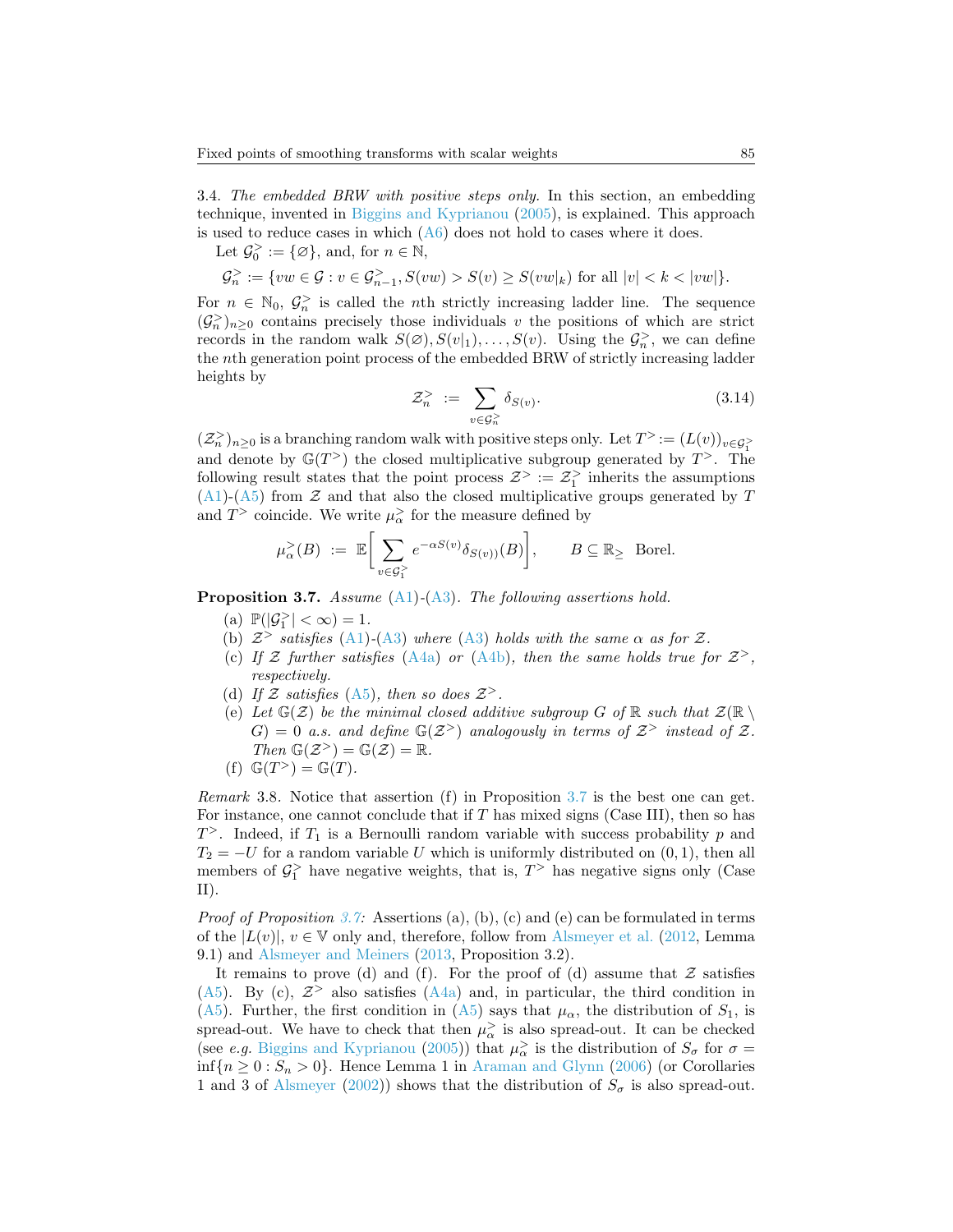3.4. *The embedded BRW with positive steps only.* In this section, an embedding technique, invented in Biggins and Kyprianou (2005), is explained. This approach is used to reduce cases in which (A6) does not hold to cases where it does.

Let $\mathcal{G}_0^> := \{\varnothing\}$, and, for $n \in \mathbb{N}$,

$$\mathcal{G}_n^> := \{vw \in \mathcal{G} : v \in \mathcal{G}_{n-1}^>, S(vw) > S(v) \geq S(vw|_k) \text{ for all } |v| < k < |vw|\}.$$

For $n \in \mathbb{N}_0$, $\mathcal{G}_n^>$ is called the $n$th strictly increasing ladder line. The sequence $(\mathcal{G}_n^>)_{n\geq 0}$ contains precisely those individuals $v$ the positions of which are strict records in the random walk $S(\varnothing), S(v|_1), \ldots, S(v)$. Using the $\mathcal{G}_n^>$, we can define the $n$th generation point process of the embedded BRW of strictly increasing ladder heights by

$$\mathcal{Z}_n^> \;:=\; \sum_{v \in \mathcal{G}_n^>} \delta_{S(v)}. \tag{3.14}$$

$(\mathcal{Z}_n^>)_{n\geq 0}$ is a branching random walk with positive steps only. Let $T^> := (L(v))_{v\in\mathcal{G}_1^>}$ and denote by $\mathbb{G}(T^>)$ the closed multiplicative subgroup generated by $T^>$. The following result states that the point process $\mathcal{Z}^> := \mathcal{Z}_1^>$ inherits the assumptions (A1)-(A5) from $\mathcal{Z}$ and that also the closed multiplicative groups generated by $T$ and $T^>$ coincide. We write $\mu_\alpha^>$ for the measure defined by

$$\mu_\alpha^>(B) \;:=\; \mathbb{E}\bigg[\sum_{v\in\mathcal{G}_1^>} e^{-\alpha S(v)} \delta_{S(v))}(B)\bigg], \qquad B \subseteq \mathbb{R}_\geq \;\text{ Borel.}$$

**Proposition 3.7.** *Assume (A1)-(A3). The following assertions hold.*

(a) $\mathbb{P}(|\mathcal{G}_1^>| < \infty) = 1$.

(b) *$\mathcal{Z}^>$ satisfies (A1)-(A3) where (A3) holds with the same $\alpha$ as for $\mathcal{Z}$.*

(c) *If $\mathcal{Z}$ further satisfies (A4a) or (A4b), then the same holds true for $\mathcal{Z}^>$, respectively.*

(d) *If $\mathcal{Z}$ satisfies (A5), then so does $\mathcal{Z}^>$.*

(e) *Let $\mathbb{G}(\mathcal{Z})$ be the minimal closed additive subgroup $G$ of $\mathbb{R}$ such that $\mathcal{Z}(\mathbb{R}\setminus G) = 0$ a.s. and define $\mathbb{G}(\mathcal{Z}^>)$ analogously in terms of $\mathcal{Z}^>$ instead of $\mathcal{Z}$. Then $\mathbb{G}(\mathcal{Z}^>) = \mathbb{G}(\mathcal{Z}) = \mathbb{R}$.*

(f) $\mathbb{G}(T^>) = \mathbb{G}(T)$.

*Remark* 3.8. Notice that assertion (f) in Proposition 3.7 is the best one can get. For instance, one cannot conclude that if $T$ has mixed signs (Case III), then so has $T^>$. Indeed, if $T_1$ is a Bernoulli random variable with success probability $p$ and $T_2 = -U$ for a random variable $U$ which is uniformly distributed on $(0,1)$, then all members of $\mathcal{G}_1^>$ have negative weights, that is, $T^>$ has negative signs only (Case II).

*Proof of Proposition 3.7:* Assertions (a), (b), (c) and (e) can be formulated in terms of the $|L(v)|$, $v \in \mathbb{V}$ only and, therefore, follow from Alsmeyer et al. (2012, Lemma 9.1) and Alsmeyer and Meiners (2013, Proposition 3.2).

It remains to prove (d) and (f). For the proof of (d) assume that $\mathcal{Z}$ satisfies (A5). By (c), $\mathcal{Z}^>$ also satisfies (A4a) and, in particular, the third condition in (A5). Further, the first condition in (A5) says that $\mu_\alpha$, the distribution of $S_1$, is spread-out. We have to check that then $\mu_\alpha^>$ is also spread-out. It can be checked (see *e.g.* Biggins and Kyprianou (2005)) that $\mu_\alpha^>$ is the distribution of $S_\sigma$ for $\sigma = \inf\{n \geq 0 : S_n > 0\}$. Hence Lemma 1 in Araman and Glynn (2006) (or Corollaries 1 and 3 of Alsmeyer (2002)) shows that the distribution of $S_\sigma$ is also spread-out.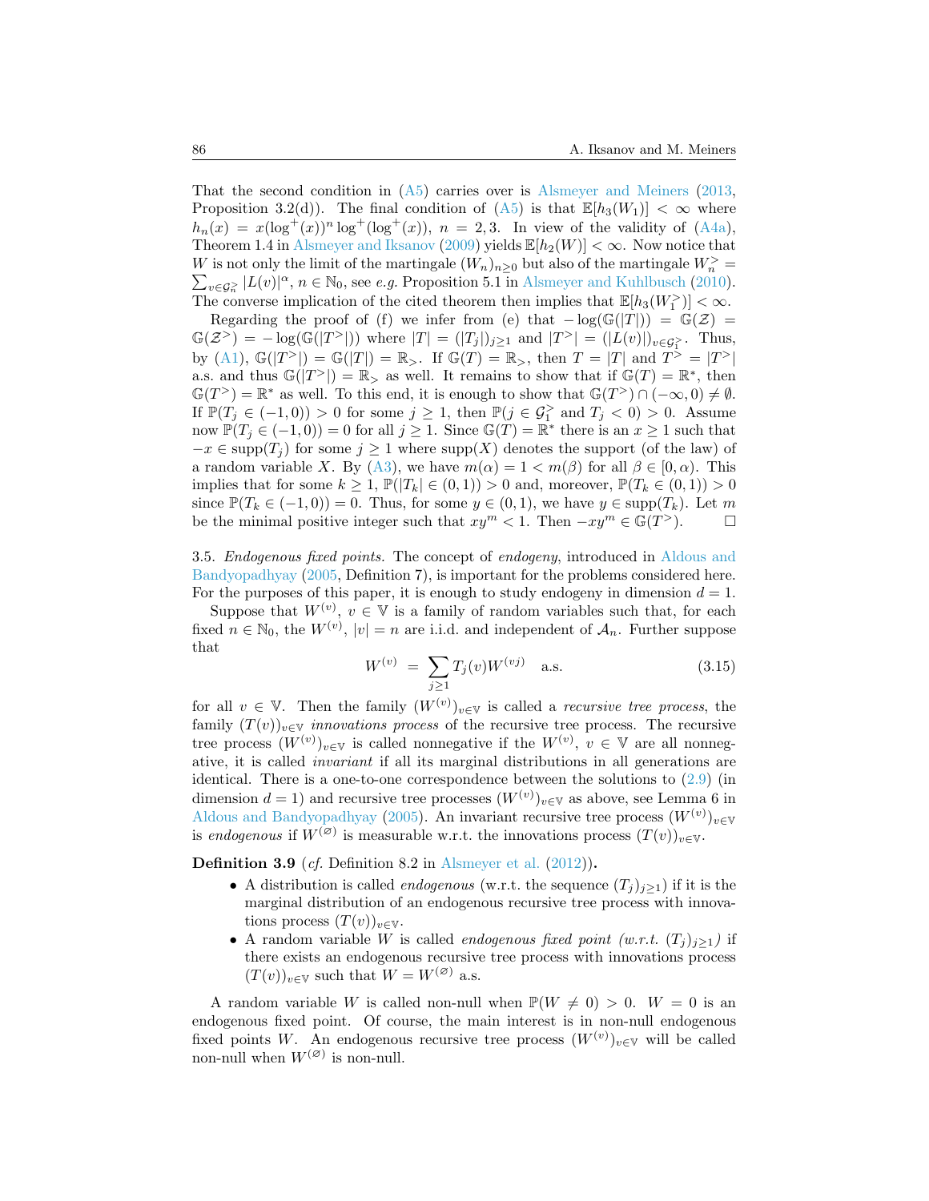That the second condition in (A5) carries over is Alsmeyer and Meiners (2013, Proposition 3.2(d)). The final condition of (A5) is that $\mathbb{E}[h_3(W_1)] < \infty$ where $h_n(x) = x(\log^+(x))^n \log^+(\log^+(x))$, $n = 2, 3$. In view of the validity of (A4a), Theorem 1.4 in Alsmeyer and Iksanov (2009) yields $\mathbb{E}[h_2(W)] < \infty$. Now notice that $W$ is not only the limit of the martingale $(W_n)_{n\geq 0}$ but also of the martingale $W_n^> = \sum_{v\in\mathcal{G}_n^>} |L(v)|^\alpha$, $n \in \mathbb{N}_0$, see *e.g.* Proposition 5.1 in Alsmeyer and Kuhlbusch (2010). The converse implication of the cited theorem then implies that $\mathbb{E}[h_3(W_1^>)] < \infty$.

Regarding the proof of (f) we infer from (e) that $-\log(\mathbb{G}(|T|)) = \mathbb{G}(\mathcal{Z}) = \mathbb{G}(\mathcal{Z}^>) = -\log(\mathbb{G}(|T^>|))$ where $|T| = (|T_j|)_{j\geq 1}$ and $|T^>| = (|L(v)|)_{v\in\mathcal{G}_1^>}$. Thus, by (A1), $\mathbb{G}(|T^>|) = \mathbb{G}(|T|) = \mathbb{R}_>$. If $\mathbb{G}(T) = \mathbb{R}_>$, then $T = |T|$ and $T^> = |T^>|$ a.s. and thus $\mathbb{G}(|T^>|) = \mathbb{R}_>$ as well. It remains to show that if $\mathbb{G}(T) = \mathbb{R}^*$, then $\mathbb{G}(T^>) = \mathbb{R}^*$ as well. To this end, it is enough to show that $\mathbb{G}(T^>) \cap (-\infty, 0) \neq \emptyset$. If $\mathbb{P}(T_j \in (-1, 0)) > 0$ for some $j \geq 1$, then $\mathbb{P}(j \in \mathcal{G}_1^>$ and $T_j < 0) > 0$. Assume now $\mathbb{P}(T_j \in (-1, 0)) = 0$ for all $j \geq 1$. Since $\mathbb{G}(T) = \mathbb{R}^*$ there is an $x \geq 1$ such that $-x \in \text{supp}(T_j)$ for some $j \geq 1$ where $\text{supp}(X)$ denotes the support (of the law) of a random variable $X$. By (A3), we have $m(\alpha) = 1 < m(\beta)$ for all $\beta \in [0, \alpha)$. This implies that for some $k \geq 1$, $\mathbb{P}(|T_k| \in (0, 1)) > 0$ and, moreover, $\mathbb{P}(T_k \in (0, 1)) > 0$ since $\mathbb{P}(T_k \in (-1, 0)) = 0$. Thus, for some $y \in (0, 1)$, we have $y \in \text{supp}(T_k)$. Let $m$ be the minimal positive integer such that $xy^m < 1$. Then $-xy^m \in \mathbb{G}(T^>)$. □

3.5. *Endogenous fixed points.* The concept of *endogeny*, introduced in Aldous and Bandyopadhyay (2005, Definition 7), is important for the problems considered here. For the purposes of this paper, it is enough to study endogeny in dimension $d = 1$.

Suppose that $W^{(v)}$, $v \in \mathbb{V}$ is a family of random variables such that, for each fixed $n \in \mathbb{N}_0$, the $W^{(v)}$, $|v| = n$ are i.i.d. and independent of $\mathcal{A}_n$. Further suppose that

$$W^{(v)} \ = \ \sum_{j\geq 1} T_j(v) W^{(vj)} \quad \text{a.s.} \tag{3.15}$$

for all $v \in \mathbb{V}$. Then the family $(W^{(v)})_{v\in\mathbb{V}}$ is called a *recursive tree process*, the family $(T(v))_{v\in\mathbb{V}}$ *innovations process* of the recursive tree process. The recursive tree process $(W^{(v)})_{v\in\mathbb{V}}$ is called nonnegative if the $W^{(v)}$, $v \in \mathbb{V}$ are all nonnegative, it is called *invariant* if all its marginal distributions in all generations are identical. There is a one-to-one correspondence between the solutions to (2.9) (in dimension $d = 1$) and recursive tree processes $(W^{(v)})_{v\in\mathbb{V}}$ as above, see Lemma 6 in Aldous and Bandyopadhyay (2005). An invariant recursive tree process $(W^{(v)})_{v\in\mathbb{V}}$ is *endogenous* if $W^{(\varnothing)}$ is measurable w.r.t. the innovations process $(T(v))_{v\in\mathbb{V}}$.

**Definition 3.9** (*cf.* Definition 8.2 in Alsmeyer et al. (2012))**.**

- A distribution is called *endogenous* (w.r.t. the sequence $(T_j)_{j\geq 1}$) if it is the marginal distribution of an endogenous recursive tree process with innovations process $(T(v))_{v\in\mathbb{V}}$.
- A random variable $W$ is called *endogenous fixed point (w.r.t. $(T_j)_{j\geq 1}$)* if there exists an endogenous recursive tree process with innovations process $(T(v))_{v\in\mathbb{V}}$ such that $W = W^{(\varnothing)}$ a.s.

A random variable $W$ is called non-null when $\mathbb{P}(W \neq 0) > 0$. $W = 0$ is an endogenous fixed point. Of course, the main interest is in non-null endogenous fixed points $W$. An endogenous recursive tree process $(W^{(v)})_{v\in\mathbb{V}}$ will be called non-null when $W^{(\varnothing)}$ is non-null.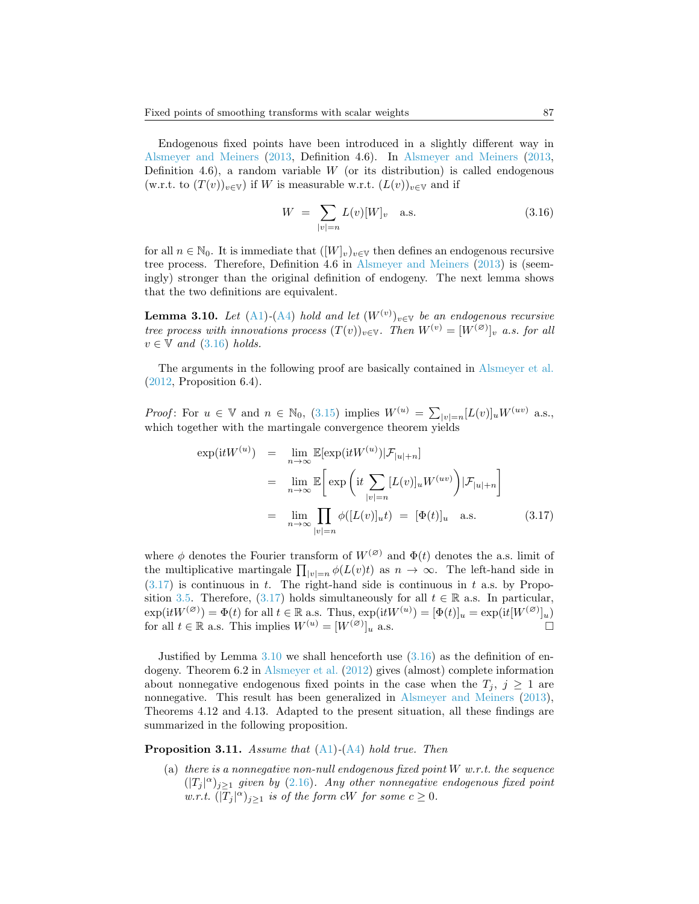Endogenous fixed points have been introduced in a slightly different way in Alsmeyer and Meiners (2013, Definition 4.6). In Alsmeyer and Meiners (2013, Definition 4.6), a random variable $W$ (or its distribution) is called endogenous (w.r.t. to $(T(v))_{v\in\mathbb{V}}$) if $W$ is measurable w.r.t. $(L(v))_{v\in\mathbb{V}}$ and if

$$W \;=\; \sum_{|v|=n} L(v)[W]_v \quad \text{a.s.} \tag{3.16}$$

for all $n \in \mathbb{N}_0$. It is immediate that $([W]_v)_{v\in\mathbb{V}}$ then defines an endogenous recursive tree process. Therefore, Definition 4.6 in Alsmeyer and Meiners (2013) is (seemingly) stronger than the original definition of endogeny. The next lemma shows that the two definitions are equivalent.

**Lemma 3.10.** *Let (A1)-(A4) hold and let $(W^{(v)})_{v\in\mathbb{V}}$ be an endogenous recursive tree process with innovations process $(T(v))_{v\in\mathbb{V}}$. Then $W^{(v)} = [W^{(\varnothing)}]_v$ a.s. for all $v \in \mathbb{V}$ and (3.16) holds.*

The arguments in the following proof are basically contained in Alsmeyer et al. (2012, Proposition 6.4).

*Proof*: For $u \in \mathbb{V}$ and $n \in \mathbb{N}_0$, (3.15) implies $W^{(u)} = \sum_{|v|=n}[L(v)]_u W^{(uv)}$ a.s., which together with the martingale convergence theorem yields

$$\begin{aligned}
\exp(\mathrm{i}tW^{(u)}) \;&=\; \lim_{n\to\infty} \mathbb{E}[\exp(\mathrm{i}tW^{(u)})|\mathcal{F}_{|u|+n}] \\
&=\; \lim_{n\to\infty} \mathbb{E}\bigg[\exp\bigg(\mathrm{i}t\sum_{|v|=n}[L(v)]_u W^{(uv)}\bigg)|\mathcal{F}_{|u|+n}\bigg] \\
&=\; \lim_{n\to\infty} \prod_{|v|=n} \phi([L(v)]_u t) \;=\; [\Phi(t)]_u \quad \text{a.s.}
\end{aligned} \tag{3.17}$$

where $\phi$ denotes the Fourier transform of $W^{(\varnothing)}$ and $\Phi(t)$ denotes the a.s. limit of the multiplicative martingale $\prod_{|v|=n}\phi(L(v)t)$ as $n \to \infty$. The left-hand side in (3.17) is continuous in $t$. The right-hand side is continuous in $t$ a.s. by Proposition 3.5. Therefore, (3.17) holds simultaneously for all $t \in \mathbb{R}$ a.s. In particular, $\exp(\mathrm{i}tW^{(\varnothing)}) = \Phi(t)$ for all $t \in \mathbb{R}$ a.s. Thus, $\exp(\mathrm{i}tW^{(u)}) = [\Phi(t)]_u = \exp(\mathrm{i}t[W^{(\varnothing)}]_u)$ for all $t \in \mathbb{R}$ a.s. This implies $W^{(u)} = [W^{(\varnothing)}]_u$ a.s. $\square$

Justified by Lemma 3.10 we shall henceforth use (3.16) as the definition of endogeny. Theorem 6.2 in Alsmeyer et al. (2012) gives (almost) complete information about nonnegative endogenous fixed points in the case when the $T_j$, $j \geq 1$ are nonnegative. This result has been generalized in Alsmeyer and Meiners (2013), Theorems 4.12 and 4.13. Adapted to the present situation, all these findings are summarized in the following proposition.

**Proposition 3.11.** *Assume that (A1)-(A4) hold true. Then*

(a) *there is a nonnegative non-null endogenous fixed point $W$ w.r.t. the sequence $(|T_j|^\alpha)_{j\geq 1}$ given by (2.16). Any other nonnegative endogenous fixed point w.r.t. $(|T_j|^\alpha)_{j\geq 1}$ is of the form $cW$ for some $c \geq 0$.*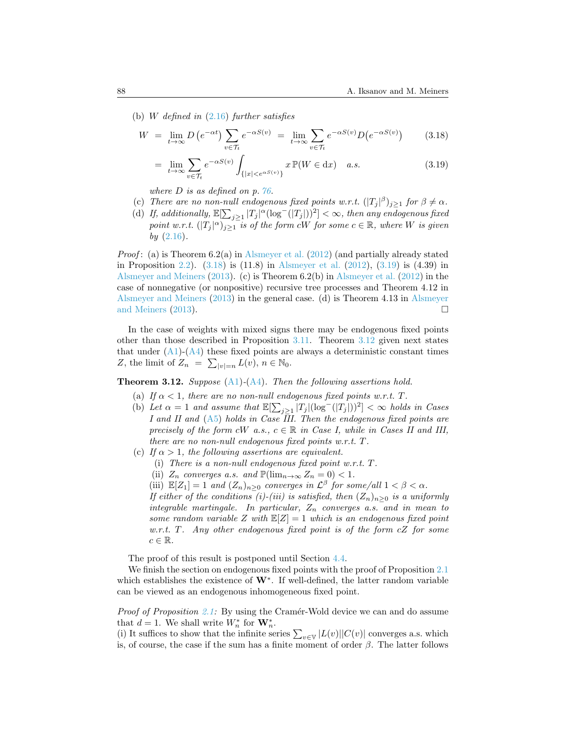(b) *$W$ defined in (2.16) further satisfies*

$$W = \lim_{t\to\infty} D\left(e^{-\alpha t}\right) \sum_{v\in\mathcal{T}_t} e^{-\alpha S(v)} = \lim_{t\to\infty} \sum_{v\in\mathcal{T}_t} e^{-\alpha S(v)} D\left(e^{-\alpha S(v)}\right) \tag{3.18}$$

$$= \lim_{t\to\infty} \sum_{v\in\mathcal{T}_t} e^{-\alpha S(v)} \int_{\{|x|<e^{\alpha S(v)}\}} x\,\mathbb{P}(W\in \mathrm{d}x) \quad a.s. \tag{3.19}$$

*where $D$ is as defined on p. 76.*

(c) *There are no non-null endogenous fixed points w.r.t. $(|T_j|^{\beta})_{j\geq 1}$ for $\beta\neq\alpha$.*

(d) *If, additionally, $\mathbb{E}[\sum_{j\geq 1} |T_j|^{\alpha}(\log^-(|T_j|))^2] < \infty$, then any endogenous fixed point w.r.t. $(|T_j|^{\alpha})_{j\geq 1}$ is of the form $cW$ for some $c\in\mathbb{R}$, where $W$ is given by (2.16).*

*Proof*: (a) is Theorem 6.2(a) in Alsmeyer et al. (2012) (and partially already stated in Proposition 2.2). (3.18) is (11.8) in Alsmeyer et al. (2012), (3.19) is (4.39) in Alsmeyer and Meiners (2013). (c) is Theorem 6.2(b) in Alsmeyer et al. (2012) in the case of nonnegative (or nonpositive) recursive tree processes and Theorem 4.12 in Alsmeyer and Meiners (2013) in the general case. (d) is Theorem 4.13 in Alsmeyer and Meiners (2013). □

In the case of weights with mixed signs there may be endogenous fixed points other than those described in Proposition 3.11. Theorem 3.12 given next states that under (A1)-(A4) these fixed points are always a deterministic constant times $Z$, the limit of $Z_n = \sum_{|v|=n} L(v)$, $n\in\mathbb{N}_0$.

**Theorem 3.12.** *Suppose (A1)-(A4). Then the following assertions hold.*

(a) *If $\alpha<1$, there are no non-null endogenous fixed points w.r.t. $T$.*

(b) *Let $\alpha=1$ and assume that $\mathbb{E}[\sum_{j\geq 1}|T_j|(\log^-(|T_j|))^2]<\infty$ holds in Cases I and II and (A5) holds in Case III. Then the endogenous fixed points are precisely of the form $cW$ a.s., $c\in\mathbb{R}$ in Case I, while in Cases II and III, there are no non-null endogenous fixed points w.r.t. $T$.*

(c) *If $\alpha>1$, the following assertions are equivalent.*
   - (i) *There is a non-null endogenous fixed point w.r.t. $T$.*
   - (ii) *$Z_n$ converges a.s. and $\mathbb{P}(\lim_{n\to\infty} Z_n = 0) < 1$.*
   - (iii) *$\mathbb{E}[Z_1]=1$ and $(Z_n)_{n\geq 0}$ converges in $\mathcal{L}^{\beta}$ for some/all $1<\beta<\alpha$.*

   *If either of the conditions (i)-(iii) is satisfied, then $(Z_n)_{n\geq 0}$ is a uniformly integrable martingale. In particular, $Z_n$ converges a.s. and in mean to some random variable $Z$ with $\mathbb{E}[Z]=1$ which is an endogenous fixed point w.r.t. $T$. Any other endogenous fixed point is of the form $cZ$ for some $c\in\mathbb{R}$.*

The proof of this result is postponed until Section 4.4.

We finish the section on endogenous fixed points with the proof of Proposition 2.1 which establishes the existence of $\mathbf{W}^*$. If well-defined, the latter random variable can be viewed as an endogenous inhomogeneous fixed point.

*Proof of Proposition 2.1:* By using the Cramér-Wold device we can and do assume that $d=1$. We shall write $W_n^*$ for $\mathbf{W}_n^*$.

(i) It suffices to show that the infinite series $\sum_{v\in\mathbb{V}} |L(v)||C(v)|$ converges a.s. which is, of course, the case if the sum has a finite moment of order $\beta$. The latter follows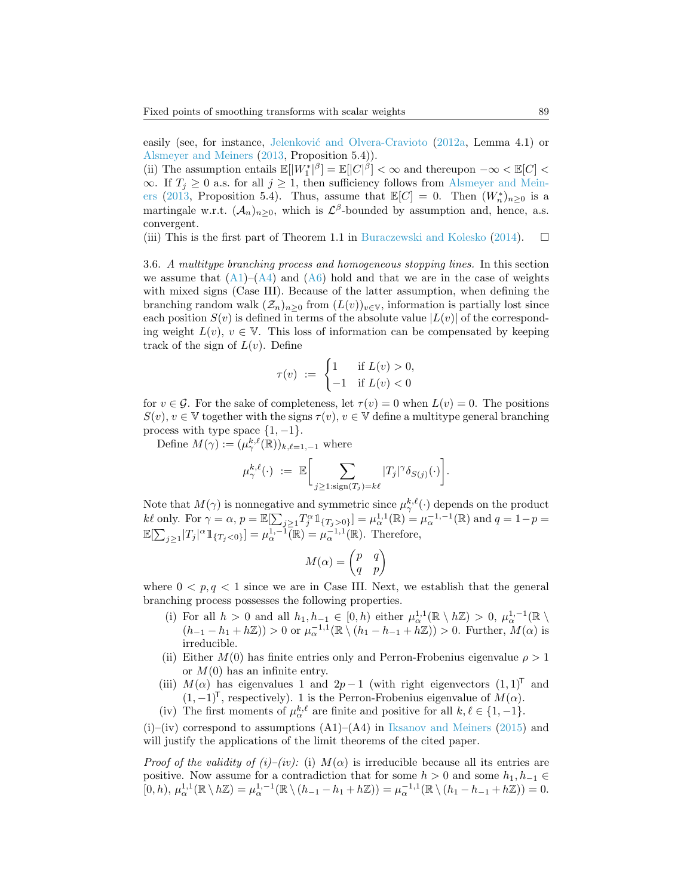easily (see, for instance, Jelenković and Olvera-Cravioto (2012a, Lemma 4.1) or Alsmeyer and Meiners (2013, Proposition 5.4)).
(ii) The assumption entails $\mathbb{E}[|W_1^*|^\beta] = \mathbb{E}[|C|^\beta] < \infty$ and thereupon $-\infty < \mathbb{E}[C] < \infty$. If $T_j \geq 0$ a.s. for all $j \geq 1$, then sufficiency follows from Alsmeyer and Meiners (2013, Proposition 5.4). Thus, assume that $\mathbb{E}[C] = 0$. Then $(W_n^*)_{n\geq 0}$ is a martingale w.r.t. $(\mathcal{A}_n)_{n\geq 0}$, which is $\mathcal{L}^\beta$-bounded by assumption and, hence, a.s. convergent.
(iii) This is the first part of Theorem 1.1 in Buraczewski and Kolesko (2014). $\square$

3.6. *A multitype branching process and homogeneous stopping lines.* In this section we assume that (A1)–(A4) and (A6) hold and that we are in the case of weights with mixed signs (Case III). Because of the latter assumption, when defining the branching random walk $(\mathcal{Z}_n)_{n\geq 0}$ from $(L(v))_{v\in\mathbb{V}}$, information is partially lost since each position $S(v)$ is defined in terms of the absolute value $|L(v)|$ of the corresponding weight $L(v)$, $v \in \mathbb{V}$. This loss of information can be compensated by keeping track of the sign of $L(v)$. Define

$$\tau(v) \;:=\; \begin{cases} 1 & \text{if } L(v) > 0, \\ -1 & \text{if } L(v) < 0 \end{cases}$$

for $v \in \mathcal{G}$. For the sake of completeness, let $\tau(v) = 0$ when $L(v) = 0$. The positions $S(v)$, $v \in \mathbb{V}$ together with the signs $\tau(v)$, $v \in \mathbb{V}$ define a multitype general branching process with type space $\{1, -1\}$.

Define $M(\gamma) := (\mu_\gamma^{k,\ell}(\mathbb{R}))_{k,\ell=1,-1}$ where

$$\mu_\gamma^{k,\ell}(\cdot) \;:=\; \mathbb{E}\bigg[\sum_{j\geq 1:\text{sign}(T_j)=k\ell} |T_j|^\gamma \delta_{S(j)}(\cdot)\bigg].$$

Note that $M(\gamma)$ is nonnegative and symmetric since $\mu_\gamma^{k,\ell}(\cdot)$ depends on the product $k\ell$ only. For $\gamma = \alpha$, $p = \mathbb{E}[\sum_{j\geq 1} T_j^\alpha \mathbb{1}_{\{T_j>0\}}] = \mu_\alpha^{1,1}(\mathbb{R}) = \mu_\alpha^{-1,-1}(\mathbb{R})$ and $q = 1-p = \mathbb{E}[\sum_{j\geq 1}|T_j|^\alpha \mathbb{1}_{\{T_j<0\}}] = \mu_\alpha^{1,-1}(\mathbb{R}) = \mu_\alpha^{-1,1}(\mathbb{R})$. Therefore,

$$M(\alpha) = \begin{pmatrix} p & q \\ q & p \end{pmatrix}$$

where $0 < p, q < 1$ since we are in Case III. Next, we establish that the general branching process possesses the following properties.

(i) For all $h > 0$ and all $h_1, h_{-1} \in [0, h)$ either $\mu_\alpha^{1,1}(\mathbb{R} \setminus h\mathbb{Z}) > 0$, $\mu_\alpha^{1,-1}(\mathbb{R} \setminus (h_{-1} - h_1 + h\mathbb{Z})) > 0$ or $\mu_\alpha^{-1,1}(\mathbb{R} \setminus (h_1 - h_{-1} + h\mathbb{Z})) > 0$. Further, $M(\alpha)$ is irreducible.

(ii) Either $M(0)$ has finite entries only and Perron-Frobenius eigenvalue $\rho > 1$ or $M(0)$ has an infinite entry.

(iii) $M(\alpha)$ has eigenvalues $1$ and $2p - 1$ (with right eigenvectors $(1, 1)^\mathsf{T}$ and $(1, -1)^\mathsf{T}$, respectively). $1$ is the Perron-Frobenius eigenvalue of $M(\alpha)$.

(iv) The first moments of $\mu_\alpha^{k,\ell}$ are finite and positive for all $k, \ell \in \{1, -1\}$.

(i)–(iv) correspond to assumptions (A1)–(A4) in Iksanov and Meiners (2015) and will justify the applications of the limit theorems of the cited paper.

*Proof of the validity of (i)–(iv):* (i) $M(\alpha)$ is irreducible because all its entries are positive. Now assume for a contradiction that for some $h > 0$ and some $h_1, h_{-1} \in [0, h)$, $\mu_\alpha^{1,1}(\mathbb{R} \setminus h\mathbb{Z}) = \mu_\alpha^{1,-1}(\mathbb{R} \setminus (h_{-1} - h_1 + h\mathbb{Z})) = \mu_\alpha^{-1,1}(\mathbb{R} \setminus (h_1 - h_{-1} + h\mathbb{Z})) = 0$.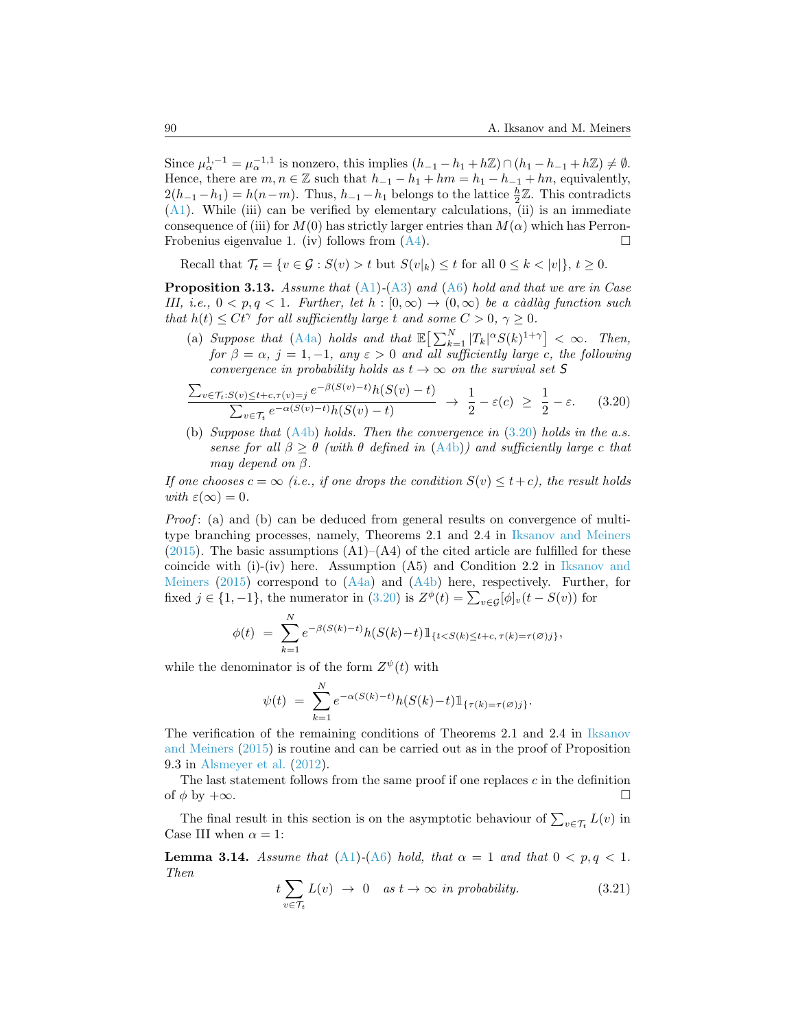Since $\mu_\alpha^{1,-1} = \mu_\alpha^{-1,1}$ is nonzero, this implies $(h_{-1} - h_1 + h\mathbb{Z}) \cap (h_1 - h_{-1} + h\mathbb{Z}) \neq \emptyset$. Hence, there are $m, n \in \mathbb{Z}$ such that $h_{-1} - h_1 + hm = h_1 - h_{-1} + hn$, equivalently, $2(h_{-1} - h_1) = h(n-m)$. Thus, $h_{-1} - h_1$ belongs to the lattice $\frac{h}{2}\mathbb{Z}$. This contradicts (A1). While (iii) can be verified by elementary calculations, (ii) is an immediate consequence of (iii) for $M(0)$ has strictly larger entries than $M(\alpha)$ which has Perron-Frobenius eigenvalue 1. (iv) follows from (A4). □

Recall that $\mathcal{T}_t = \{v \in \mathcal{G} : S(v) > t \text{ but } S(v|_k) \leq t \text{ for all } 0 \leq k < |v|\}$, $t \geq 0$.

**Proposition 3.13.** *Assume that (A1)-(A3) and (A6) hold and that we are in Case III, i.e., $0 < p, q < 1$. Further, let $h : [0, \infty) \to (0, \infty)$ be a càdlàg function such that $h(t) \leq Ct^\gamma$ for all sufficiently large $t$ and some $C > 0$, $\gamma \geq 0$.*

(a) *Suppose that (A4a) holds and that $\mathbb{E}\big[\sum_{k=1}^N |T_k|^\alpha S(k)^{1+\gamma}\big] < \infty$. Then, for $\beta = \alpha$, $j = 1, -1$, any $\varepsilon > 0$ and all sufficiently large $c$, the following convergence in probability holds as $t \to \infty$ on the survival set $S$*

$$\frac{\sum_{v \in \mathcal{T}_t : S(v) \leq t+c, \tau(v)=j} e^{-\beta(S(v)-t)} h(S(v)-t)}{\sum_{v \in \mathcal{T}_t} e^{-\alpha(S(v)-t)} h(S(v)-t)} \ \to \ \frac{1}{2} - \varepsilon(c) \ \geq \ \frac{1}{2} - \varepsilon. \tag{3.20}$$

(b) *Suppose that (A4b) holds. Then the convergence in (3.20) holds in the a.s. sense for all $\beta \geq \theta$ (with $\theta$ defined in (A4b)) and sufficiently large $c$ that may depend on $\beta$.*

*If one chooses $c = \infty$ (i.e., if one drops the condition $S(v) \leq t + c$), the result holds with $\varepsilon(\infty) = 0$.*

*Proof*: (a) and (b) can be deduced from general results on convergence of multi-type branching processes, namely, Theorems 2.1 and 2.4 in Iksanov and Meiners (2015). The basic assumptions (A1)–(A4) of the cited article are fulfilled for these coincide with (i)-(iv) here. Assumption (A5) and Condition 2.2 in Iksanov and Meiners (2015) correspond to (A4a) and (A4b) here, respectively. Further, for fixed $j \in \{1, -1\}$, the numerator in (3.20) is $Z^\phi(t) = \sum_{v \in \mathcal{G}} [\phi]_v(t - S(v))$ for

$$\phi(t) \ = \ \sum_{k=1}^N e^{-\beta(S(k)-t)} h(S(k)-t) \mathbb{1}_{\{t < S(k) \leq t+c,\, \tau(k)=\tau(\varnothing)j\}},$$

while the denominator is of the form $Z^\psi(t)$ with

$$\psi(t) \ = \ \sum_{k=1}^N e^{-\alpha(S(k)-t)} h(S(k)-t) \mathbb{1}_{\{\tau(k)=\tau(\varnothing)j\}}.$$

The verification of the remaining conditions of Theorems 2.1 and 2.4 in Iksanov and Meiners (2015) is routine and can be carried out as in the proof of Proposition 9.3 in Alsmeyer et al. (2012).

The last statement follows from the same proof if one replaces $c$ in the definition of $\phi$ by $+\infty$. □

The final result in this section is on the asymptotic behaviour of $\sum_{v \in \mathcal{T}_t} L(v)$ in Case III when $\alpha = 1$:

**Lemma 3.14.** *Assume that (A1)-(A6) hold, that $\alpha = 1$ and that $0 < p, q < 1$. Then*

$$t \sum_{v \in \mathcal{T}_t} L(v) \ \to \ 0 \quad \text{as } t \to \infty \text{ in probability.} \tag{3.21}$$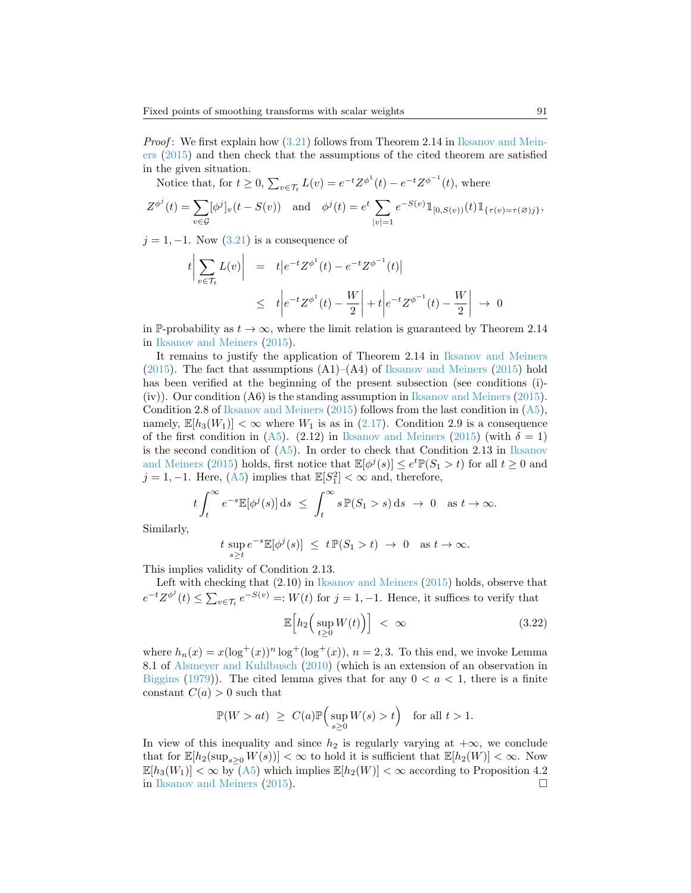*Proof*: We first explain how (3.21) follows from Theorem 2.14 in Iksanov and Meiners (2015) and then check that the assumptions of the cited theorem are satisfied in the given situation.

Notice that, for $t \geq 0$, $\sum_{v \in \mathcal{T}_t} L(v) = e^{-t} Z^{\phi^1}(t) - e^{-t} Z^{\phi^{-1}}(t)$, where

$$Z^{\phi^j}(t) = \sum_{v \in \mathcal{G}} [\phi^j]_v (t - S(v)) \quad \text{and} \quad \phi^j(t) = e^t \sum_{|v|=1} e^{-S(v)} \mathbb{1}_{[0, S(v))}(t) \mathbb{1}_{\{\tau(v) = \tau(\varnothing) j\}},$$

$j = 1, -1$. Now (3.21) is a consequence of

$$\begin{aligned} t \Big| \sum_{v \in \mathcal{T}_t} L(v) \Big| &= t \big| e^{-t} Z^{\phi^1}(t) - e^{-t} Z^{\phi^{-1}}(t) \big| \\ &\leq t \Big| e^{-t} Z^{\phi^1}(t) - \frac{W}{2} \Big| + t \Big| e^{-t} Z^{\phi^{-1}}(t) - \frac{W}{2} \Big| \ \to \ 0 \end{aligned}$$

in $\mathbb{P}$-probability as $t \to \infty$, where the limit relation is guaranteed by Theorem 2.14 in Iksanov and Meiners (2015).

It remains to justify the application of Theorem 2.14 in Iksanov and Meiners (2015). The fact that assumptions (A1)–(A4) of Iksanov and Meiners (2015) hold has been verified at the beginning of the present subsection (see conditions (i)-(iv)). Our condition (A6) is the standing assumption in Iksanov and Meiners (2015). Condition 2.8 of Iksanov and Meiners (2015) follows from the last condition in (A5), namely, $\mathbb{E}[h_3(W_1)] < \infty$ where $W_1$ is as in (2.17). Condition 2.9 is a consequence of the first condition in (A5). (2.12) in Iksanov and Meiners (2015) (with $\delta = 1$) is the second condition of (A5). In order to check that Condition 2.13 in Iksanov and Meiners (2015) holds, first notice that $\mathbb{E}[\phi^j(s)] \leq e^t \mathbb{P}(S_1 > t)$ for all $t \geq 0$ and $j = 1, -1$. Here, (A5) implies that $\mathbb{E}[S_1^2] < \infty$ and, therefore,

$$t \int_t^\infty e^{-s} \mathbb{E}[\phi^j(s)] \, \mathrm{d}s \ \leq \ \int_t^\infty s \, \mathbb{P}(S_1 > s) \, \mathrm{d}s \ \to \ 0 \quad \text{as } t \to \infty.$$

Similarly,

$$t \sup_{s \geq t} e^{-s} \mathbb{E}[\phi^j(s)] \ \leq \ t \, \mathbb{P}(S_1 > t) \ \to \ 0 \quad \text{as } t \to \infty.$$

This implies validity of Condition 2.13.

Left with checking that (2.10) in Iksanov and Meiners (2015) holds, observe that $e^{-t} Z^{\phi^j}(t) \leq \sum_{v \in \mathcal{T}_t} e^{-S(v)} =: W(t)$ for $j = 1, -1$. Hence, it suffices to verify that

$$\mathbb{E}\Big[h_2\Big(\sup_{t \geq 0} W(t)\Big)\Big] \ < \ \infty \tag{3.22}$$

where $h_n(x) = x(\log^+(x))^n \log^+(\log^+(x))$, $n = 2, 3$. To this end, we invoke Lemma 8.1 of Alsmeyer and Kuhlbusch (2010) (which is an extension of an observation in Biggins (1979)). The cited lemma gives that for any $0 < a < 1$, there is a finite constant $C(a) > 0$ such that

$$\mathbb{P}(W > at) \ \geq \ C(a) \mathbb{P}\Big(\sup_{s \geq 0} W(s) > t\Big) \quad \text{for all } t > 1.$$

In view of this inequality and since $h_2$ is regularly varying at $+\infty$, we conclude that for $\mathbb{E}[h_2(\sup_{s \geq 0} W(s))] < \infty$ to hold it is sufficient that $\mathbb{E}[h_2(W)] < \infty$. Now $\mathbb{E}[h_3(W_1)] < \infty$ by (A5) which implies $\mathbb{E}[h_2(W)] < \infty$ according to Proposition 4.2 in Iksanov and Meiners (2015). $\square$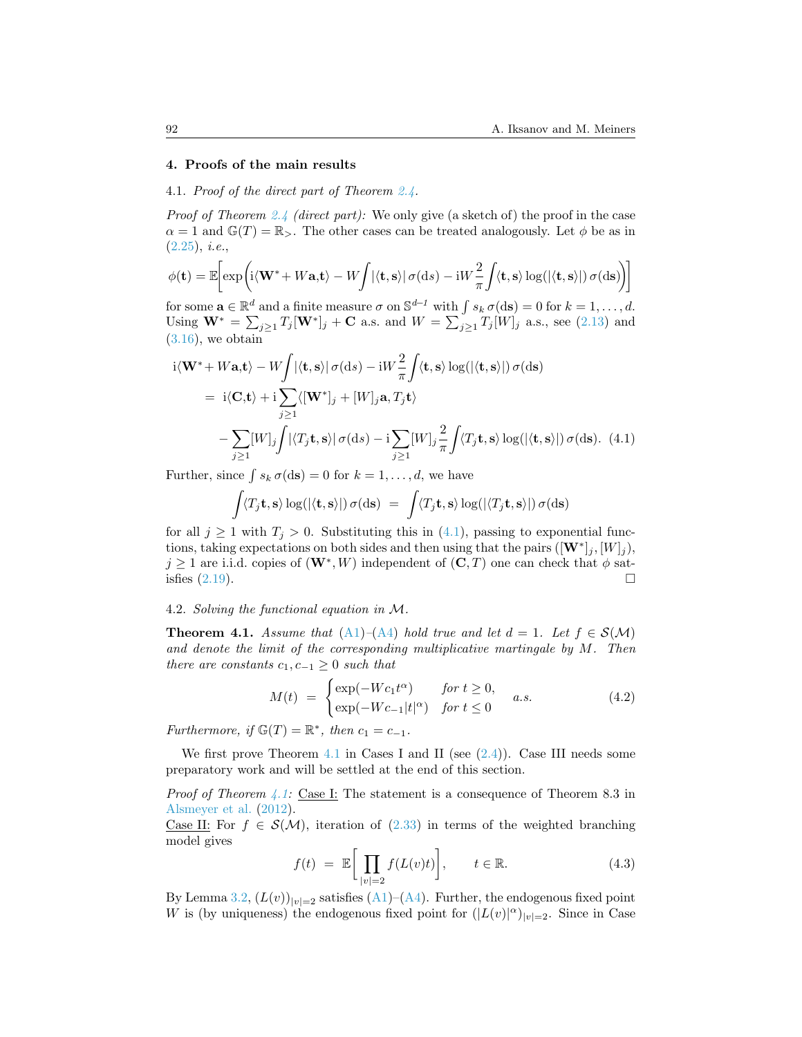## 4. Proofs of the main results

### 4.1. *Proof of the direct part of Theorem 2.4.*

*Proof of Theorem 2.4 (direct part):* We only give (a sketch of) the proof in the case $\alpha = 1$ and $\mathbb{G}(T) = \mathbb{R}_>$. The other cases can be treated analogously. Let $\phi$ be as in (2.25), *i.e.*,

$$\phi(\mathbf{t}) = \mathbb{E}\bigg[\exp\bigg(\mathrm{i}\langle \mathbf{W}^* + W\mathbf{a}, \mathbf{t}\rangle - W\int |\langle \mathbf{t}, \mathbf{s}\rangle|\,\sigma(\mathrm{d}\mathbf{s}) - \mathrm{i}W\frac{2}{\pi}\int \langle \mathbf{t}, \mathbf{s}\rangle \log(|\langle \mathbf{t}, \mathbf{s}\rangle|)\,\sigma(\mathrm{d}\mathbf{s})\bigg)\bigg]$$

for some $\mathbf{a} \in \mathbb{R}^d$ and a finite measure $\sigma$ on $\mathbb{S}^{d-1}$ with $\int s_k\,\sigma(\mathrm{d}\mathbf{s}) = 0$ for $k = 1, \ldots, d$. Using $\mathbf{W}^* = \sum_{j\geq 1} T_j[\mathbf{W}^*]_j + \mathbf{C}$ a.s. and $W = \sum_{j \geq 1} T_j[W]_j$ a.s., see (2.13) and (3.16), we obtain

$$\begin{aligned}
&\mathrm{i}\langle \mathbf{W}^* + W\mathbf{a}, \mathbf{t}\rangle - W\int |\langle \mathbf{t}, \mathbf{s}\rangle|\,\sigma(\mathrm{d}\mathbf{s}) - \mathrm{i}W\frac{2}{\pi}\int \langle \mathbf{t}, \mathbf{s}\rangle \log(|\langle \mathbf{t}, \mathbf{s}\rangle|)\,\sigma(\mathrm{d}\mathbf{s}) \\
&\quad = \mathrm{i}\langle \mathbf{C}, \mathbf{t}\rangle + \mathrm{i}\sum_{j\geq 1}\langle [\mathbf{W}^*]_j + [W]_j\mathbf{a}, T_j\mathbf{t}\rangle \\
&\qquad - \sum_{j\geq 1}[W]_j\int |\langle T_j\mathbf{t}, \mathbf{s}\rangle|\,\sigma(\mathrm{d}\mathbf{s}) - \mathrm{i}\sum_{j\geq 1}[W]_j\frac{2}{\pi}\int \langle T_j\mathbf{t}, \mathbf{s}\rangle \log(|\langle \mathbf{t}, \mathbf{s}\rangle|)\,\sigma(\mathrm{d}\mathbf{s}). \qquad (4.1)
\end{aligned}$$

Further, since $\int s_k\,\sigma(\mathrm{d}\mathbf{s}) = 0$ for $k = 1, \ldots, d$, we have

$$\int \langle T_j\mathbf{t}, \mathbf{s}\rangle \log(|\langle \mathbf{t}, \mathbf{s}\rangle|)\,\sigma(\mathrm{d}\mathbf{s}) \;=\; \int \langle T_j\mathbf{t}, \mathbf{s}\rangle \log(|\langle T_j\mathbf{t}, \mathbf{s}\rangle|)\,\sigma(\mathrm{d}\mathbf{s})$$

for all $j \geq 1$ with $T_j > 0$. Substituting this in (4.1), passing to exponential functions, taking expectations on both sides and then using that the pairs $([\mathbf{W}^*]_j, [W]_j)$, $j \geq 1$ are i.i.d. copies of $(\mathbf{W}^*, W)$ independent of $(\mathbf{C}, T)$ one can check that $\phi$ satisfies (2.19). ☐

### 4.2. *Solving the functional equation in $\mathcal{M}$.*

**Theorem 4.1.** *Assume that (A1)–(A4) hold true and let $d = 1$. Let $f \in \mathcal{S}(\mathcal{M})$ and denote the limit of the corresponding multiplicative martingale by $M$. Then there are constants $c_1, c_{-1} \geq 0$ such that*

$$M(t) \;=\; \begin{cases} \exp(-Wc_1 t^\alpha) & \text{for } t \geq 0, \\ \exp(-Wc_{-1}|t|^\alpha) & \text{for } t \leq 0 \end{cases} \quad \text{a.s.} \qquad (4.2)$$

*Furthermore, if $\mathbb{G}(T) = \mathbb{R}^*$, then $c_1 = c_{-1}$.*

We first prove Theorem 4.1 in Cases I and II (see (2.4)). Case III needs some preparatory work and will be settled at the end of this section.

*Proof of Theorem 4.1:* Case I: The statement is a consequence of Theorem 8.3 in Alsmeyer et al. (2012).
Case II: For $f \in \mathcal{S}(\mathcal{M})$, iteration of (2.33) in terms of the weighted branching model gives

$$f(t) \;=\; \mathbb{E}\bigg[\prod_{|v|=2} f(L(v)t)\bigg], \qquad t \in \mathbb{R}. \qquad (4.3)$$

By Lemma 3.2, $(L(v))_{|v|=2}$ satisfies (A1)–(A4). Further, the endogenous fixed point $W$ is (by uniqueness) the endogenous fixed point for $(|L(v)|^\alpha)_{|v|=2}$. Since in Case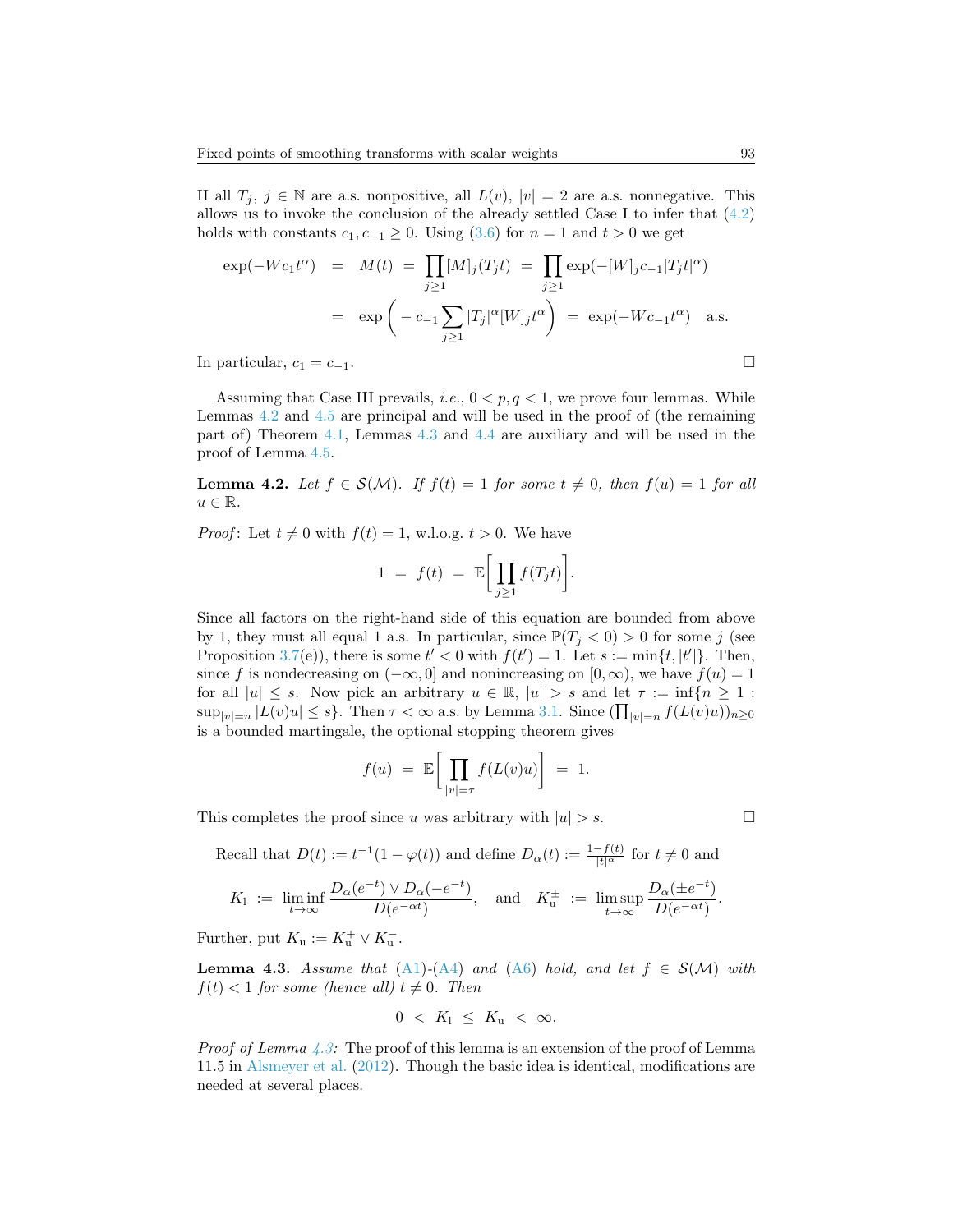II all $T_j$, $j \in \mathbb{N}$ are a.s. nonpositive, all $L(v)$, $|v| = 2$ are a.s. nonnegative. This allows us to invoke the conclusion of the already settled Case I to infer that (4.2) holds with constants $c_1, c_{-1} \geq 0$. Using (3.6) for $n = 1$ and $t > 0$ we get

$$
\begin{aligned}
\exp(-Wc_1 t^\alpha) &= M(t) = \prod_{j \geq 1} [M]_j(T_j t) = \prod_{j \geq 1} \exp(-[W]_j c_{-1} |T_j t|^\alpha) \\
&= \exp\bigg( -c_{-1} \sum_{j \geq 1} |T_j|^\alpha [W]_j t^\alpha \bigg) = \exp(-W c_{-1} t^\alpha) \quad \text{a.s.}
\end{aligned}
$$

In particular, $c_1 = c_{-1}$. $\square$

Assuming that Case III prevails, *i.e.*, $0 < p, q < 1$, we prove four lemmas. While Lemmas 4.2 and 4.5 are principal and will be used in the proof of (the remaining part of) Theorem 4.1, Lemmas 4.3 and 4.4 are auxiliary and will be used in the proof of Lemma 4.5.

**Lemma 4.2.** *Let $f \in \mathcal{S}(\mathcal{M})$. If $f(t) = 1$ for some $t \neq 0$, then $f(u) = 1$ for all $u \in \mathbb{R}$.*

*Proof*: Let $t \neq 0$ with $f(t) = 1$, w.l.o.g. $t > 0$. We have

$$
1 = f(t) = \mathbb{E}\bigg[\prod_{j \geq 1} f(T_j t)\bigg].
$$

Since all factors on the right-hand side of this equation are bounded from above by 1, they must all equal 1 a.s. In particular, since $\mathbb{P}(T_j < 0) > 0$ for some $j$ (see Proposition 3.7(e)), there is some $t' < 0$ with $f(t') = 1$. Let $s := \min\{t, |t'|\}$. Then, since $f$ is nondecreasing on $(-\infty, 0]$ and nonincreasing on $[0, \infty)$, we have $f(u) = 1$ for all $|u| \leq s$. Now pick an arbitrary $u \in \mathbb{R}$, $|u| > s$ and let $\tau := \inf\{n \geq 1 : \sup_{|v|=n} |L(v)u| \leq s\}$. Then $\tau < \infty$ a.s. by Lemma 3.1. Since $(\prod_{|v|=n} f(L(v)u))_{n \geq 0}$ is a bounded martingale, the optional stopping theorem gives

$$
f(u) = \mathbb{E}\bigg[\prod_{|v|=\tau} f(L(v)u)\bigg] = 1.
$$

This completes the proof since $u$ was arbitrary with $|u| > s$. $\square$

Recall that $D(t) := t^{-1}(1 - \varphi(t))$ and define $D_\alpha(t) := \frac{1-f(t)}{|t|^\alpha}$ for $t \neq 0$ and

$$
K_{\mathrm{l}} := \liminf_{t \to \infty} \frac{D_\alpha(e^{-t}) \vee D_\alpha(-e^{-t})}{D(e^{-\alpha t})}, \quad \text{and} \quad K_{\mathrm{u}}^{\pm} := \limsup_{t \to \infty} \frac{D_\alpha(\pm e^{-t})}{D(e^{-\alpha t})}.
$$

Further, put $K_{\mathrm{u}} := K_{\mathrm{u}}^+ \vee K_{\mathrm{u}}^-$.

**Lemma 4.3.** *Assume that (A1)-(A4) and (A6) hold, and let $f \in \mathcal{S}(\mathcal{M})$ with $f(t) < 1$ for some (hence all) $t \neq 0$. Then*

$$
0 < K_{\mathrm{l}} \leq K_{\mathrm{u}} < \infty.
$$

*Proof of Lemma 4.3:* The proof of this lemma is an extension of the proof of Lemma 11.5 in Alsmeyer et al. (2012). Though the basic idea is identical, modifications are needed at several places.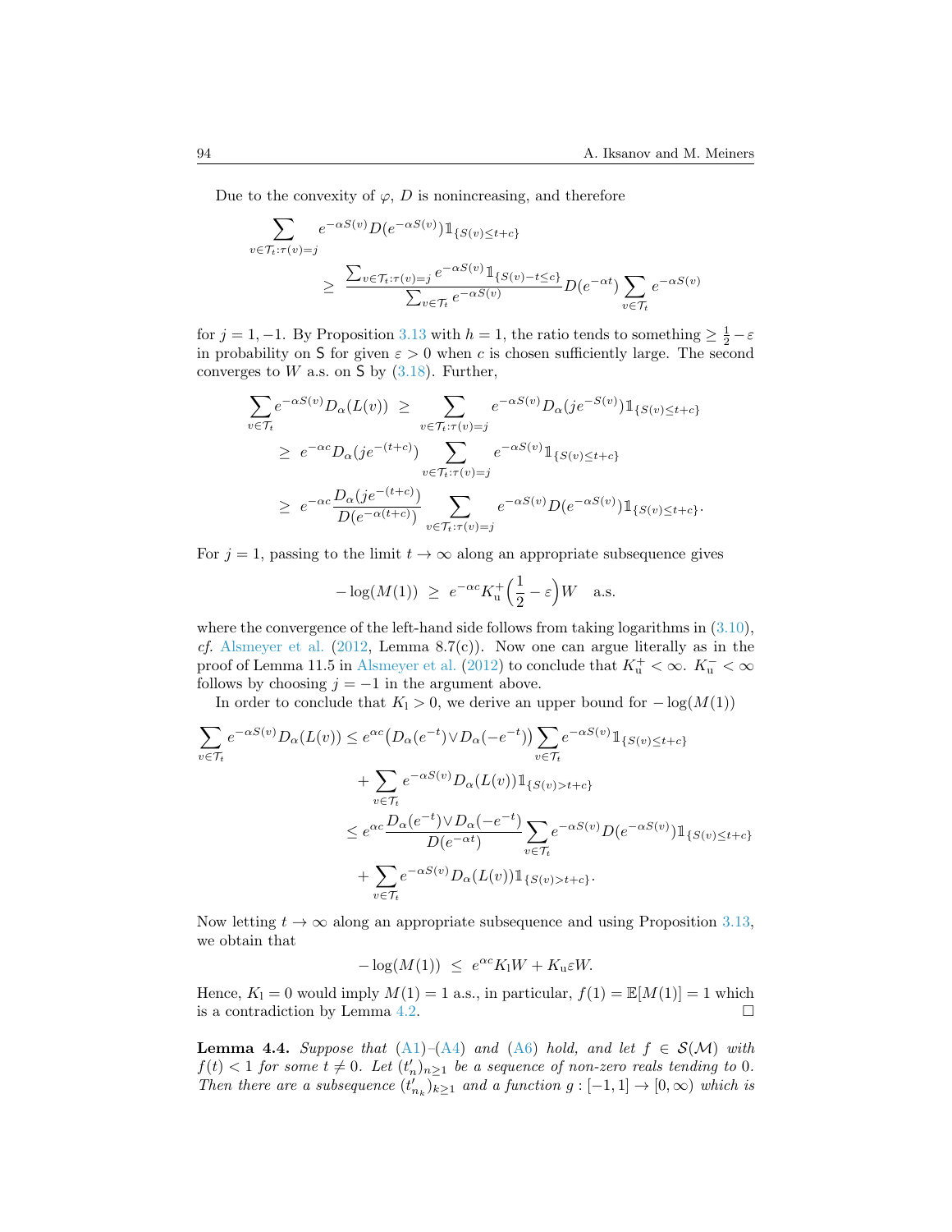Due to the convexity of $\varphi$, $D$ is nonincreasing, and therefore

$$\sum_{v\in\mathcal{T}_t:\tau(v)=j} e^{-\alpha S(v)} D(e^{-\alpha S(v)}) \mathbb{1}_{\{S(v)\le t+c\}} \\ \ge \frac{\sum_{v\in\mathcal{T}_t:\tau(v)=j} e^{-\alpha S(v)} \mathbb{1}_{\{S(v)-t\le c\}}}{\sum_{v\in\mathcal{T}_t} e^{-\alpha S(v)}} D(e^{-\alpha t}) \sum_{v\in\mathcal{T}_t} e^{-\alpha S(v)}$$

for $j=1,-1$. By Proposition 3.13 with $h=1$, the ratio tends to something $\ge \frac{1}{2}-\varepsilon$ in probability on $\mathsf{S}$ for given $\varepsilon>0$ when $c$ is chosen sufficiently large. The second converges to $W$ a.s. on $\mathsf{S}$ by (3.18). Further,

$$\begin{aligned}\sum_{v\in\mathcal{T}_t} e^{-\alpha S(v)} D_\alpha(L(v)) \;&\ge \sum_{v\in\mathcal{T}_t:\tau(v)=j} e^{-\alpha S(v)} D_\alpha(je^{-S(v)}) \mathbb{1}_{\{S(v)\le t+c\}} \\ &\ge\; e^{-\alpha c} D_\alpha(je^{-(t+c)}) \sum_{v\in\mathcal{T}_t:\tau(v)=j} e^{-\alpha S(v)} \mathbb{1}_{\{S(v)\le t+c\}} \\ &\ge\; e^{-\alpha c}\frac{D_\alpha(je^{-(t+c)})}{D(e^{-\alpha(t+c)})} \sum_{v\in\mathcal{T}_t:\tau(v)=j} e^{-\alpha S(v)} D(e^{-\alpha S(v)}) \mathbb{1}_{\{S(v)\le t+c\}}.\end{aligned}$$

For $j=1$, passing to the limit $t\to\infty$ along an appropriate subsequence gives

$$-\log(M(1)) \;\ge\; e^{-\alpha c} K_{\mathrm{u}}^{+}\Big(\frac{1}{2}-\varepsilon\Big) W \quad \text{a.s.}$$

where the convergence of the left-hand side follows from taking logarithms in (3.10), *cf.* Alsmeyer et al. (2012, Lemma 8.7(c)). Now one can argue literally as in the proof of Lemma 11.5 in Alsmeyer et al. (2012) to conclude that $K_{\mathrm{u}}^{+}<\infty$. $K_{\mathrm{u}}^{-}<\infty$ follows by choosing $j=-1$ in the argument above.

In order to conclude that $K_{\mathrm{l}}>0$, we derive an upper bound for $-\log(M(1))$

$$\begin{aligned}\sum_{v\in\mathcal{T}_t} e^{-\alpha S(v)} D_\alpha(L(v)) &\le e^{\alpha c}\big(D_\alpha(e^{-t})\vee D_\alpha(-e^{-t})\big)\sum_{v\in\mathcal{T}_t} e^{-\alpha S(v)} \mathbb{1}_{\{S(v)\le t+c\}} \\ &\quad + \sum_{v\in\mathcal{T}_t} e^{-\alpha S(v)} D_\alpha(L(v)) \mathbb{1}_{\{S(v)>t+c\}} \\ &\le e^{\alpha c}\frac{D_\alpha(e^{-t})\vee D_\alpha(-e^{-t})}{D(e^{-\alpha t})}\sum_{v\in\mathcal{T}_t} e^{-\alpha S(v)} D(e^{-\alpha S(v)}) \mathbb{1}_{\{S(v)\le t+c\}} \\ &\quad + \sum_{v\in\mathcal{T}_t} e^{-\alpha S(v)} D_\alpha(L(v)) \mathbb{1}_{\{S(v)>t+c\}}.\end{aligned}$$

Now letting $t\to\infty$ along an appropriate subsequence and using Proposition 3.13, we obtain that

$$-\log(M(1)) \;\le\; e^{\alpha c} K_{\mathrm{l}} W + K_{\mathrm{u}}\varepsilon W.$$

Hence, $K_{\mathrm{l}}=0$ would imply $M(1)=1$ a.s., in particular, $f(1)=\mathbb{E}[M(1)]=1$ which is a contradiction by Lemma 4.2. $\square$

**Lemma 4.4.** *Suppose that (A1)–(A4) and (A6) hold, and let $f\in\mathcal{S}(\mathcal{M})$ with $f(t)<1$ for some $t\neq 0$. Let $(t'_n)_{n\ge1}$ be a sequence of non-zero reals tending to 0. Then there are a subsequence $(t'_{n_k})_{k\ge1}$ and a function $g:[-1,1]\to[0,\infty)$ which is*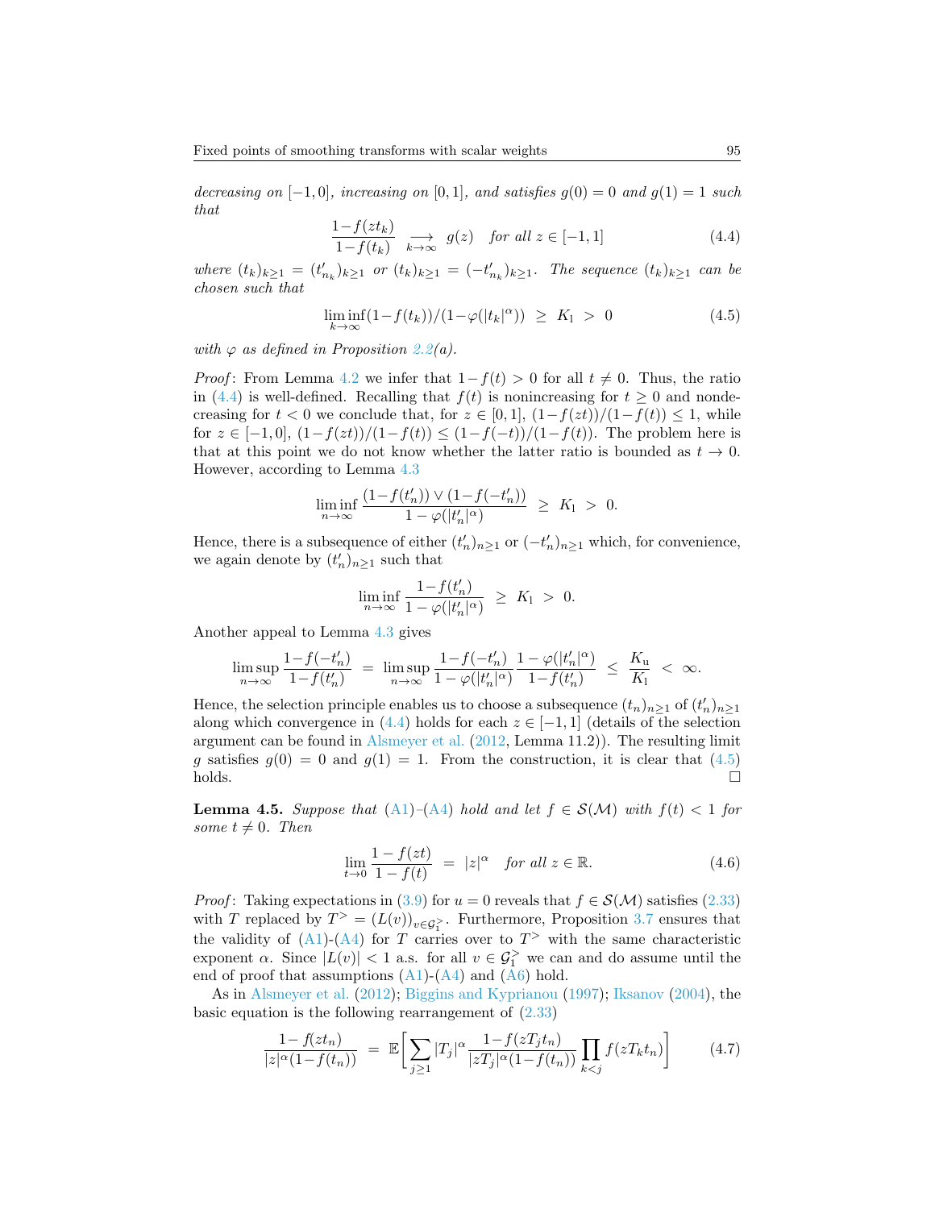*decreasing on* $[-1,0]$*, increasing on* $[0,1]$*, and satisfies* $g(0)=0$ *and* $g(1)=1$ *such that*

$$\frac{1-f(zt_k)}{1-f(t_k)} \underset{k\to\infty}{\longrightarrow} g(z) \quad \text{for all } z\in[-1,1] \tag{4.4}$$

*where* $(t_k)_{k\geq 1} = (t'_{n_k})_{k\geq 1}$ *or* $(t_k)_{k\geq 1} = (-t'_{n_k})_{k\geq 1}$*. The sequence* $(t_k)_{k\geq 1}$ *can be chosen such that*

$$\liminf_{k\to\infty} (1-f(t_k))/(1-\varphi(|t_k|^\alpha)) \;\geq\; K_\text{l} \;>\; 0 \tag{4.5}$$

*with* $\varphi$ *as defined in Proposition 2.2(a).*

*Proof*: From Lemma 4.2 we infer that $1-f(t)>0$ for all $t\neq 0$. Thus, the ratio in (4.4) is well-defined. Recalling that $f(t)$ is nonincreasing for $t\geq 0$ and nondecreasing for $t<0$ we conclude that, for $z\in[0,1]$, $(1-f(zt))/(1-f(t))\leq 1$, while for $z\in[-1,0]$, $(1-f(zt))/(1-f(t)) \leq (1-f(-t))/(1-f(t))$. The problem here is that at this point we do not know whether the latter ratio is bounded as $t\to 0$. However, according to Lemma 4.3

$$\liminf_{n\to\infty} \frac{(1-f(t'_n))\vee(1-f(-t'_n))}{1-\varphi(|t'_n|^\alpha)} \;\geq\; K_\text{l} \;>\; 0.$$

Hence, there is a subsequence of either $(t'_n)_{n\geq 1}$ or $(-t'_n)_{n\geq 1}$ which, for convenience, we again denote by $(t'_n)_{n\geq 1}$ such that

$$\liminf_{n\to\infty} \frac{1-f(t'_n)}{1-\varphi(|t'_n|^\alpha)} \;\geq\; K_\text{l} \;>\; 0.$$

Another appeal to Lemma 4.3 gives

$$\limsup_{n\to\infty} \frac{1-f(-t'_n)}{1-f(t'_n)} \;=\; \limsup_{n\to\infty} \frac{1-f(-t'_n)}{1-\varphi(|t'_n|^\alpha)} \frac{1-\varphi(|t'_n|^\alpha)}{1-f(t'_n)} \;\leq\; \frac{K_\text{u}}{K_\text{l}} \;<\; \infty.$$

Hence, the selection principle enables us to choose a subsequence $(t_n)_{n\geq 1}$ of $(t'_n)_{n\geq 1}$ along which convergence in (4.4) holds for each $z\in[-1,1]$ (details of the selection argument can be found in Alsmeyer et al. (2012, Lemma 11.2)). The resulting limit $g$ satisfies $g(0)=0$ and $g(1)=1$. From the construction, it is clear that (4.5) holds. $\square$

**Lemma 4.5.** *Suppose that* (A1)–(A4) *hold and let* $f\in\mathcal{S}(\mathcal{M})$ *with* $f(t)<1$ *for some* $t\neq 0$*. Then*

$$\lim_{t\to 0}\frac{1-f(zt)}{1-f(t)} \;=\; |z|^\alpha \quad \text{for all } z\in\mathbb{R}. \tag{4.6}$$

*Proof*: Taking expectations in (3.9) for $u=0$ reveals that $f\in\mathcal{S}(\mathcal{M})$ satisfies (2.33) with $T$ replaced by $T^> = (L(v))_{v\in\mathcal{G}_1^>}$. Furthermore, Proposition 3.7 ensures that the validity of (A1)-(A4) for $T$ carries over to $T^>$ with the same characteristic exponent $\alpha$. Since $|L(v)|<1$ a.s. for all $v\in\mathcal{G}_1^>$ we can and do assume until the end of proof that assumptions (A1)-(A4) and (A6) hold.

As in Alsmeyer et al. (2012); Biggins and Kyprianou (1997); Iksanov (2004), the basic equation is the following rearrangement of (2.33)

$$\frac{1-f(zt_n)}{|z|^\alpha(1-f(t_n))} \;=\; \mathbb{E}\bigg[\sum_{j\geq 1}|T_j|^\alpha \frac{1-f(zT_jt_n)}{|zT_j|^\alpha(1-f(t_n))}\prod_{k<j} f(zT_kt_n)\bigg] \tag{4.7}$$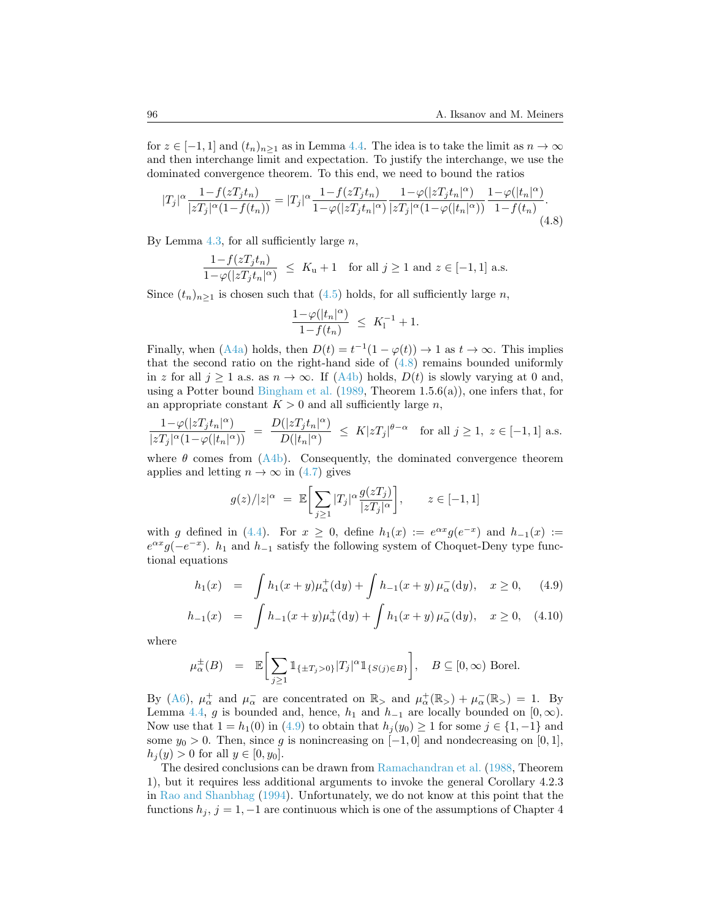for $z \in [-1,1]$ and $(t_n)_{n\geq 1}$ as in Lemma 4.4. The idea is to take the limit as $n \to \infty$ and then interchange limit and expectation. To justify the interchange, we use the dominated convergence theorem. To this end, we need to bound the ratios

$$|T_j|^\alpha \frac{1-f(zT_jt_n)}{|zT_j|^\alpha(1-f(t_n))} = |T_j|^\alpha \frac{1-f(zT_jt_n)}{1-\varphi(|zT_jt_n|^\alpha)} \frac{1-\varphi(|zT_jt_n|^\alpha)}{|zT_j|^\alpha(1-\varphi(|t_n|^\alpha))} \frac{1-\varphi(|t_n|^\alpha)}{1-f(t_n)}. \tag{4.8}$$

By Lemma 4.3, for all sufficiently large $n$,

$$\frac{1-f(zT_jt_n)}{1-\varphi(|zT_jt_n|^\alpha)} \leq K_{\mathrm{u}}+1 \quad \text{for all } j\geq 1 \text{ and } z\in[-1,1] \text{ a.s.}$$

Since $(t_n)_{n\geq 1}$ is chosen such that (4.5) holds, for all sufficiently large $n$,

$$\frac{1-\varphi(|t_n|^\alpha)}{1-f(t_n)} \leq K_{\mathrm{l}}^{-1}+1.$$

Finally, when (A4a) holds, then $D(t) = t^{-1}(1-\varphi(t)) \to 1$ as $t \to \infty$. This implies that the second ratio on the right-hand side of (4.8) remains bounded uniformly in $z$ for all $j\geq 1$ a.s. as $n\to\infty$. If (A4b) holds, $D(t)$ is slowly varying at 0 and, using a Potter bound Bingham et al. (1989, Theorem 1.5.6(a)), one infers that, for an appropriate constant $K>0$ and all sufficiently large $n$,

$$\frac{1-\varphi(|zT_jt_n|^\alpha)}{|zT_j|^\alpha(1-\varphi(|t_n|^\alpha))} = \frac{D(|zT_jt_n|^\alpha)}{D(|t_n|^\alpha)} \leq K|zT_j|^{\theta-\alpha} \quad \text{for all } j\geq 1,\ z\in[-1,1] \text{ a.s.}$$

where $\theta$ comes from (A4b). Consequently, the dominated convergence theorem applies and letting $n\to\infty$ in (4.7) gives

$$g(z)/|z|^\alpha = \mathbb{E}\bigg[\sum_{j\geq 1} |T_j|^\alpha \frac{g(zT_j)}{|zT_j|^\alpha}\bigg], \qquad z\in[-1,1]$$

with $g$ defined in (4.4). For $x\geq 0$, define $h_1(x) := e^{\alpha x}g(e^{-x})$ and $h_{-1}(x) := e^{\alpha x}g(-e^{-x})$. $h_1$ and $h_{-1}$ satisfy the following system of Choquet-Deny type functional equations

$$h_1(x) = \int h_1(x+y)\mu_\alpha^+(\mathrm{d}y) + \int h_{-1}(x+y)\,\mu_\alpha^-(\mathrm{d}y), \quad x\geq 0, \tag{4.9}$$

$$h_{-1}(x) = \int h_{-1}(x+y)\mu_\alpha^+(\mathrm{d}y) + \int h_1(x+y)\,\mu_\alpha^-(\mathrm{d}y), \quad x\geq 0, \tag{4.10}$$

where

$$\mu_\alpha^\pm(B) = \mathbb{E}\bigg[\sum_{j\geq 1} \mathbb{1}_{\{\pm T_j>0\}}|T_j|^\alpha \mathbb{1}_{\{S(j)\in B\}}\bigg], \quad B\subseteq[0,\infty) \text{ Borel.}$$

By (A6), $\mu_\alpha^+$ and $\mu_\alpha^-$ are concentrated on $\mathbb{R}_>$ and $\mu_\alpha^+(\mathbb{R}_>)+\mu_\alpha^-(\mathbb{R}_>) = 1$. By Lemma 4.4, $g$ is bounded and, hence, $h_1$ and $h_{-1}$ are locally bounded on $[0,\infty)$. Now use that $1 = h_1(0)$ in (4.9) to obtain that $h_j(y_0)\geq 1$ for some $j\in\{1,-1\}$ and some $y_0>0$. Then, since $g$ is nonincreasing on $[-1,0]$ and nondecreasing on $[0,1]$, $h_j(y)>0$ for all $y\in[0,y_0]$.

The desired conclusions can be drawn from Ramachandran et al. (1988, Theorem 1), but it requires less additional arguments to invoke the general Corollary 4.2.3 in Rao and Shanbhag (1994). Unfortunately, we do not know at this point that the functions $h_j$, $j=1,-1$ are continuous which is one of the assumptions of Chapter 4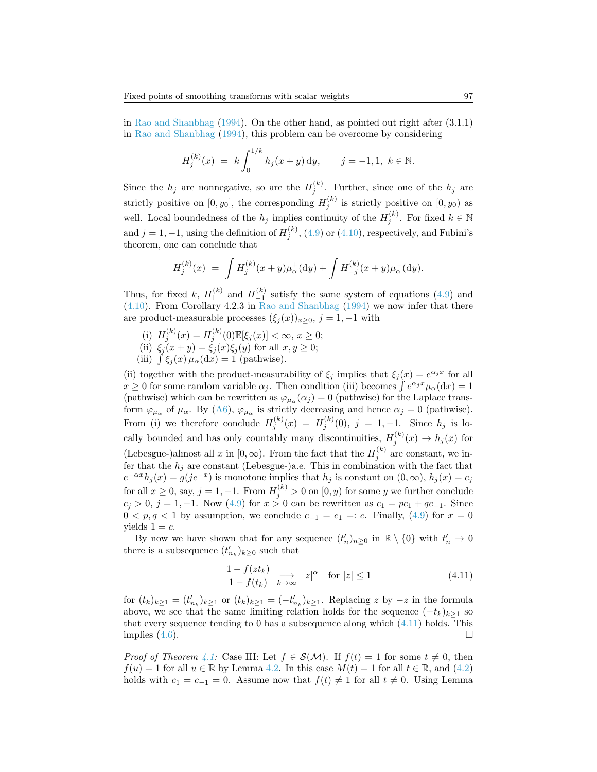in Rao and Shanbhag (1994). On the other hand, as pointed out right after (3.1.1) in Rao and Shanbhag (1994), this problem can be overcome by considering

$$H_j^{(k)}(x) \;=\; k\int_0^{1/k} h_j(x+y)\,\mathrm{d}y, \qquad j=-1,1,\; k\in\mathbb{N}.$$

Since the $h_j$ are nonnegative, so are the $H_j^{(k)}$. Further, since one of the $h_j$ are strictly positive on $[0,y_0]$, the corresponding $H_j^{(k)}$ is strictly positive on $[0,y_0)$ as well. Local boundedness of the $h_j$ implies continuity of the $H_j^{(k)}$. For fixed $k\in\mathbb{N}$ and $j=1,-1$, using the definition of $H_j^{(k)}$, (4.9) or (4.10), respectively, and Fubini's theorem, one can conclude that

$$H_j^{(k)}(x) \;=\; \int H_j^{(k)}(x+y)\mu_\alpha^+(\mathrm{d}y) + \int H_{-j}^{(k)}(x+y)\mu_\alpha^-(\mathrm{d}y).$$

Thus, for fixed $k$, $H_1^{(k)}$ and $H_{-1}^{(k)}$ satisfy the same system of equations (4.9) and (4.10). From Corollary 4.2.3 in Rao and Shanbhag (1994) we now infer that there are product-measurable processes $(\xi_j(x))_{x\geq 0}$, $j=1,-1$ with

(i) $H_j^{(k)}(x) = H_j^{(k)}(0)\mathbb{E}[\xi_j(x)] < \infty$, $x\geq 0$;
(ii) $\xi_j(x+y) = \xi_j(x)\xi_j(y)$ for all $x,y\geq 0$;
(iii) $\int \xi_j(x)\,\mu_\alpha(\mathrm{d}x) = 1$ (pathwise).

(ii) together with the product-measurability of $\xi_j$ implies that $\xi_j(x) = e^{\alpha_j x}$ for all $x\geq 0$ for some random variable $\alpha_j$. Then condition (iii) becomes $\int e^{\alpha_j x}\mu_\alpha(\mathrm{d}x) = 1$ (pathwise) which can be rewritten as $\varphi_{\mu_\alpha}(\alpha_j) = 0$ (pathwise) for the Laplace transform $\varphi_{\mu_\alpha}$ of $\mu_\alpha$. By (A6), $\varphi_{\mu_\alpha}$ is strictly decreasing and hence $\alpha_j = 0$ (pathwise). From (i) we therefore conclude $H_j^{(k)}(x) = H_j^{(k)}(0)$, $j=1,-1$. Since $h_j$ is locally bounded and has only countably many discontinuities, $H_j^{(k)}(x)\to h_j(x)$ for (Lebesgue-)almost all $x$ in $[0,\infty)$. From the fact that the $H_j^{(k)}$ are constant, we infer that the $h_j$ are constant (Lebesgue-)a.e. This in combination with the fact that $e^{-\alpha x}h_j(x) = g(je^{-x})$ is monotone implies that $h_j$ is constant on $(0,\infty)$, $h_j(x) = c_j$ for all $x\geq 0$, say, $j=1,-1$. From $H_j^{(k)} > 0$ on $[0,y)$ for some $y$ we further conclude $c_j > 0$, $j=1,-1$. Now (4.9) for $x>0$ can be rewritten as $c_1 = pc_1 + qc_{-1}$. Since $0<p,q<1$ by assumption, we conclude $c_{-1} = c_1 =: c$. Finally, (4.9) for $x=0$ yields $1=c$.

By now we have shown that for any sequence $(t_n')_{n\geq 0}$ in $\mathbb{R}\setminus\{0\}$ with $t_n'\to 0$ there is a subsequence $(t_{n_k}')_{k\geq 0}$ such that

$$\frac{1-f(zt_k)}{1-f(t_k)} \;\underset{k\to\infty}{\longrightarrow}\; |z|^\alpha \quad \text{for } |z|\leq 1 \tag{4.11}$$

for $(t_k)_{k\geq 1} = (t_{n_k}')_{k\geq 1}$ or $(t_k)_{k\geq 1} = (-t_{n_k}')_{k\geq 1}$. Replacing $z$ by $-z$ in the formula above, we see that the same limiting relation holds for the sequence $(-t_k)_{k\geq 1}$ so that every sequence tending to 0 has a subsequence along which (4.11) holds. This implies (4.6). $\square$

*Proof of Theorem 4.1:* Case III: Let $f\in\mathcal{S}(\mathcal{M})$. If $f(t)=1$ for some $t\neq 0$, then $f(u)=1$ for all $u\in\mathbb{R}$ by Lemma 4.2. In this case $M(t)=1$ for all $t\in\mathbb{R}$, and (4.2) holds with $c_1 = c_{-1} = 0$. Assume now that $f(t)\neq 1$ for all $t\neq 0$. Using Lemma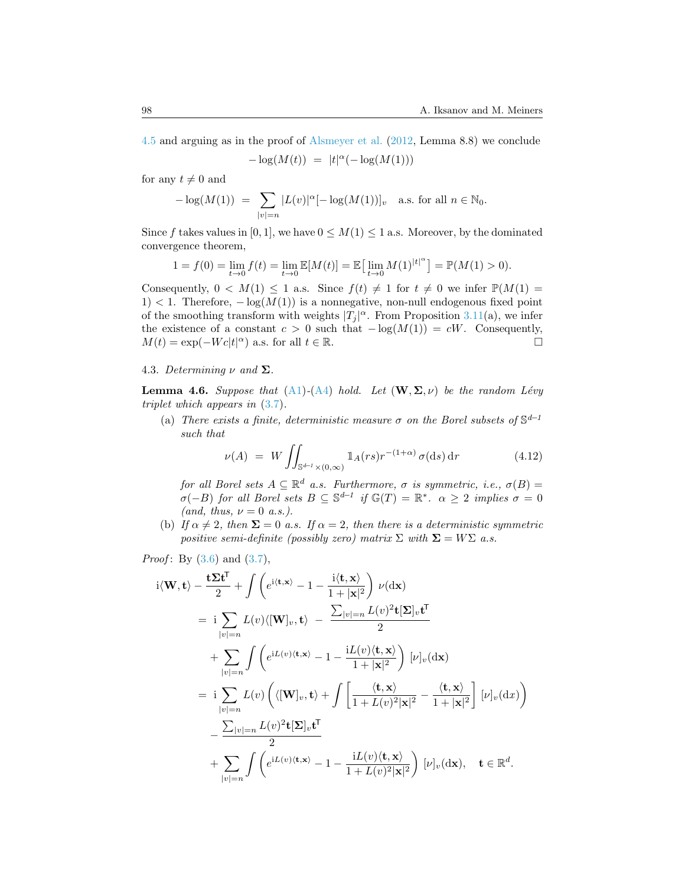4.5 and arguing as in the proof of Alsmeyer et al. (2012, Lemma 8.8) we conclude

$$-\log(M(t)) \;=\; |t|^{\alpha}(-\log(M(1)))$$

for any $t \neq 0$ and

$$-\log(M(1)) \;=\; \sum_{|v|=n} |L(v)|^{\alpha}[-\log(M(1))]_v \quad \text{a.s. for all } n \in \mathbb{N}_0.$$

Since $f$ takes values in $[0,1]$, we have $0 \leq M(1) \leq 1$ a.s. Moreover, by the dominated convergence theorem,

$$1 = f(0) = \lim_{t\to 0} f(t) = \lim_{t \to 0} \mathbb{E}[M(t)] = \mathbb{E}\big[\lim_{t\to 0} M(1)^{|t|^{\alpha}}\big] = \mathbb{P}(M(1) > 0).$$

Consequently, $0 < M(1) \leq 1$ a.s. Since $f(t) \neq 1$ for $t \neq 0$ we infer $\mathbb{P}(M(1) = 1) < 1$. Therefore, $-\log(M(1))$ is a nonnegative, non-null endogenous fixed point of the smoothing transform with weights $|T_j|^{\alpha}$. From Proposition 3.11(a), we infer the existence of a constant $c > 0$ such that $-\log(M(1)) = cW$. Consequently, $M(t) = \exp(-Wc|t|^{\alpha})$ a.s. for all $t \in \mathbb{R}$. □

### 4.3. *Determining $\nu$ and $\mathbf{\Sigma}$.*

**Lemma 4.6.** *Suppose that (A1)-(A4) hold. Let $(\mathbf{W}, \mathbf{\Sigma}, \nu)$ be the random Lévy triplet which appears in (3.7).*

(a) *There exists a finite, deterministic measure $\sigma$ on the Borel subsets of $\mathbb{S}^{d-1}$ such that*

$$\nu(A) \;=\; W \iint_{\mathbb{S}^{d-1}\times(0,\infty)} \mathbb{1}_A(rs) r^{-(1+\alpha)}\,\sigma(\mathrm{d}s)\,\mathrm{d}r \tag{4.12}$$

*for all Borel sets $A \subseteq \mathbb{R}^d$ a.s. Furthermore, $\sigma$ is symmetric, i.e., $\sigma(B) = \sigma(-B)$ for all Borel sets $B \subseteq \mathbb{S}^{d-1}$ if $\mathbb{G}(T) = \mathbb{R}^*$. $\alpha \geq 2$ implies $\sigma = 0$ (and, thus, $\nu = 0$ a.s.).*

(b) *If $\alpha \neq 2$, then $\mathbf{\Sigma} = 0$ a.s. If $\alpha = 2$, then there is a deterministic symmetric positive semi-definite (possibly zero) matrix $\Sigma$ with $\mathbf{\Sigma} = W\Sigma$ a.s.*

*Proof*: By (3.6) and (3.7),

$$\begin{aligned}
&\mathrm{i}\langle \mathbf{W}, \mathbf{t}\rangle - \frac{\mathbf{t}\mathbf{\Sigma}\mathbf{t}^{\mathsf{T}}}{2} + \int \left(e^{\mathrm{i}\langle \mathbf{t},\mathbf{x}\rangle} - 1 - \frac{\mathrm{i}\langle \mathbf{t},\mathbf{x}\rangle}{1+|\mathbf{x}|^2}\right)\,\nu(\mathrm{d}\mathbf{x})\\
&\quad= \mathrm{i}\sum_{|v|=n} L(v)\langle [\mathbf{W}]_v, \mathbf{t}\rangle \;-\; \frac{\sum_{|v|=n} L(v)^2 \mathbf{t}[\mathbf{\Sigma}]_v \mathbf{t}^{\mathsf{T}}}{2}\\
&\qquad + \sum_{|v|=n} \int \left(e^{\mathrm{i}L(v)\langle \mathbf{t},\mathbf{x}\rangle} - 1 - \frac{\mathrm{i}L(v)\langle \mathbf{t},\mathbf{x}\rangle}{1+|\mathbf{x}|^2}\right)\,[\nu]_v(\mathrm{d}\mathbf{x})\\
&\quad= \mathrm{i}\sum_{|v|=n} L(v)\left(\langle [\mathbf{W}]_v, \mathbf{t}\rangle + \int \left[\frac{\langle \mathbf{t},\mathbf{x}\rangle}{1+L(v)^2|\mathbf{x}|^2} - \frac{\langle \mathbf{t},\mathbf{x}\rangle}{1+|\mathbf{x}|^2}\right]\,[\nu]_v(\mathrm{d}x)\right)\\
&\qquad - \frac{\sum_{|v|=n} L(v)^2 \mathbf{t}[\mathbf{\Sigma}]_v \mathbf{t}^{\mathsf{T}}}{2}\\
&\qquad + \sum_{|v|=n} \int \left(e^{\mathrm{i}L(v)\langle \mathbf{t},\mathbf{x}\rangle} - 1 - \frac{\mathrm{i}L(v)\langle \mathbf{t},\mathbf{x}\rangle}{1+L(v)^2|\mathbf{x}|^2}\right)\,[\nu]_v(\mathrm{d}\mathbf{x}), \quad \mathbf{t} \in \mathbb{R}^d.
\end{aligned}$$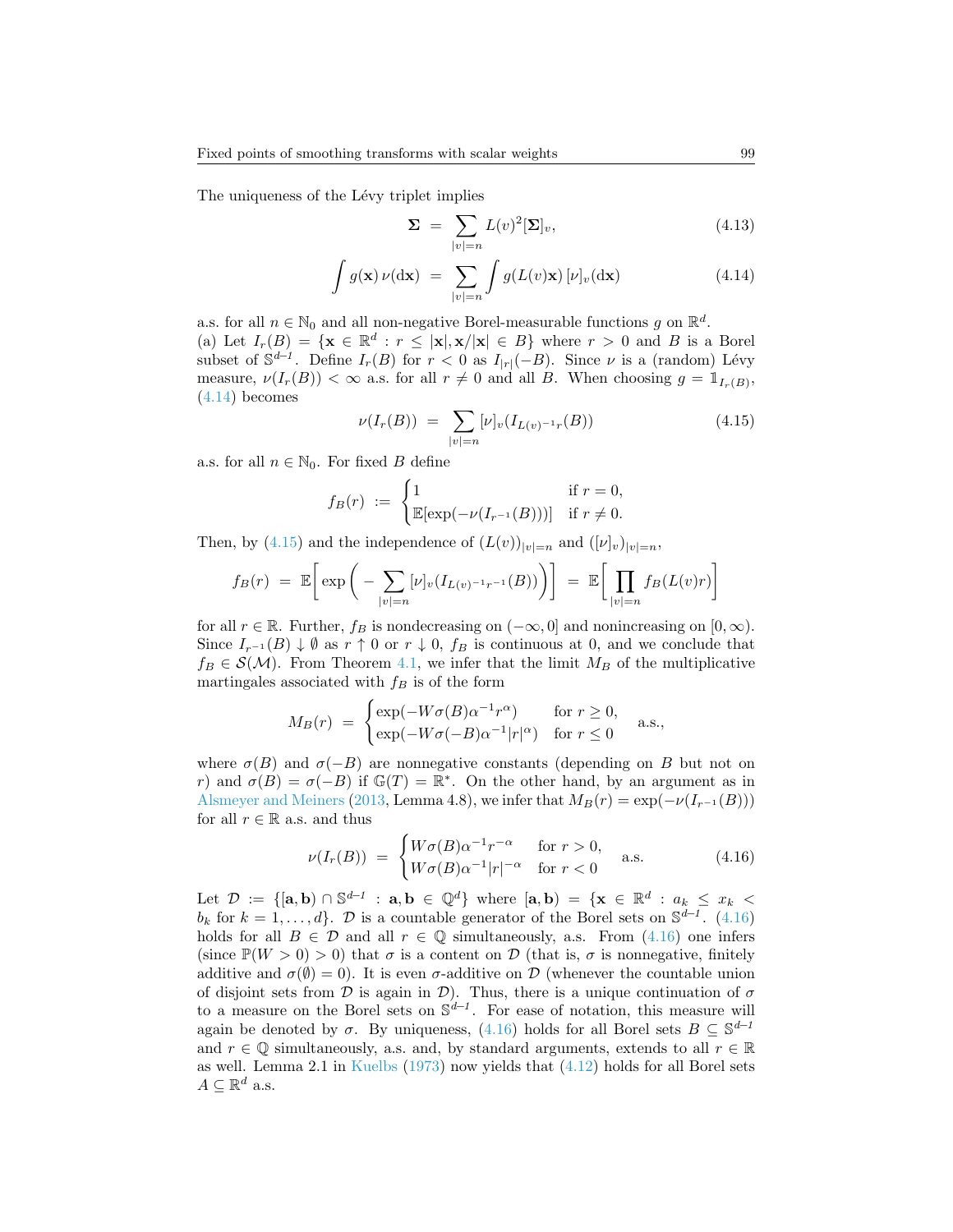The uniqueness of the Lévy triplet implies

$$\mathbf{\Sigma} \;=\; \sum_{|v|=n} L(v)^2 [\mathbf{\Sigma}]_v, \tag{4.13}$$

$$\int g(\mathbf{x})\,\nu(\mathrm{d}\mathbf{x}) \;=\; \sum_{|v|=n} \int g(L(v)\mathbf{x})\,[\nu]_v(\mathrm{d}\mathbf{x}) \tag{4.14}$$

a.s. for all $n \in \mathbb{N}_0$ and all non-negative Borel-measurable functions $g$ on $\mathbb{R}^d$.

(a) Let $I_r(B) = \{\mathbf{x} \in \mathbb{R}^d : r \leq |\mathbf{x}|, \mathbf{x}/|\mathbf{x}| \in B\}$ where $r > 0$ and $B$ is a Borel subset of $\mathbb{S}^{d-1}$. Define $I_r(B)$ for $r < 0$ as $I_{|r|}(-B)$. Since $\nu$ is a (random) Lévy measure, $\nu(I_r(B)) < \infty$ a.s. for all $r \neq 0$ and all $B$. When choosing $g = \mathbb{1}_{I_r(B)}$, (4.14) becomes

$$\nu(I_r(B)) \;=\; \sum_{|v|=n} [\nu]_v(I_{L(v)^{-1}r}(B)) \tag{4.15}$$

a.s. for all $n \in \mathbb{N}_0$. For fixed $B$ define

$$f_B(r) \;:=\; \begin{cases} 1 & \text{if } r = 0, \\ \mathbb{E}[\exp(-\nu(I_{r^{-1}}(B)))] & \text{if } r \neq 0. \end{cases}$$

Then, by (4.15) and the independence of $(L(v))_{|v|=n}$ and $([\nu]_v)_{|v|=n}$,

$$f_B(r) \;=\; \mathbb{E}\bigg[\exp\bigg(-\sum_{|v|=n} [\nu]_v(I_{L(v)^{-1}r^{-1}}(B))\bigg)\bigg] \;=\; \mathbb{E}\bigg[\prod_{|v|=n} f_B(L(v)r)\bigg]$$

for all $r \in \mathbb{R}$. Further, $f_B$ is nondecreasing on $(-\infty, 0]$ and nonincreasing on $[0, \infty)$. Since $I_{r^{-1}}(B) \downarrow \emptyset$ as $r \uparrow 0$ or $r \downarrow 0$, $f_B$ is continuous at 0, and we conclude that $f_B \in \mathcal{S}(\mathcal{M})$. From Theorem 4.1, we infer that the limit $M_B$ of the multiplicative martingales associated with $f_B$ is of the form

$$M_B(r) \;=\; \begin{cases} \exp(-W\sigma(B)\alpha^{-1}r^{\alpha}) & \text{for } r \geq 0, \\ \exp(-W\sigma(-B)\alpha^{-1}|r|^{\alpha}) & \text{for } r \leq 0 \end{cases} \quad \text{a.s.,}$$

where $\sigma(B)$ and $\sigma(-B)$ are nonnegative constants (depending on $B$ but not on $r$) and $\sigma(B) = \sigma(-B)$ if $\mathbb{G}(T) = \mathbb{R}^*$. On the other hand, by an argument as in Alsmeyer and Meiners (2013, Lemma 4.8), we infer that $M_B(r) = \exp(-\nu(I_{r^{-1}}(B)))$ for all $r \in \mathbb{R}$ a.s. and thus

$$\nu(I_r(B)) \;=\; \begin{cases} W\sigma(B)\alpha^{-1}r^{-\alpha} & \text{for } r > 0, \\ W\sigma(B)\alpha^{-1}|r|^{-\alpha} & \text{for } r < 0 \end{cases} \quad \text{a.s.} \tag{4.16}$$

Let $\mathcal{D} := \{[\mathbf{a}, \mathbf{b}) \cap \mathbb{S}^{d-1} : \mathbf{a}, \mathbf{b} \in \mathbb{Q}^d\}$ where $[\mathbf{a}, \mathbf{b}) = \{\mathbf{x} \in \mathbb{R}^d : a_k \leq x_k < b_k \text{ for } k = 1, \ldots, d\}$. $\mathcal{D}$ is a countable generator of the Borel sets on $\mathbb{S}^{d-1}$. (4.16) holds for all $B \in \mathcal{D}$ and all $r \in \mathbb{Q}$ simultaneously, a.s. From (4.16) one infers (since $\mathbb{P}(W > 0) > 0$) that $\sigma$ is a content on $\mathcal{D}$ (that is, $\sigma$ is nonnegative, finitely additive and $\sigma(\emptyset) = 0$). It is even $\sigma$-additive on $\mathcal{D}$ (whenever the countable union of disjoint sets from $\mathcal{D}$ is again in $\mathcal{D}$). Thus, there is a unique continuation of $\sigma$ to a measure on the Borel sets on $\mathbb{S}^{d-1}$. For ease of notation, this measure will again be denoted by $\sigma$. By uniqueness, (4.16) holds for all Borel sets $B \subseteq \mathbb{S}^{d-1}$ and $r \in \mathbb{Q}$ simultaneously, a.s. and, by standard arguments, extends to all $r \in \mathbb{R}$ as well. Lemma 2.1 in Kuelbs (1973) now yields that (4.12) holds for all Borel sets $A \subseteq \mathbb{R}^d$ a.s.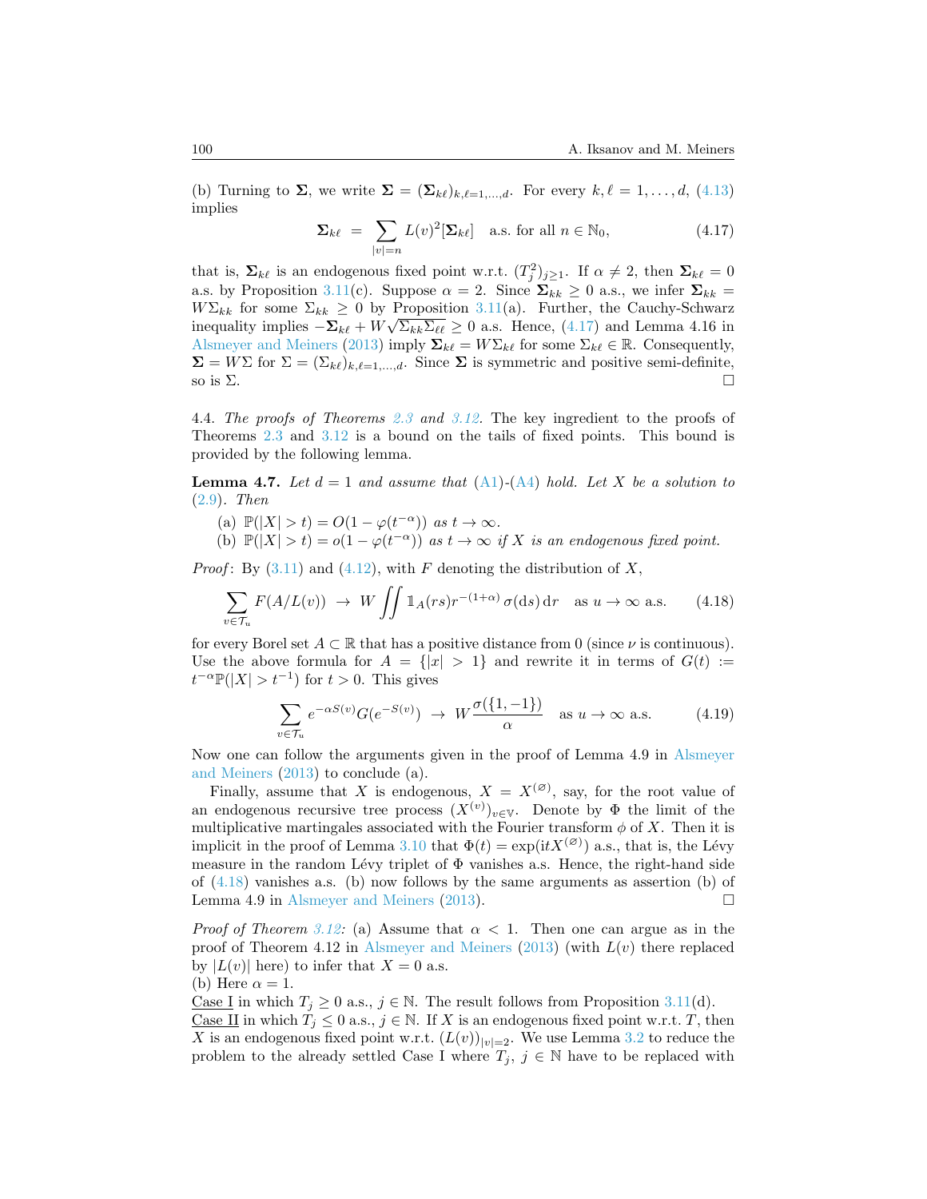(b) Turning to $\mathbf{\Sigma}$, we write $\mathbf{\Sigma} = (\mathbf{\Sigma}_{k\ell})_{k,\ell=1,\ldots,d}$. For every $k, \ell = 1, \ldots, d$, (4.13) implies

$$\mathbf{\Sigma}_{k\ell} \;=\; \sum_{|v|=n} L(v)^2 [\mathbf{\Sigma}_{k\ell}] \quad \text{a.s. for all } n \in \mathbb{N}_0, \tag{4.17}$$

that is, $\mathbf{\Sigma}_{k\ell}$ is an endogenous fixed point w.r.t. $(T_j^2)_{j\geq 1}$. If $\alpha \neq 2$, then $\mathbf{\Sigma}_{k\ell} = 0$ a.s. by Proposition 3.11(c). Suppose $\alpha = 2$. Since $\mathbf{\Sigma}_{kk} \geq 0$ a.s., we infer $\mathbf{\Sigma}_{kk} = W\Sigma_{kk}$ for some $\Sigma_{kk} \geq 0$ by Proposition 3.11(a). Further, the Cauchy-Schwarz inequality implies $-\mathbf{\Sigma}_{k\ell} + W\sqrt{\Sigma_{kk}\Sigma_{\ell\ell}} \geq 0$ a.s. Hence, (4.17) and Lemma 4.16 in Alsmeyer and Meiners (2013) imply $\mathbf{\Sigma}_{k\ell} = W\Sigma_{k\ell}$ for some $\Sigma_{k\ell} \in \mathbb{R}$. Consequently, $\mathbf{\Sigma} = W\Sigma$ for $\Sigma = (\Sigma_{k\ell})_{k,\ell=1,\ldots,d}$. Since $\mathbf{\Sigma}$ is symmetric and positive semi-definite, so is $\Sigma$. $\square$

4.4. *The proofs of Theorems 2.3 and 3.12.* The key ingredient to the proofs of Theorems 2.3 and 3.12 is a bound on the tails of fixed points. This bound is provided by the following lemma.

**Lemma 4.7.** *Let $d = 1$ and assume that (A1)-(A4) hold. Let $X$ be a solution to (2.9). Then*

(a) $\mathbb{P}(|X| > t) = O(1 - \varphi(t^{-\alpha}))$ *as $t \to \infty$.*
(b) $\mathbb{P}(|X| > t) = o(1 - \varphi(t^{-\alpha}))$ *as $t \to \infty$ if $X$ is an endogenous fixed point.*

*Proof*: By (3.11) and (4.12), with $F$ denoting the distribution of $X$,

$$\sum_{v \in \mathcal{T}_u} F(A/L(v)) \;\to\; W \iint \mathbb{1}_A(rs) r^{-(1+\alpha)} \, \sigma(\mathrm{d}s) \, \mathrm{d}r \quad \text{as } u \to \infty \text{ a.s.} \tag{4.18}$$

for every Borel set $A \subset \mathbb{R}$ that has a positive distance from 0 (since $\nu$ is continuous). Use the above formula for $A = \{|x| > 1\}$ and rewrite it in terms of $G(t) := t^{-\alpha}\mathbb{P}(|X| > t^{-1})$ for $t > 0$. This gives

$$\sum_{v \in \mathcal{T}_u} e^{-\alpha S(v)} G(e^{-S(v)}) \;\to\; W\frac{\sigma(\{1, -1\})}{\alpha} \quad \text{as } u \to \infty \text{ a.s.} \tag{4.19}$$

Now one can follow the arguments given in the proof of Lemma 4.9 in Alsmeyer and Meiners (2013) to conclude (a).

Finally, assume that $X$ is endogenous, $X = X^{(\varnothing)}$, say, for the root value of an endogenous recursive tree process $(X^{(v)})_{v \in \mathbb{V}}$. Denote by $\Phi$ the limit of the multiplicative martingales associated with the Fourier transform $\phi$ of $X$. Then it is implicit in the proof of Lemma 3.10 that $\Phi(t) = \exp(\mathrm{i}tX^{(\varnothing)})$ a.s., that is, the Lévy measure in the random Lévy triplet of $\Phi$ vanishes a.s. Hence, the right-hand side of (4.18) vanishes a.s. (b) now follows by the same arguments as assertion (b) of Lemma 4.9 in Alsmeyer and Meiners (2013). $\square$

*Proof of Theorem 3.12:* (a) Assume that $\alpha < 1$. Then one can argue as in the proof of Theorem 4.12 in Alsmeyer and Meiners (2013) (with $L(v)$ there replaced by $|L(v)|$ here) to infer that $X = 0$ a.s.

(b) Here $\alpha = 1$.

Case I in which $T_j \geq 0$ a.s., $j \in \mathbb{N}$. The result follows from Proposition 3.11(d).

Case II in which $T_j \leq 0$ a.s., $j \in \mathbb{N}$. If $X$ is an endogenous fixed point w.r.t. $T$, then $X$ is an endogenous fixed point w.r.t. $(L(v))_{|v|=2}$. We use Lemma 3.2 to reduce the problem to the already settled Case I where $T_j$, $j \in \mathbb{N}$ have to be replaced with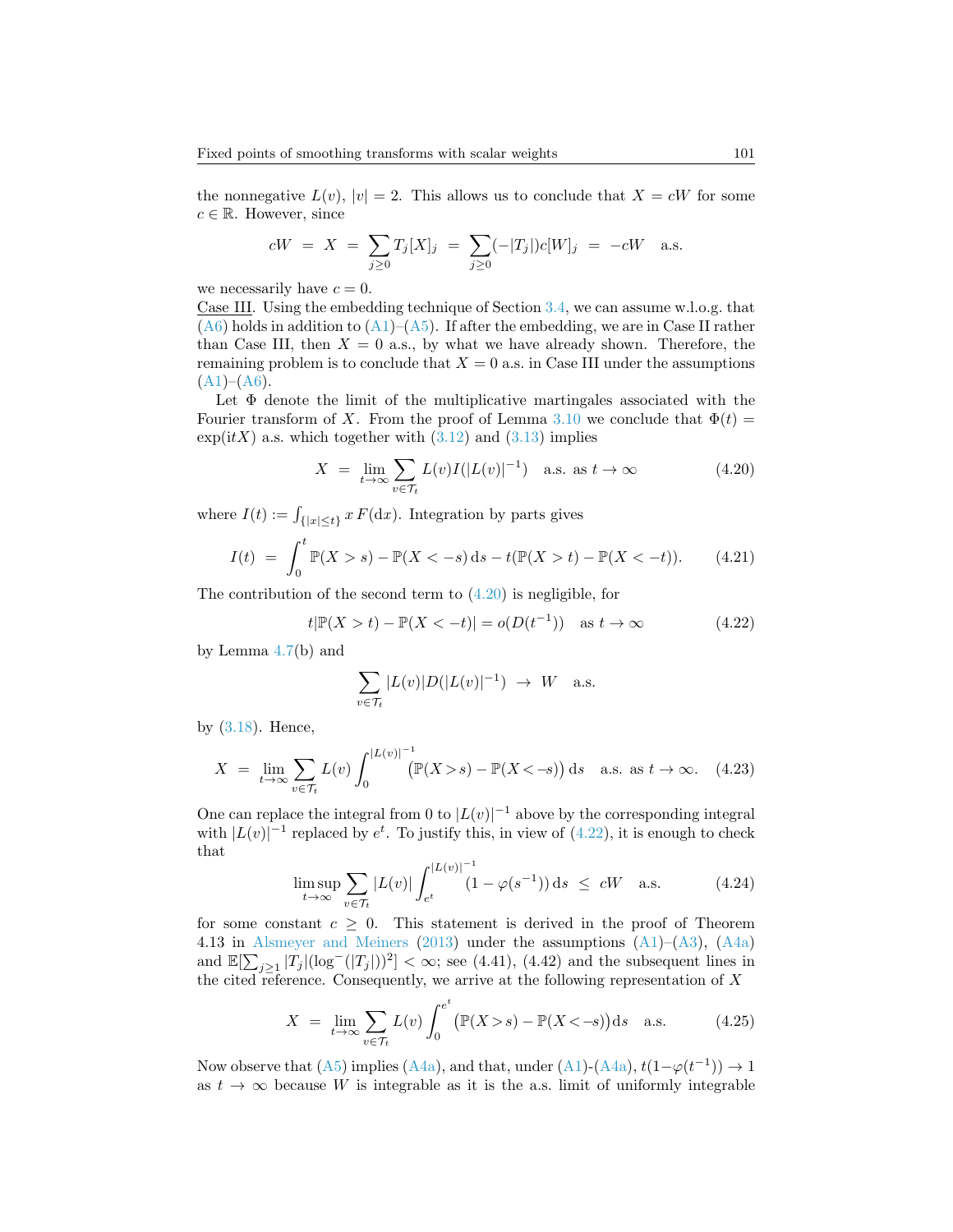the nonnegative $L(v)$, $|v| = 2$. This allows us to conclude that $X = cW$ for some $c \in \mathbb{R}$. However, since

$$cW \;=\; X \;=\; \sum_{j\geq 0} T_j[X]_j \;=\; \sum_{j\geq 0}(-|T_j|)c[W]_j \;=\; -cW \quad \text{a.s.}$$

we necessarily have $c = 0$.

<u>Case III</u>. Using the embedding technique of Section 3.4, we can assume w.l.o.g. that (A6) holds in addition to (A1)–(A5). If after the embedding, we are in Case II rather than Case III, then $X = 0$ a.s., by what we have already shown. Therefore, the remaining problem is to conclude that $X = 0$ a.s. in Case III under the assumptions (A1)–(A6).

Let $\Phi$ denote the limit of the multiplicative martingales associated with the Fourier transform of $X$. From the proof of Lemma 3.10 we conclude that $\Phi(t) = \exp(itX)$ a.s. which together with (3.12) and (3.13) implies

$$X \;=\; \lim_{t\to\infty} \sum_{v\in\mathcal{T}_t} L(v) I(|L(v)|^{-1}) \quad \text{a.s. as } t \to \infty \tag{4.20}$$

where $I(t) := \int_{\{|x|\leq t\}} x \, F(\mathrm{d}x)$. Integration by parts gives

$$I(t) \;=\; \int_0^t \mathbb{P}(X > s) - \mathbb{P}(X < -s)\,\mathrm{d}s - t(\mathbb{P}(X > t) - \mathbb{P}(X < -t)). \tag{4.21}$$

The contribution of the second term to (4.20) is negligible, for

$$t|\mathbb{P}(X > t) - \mathbb{P}(X < -t)| = o(D(t^{-1})) \quad \text{as } t \to \infty \tag{4.22}$$

by Lemma 4.7(b) and

$$\sum_{v\in\mathcal{T}_t} |L(v)| D(|L(v)|^{-1}) \;\to\; W \quad \text{a.s.}$$

by (3.18). Hence,

$$X \;=\; \lim_{t\to\infty} \sum_{v\in\mathcal{T}_t} L(v) \int_0^{|L(v)|^{-1}} \big(\mathbb{P}(X > s) - \mathbb{P}(X < -s)\big)\,\mathrm{d}s \quad \text{a.s. as } t \to \infty. \tag{4.23}$$

One can replace the integral from 0 to $|L(v)|^{-1}$ above by the corresponding integral with $|L(v)|^{-1}$ replaced by $e^t$. To justify this, in view of (4.22), it is enough to check that

$$\limsup_{t\to\infty} \sum_{v\in\mathcal{T}_t} |L(v)| \int_{e^t}^{|L(v)|^{-1}} (1 - \varphi(s^{-1}))\,\mathrm{d}s \;\leq\; cW \quad \text{a.s.} \tag{4.24}$$

for some constant $c \geq 0$. This statement is derived in the proof of Theorem 4.13 in Alsmeyer and Meiners (2013) under the assumptions (A1)–(A3), (A4a) and $\mathbb{E}[\sum_{j\geq 1} |T_j|(\log^-(|T_j|))^2] < \infty$; see (4.41), (4.42) and the subsequent lines in the cited reference. Consequently, we arrive at the following representation of $X$

$$X \;=\; \lim_{t\to\infty} \sum_{v\in\mathcal{T}_t} L(v) \int_0^{e^t} \big(\mathbb{P}(X > s) - \mathbb{P}(X < -s)\big)\mathrm{d}s \quad \text{a.s.} \tag{4.25}$$

Now observe that (A5) implies (A4a), and that, under (A1)-(A4a), $t(1-\varphi(t^{-1})) \to 1$ as $t \to \infty$ because $W$ is integrable as it is the a.s. limit of uniformly integrable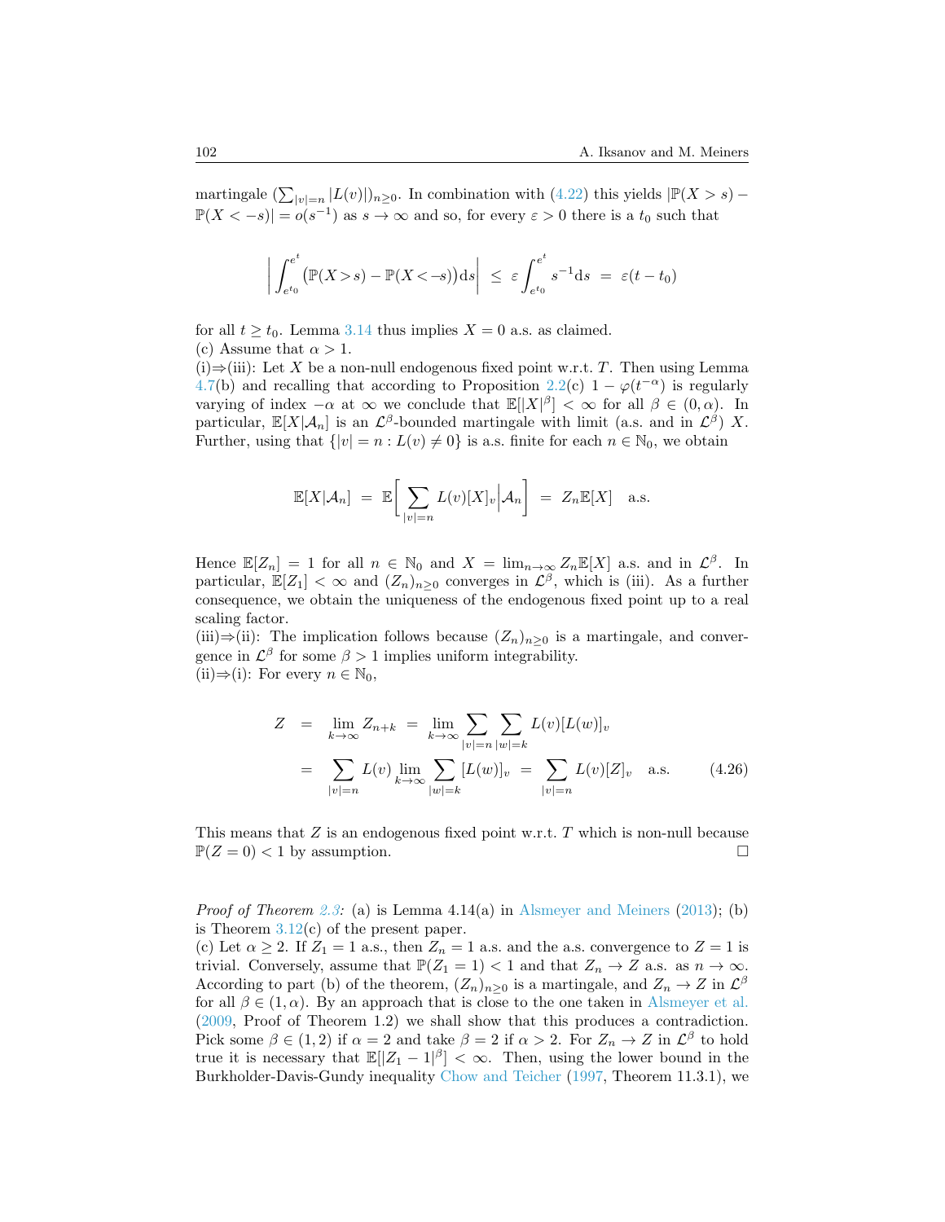martingale $(\sum_{|v|=n}|L(v)|)_{n\geq 0}$. In combination with (4.22) this yields $|\mathbb{P}(X>s)-\mathbb{P}(X<-s)| = o(s^{-1})$ as $s\to\infty$ and so, for every $\varepsilon>0$ there is a $t_0$ such that

$$\bigg|\int_{e^{t_0}}^{e^t}\big(\mathbb{P}(X>s)-\mathbb{P}(X<-s)\big)\mathrm{d}s\bigg| \;\leq\; \varepsilon\int_{e^{t_0}}^{e^t}s^{-1}\mathrm{d}s \;=\; \varepsilon(t-t_0)$$

for all $t\geq t_0$. Lemma 3.14 thus implies $X=0$ a.s. as claimed.

(c) Assume that $\alpha>1$.

(i)⇒(iii): Let $X$ be a non-null endogenous fixed point w.r.t. $T$. Then using Lemma 4.7(b) and recalling that according to Proposition 2.2(c) $1-\varphi(t^{-\alpha})$ is regularly varying of index $-\alpha$ at $\infty$ we conclude that $\mathbb{E}[|X|^\beta]<\infty$ for all $\beta\in(0,\alpha)$. In particular, $\mathbb{E}[X|\mathcal{A}_n]$ is an $\mathcal{L}^\beta$-bounded martingale with limit (a.s. and in $\mathcal{L}^\beta$) $X$. Further, using that $\{|v|=n : L(v)\neq 0\}$ is a.s. finite for each $n\in\mathbb{N}_0$, we obtain

$$\mathbb{E}[X|\mathcal{A}_n] \;=\; \mathbb{E}\bigg[\sum_{|v|=n}L(v)[X]_v\Big|\mathcal{A}_n\bigg] \;=\; Z_n\mathbb{E}[X] \quad \text{a.s.}$$

Hence $\mathbb{E}[Z_n]=1$ for all $n\in\mathbb{N}_0$ and $X=\lim_{n\to\infty}Z_n\mathbb{E}[X]$ a.s. and in $\mathcal{L}^\beta$. In particular, $\mathbb{E}[Z_1]<\infty$ and $(Z_n)_{n\geq 0}$ converges in $\mathcal{L}^\beta$, which is (iii). As a further consequence, we obtain the uniqueness of the endogenous fixed point up to a real scaling factor.

(iii)⇒(ii): The implication follows because $(Z_n)_{n\geq 0}$ is a martingale, and convergence in $\mathcal{L}^\beta$ for some $\beta>1$ implies uniform integrability.

(ii)⇒(i): For every $n\in\mathbb{N}_0$,

$$\begin{aligned}
Z \;&=\; \lim_{k\to\infty}Z_{n+k} \;=\; \lim_{k\to\infty}\sum_{|v|=n}\sum_{|w|=k}L(v)[L(w)]_v \\
&=\; \sum_{|v|=n}L(v)\lim_{k\to\infty}\sum_{|w|=k}[L(w)]_v \;=\; \sum_{|v|=n}L(v)[Z]_v \quad \text{a.s.}
\end{aligned} \tag{4.26}$$

This means that $Z$ is an endogenous fixed point w.r.t. $T$ which is non-null because $\mathbb{P}(Z=0)<1$ by assumption. $\square$

*Proof of Theorem 2.3:* (a) is Lemma 4.14(a) in Alsmeyer and Meiners (2013); (b) is Theorem 3.12(c) of the present paper.

(c) Let $\alpha\geq 2$. If $Z_1=1$ a.s., then $Z_n=1$ a.s. and the a.s. convergence to $Z=1$ is trivial. Conversely, assume that $\mathbb{P}(Z_1=1)<1$ and that $Z_n\to Z$ a.s. as $n\to\infty$. According to part (b) of the theorem, $(Z_n)_{n\geq 0}$ is a martingale, and $Z_n\to Z$ in $\mathcal{L}^\beta$ for all $\beta\in(1,\alpha)$. By an approach that is close to the one taken in Alsmeyer et al. (2009, Proof of Theorem 1.2) we shall show that this produces a contradiction. Pick some $\beta\in(1,2)$ if $\alpha=2$ and take $\beta=2$ if $\alpha>2$. For $Z_n\to Z$ in $\mathcal{L}^\beta$ to hold true it is necessary that $\mathbb{E}[|Z_1-1|^\beta]<\infty$. Then, using the lower bound in the Burkholder-Davis-Gundy inequality Chow and Teicher (1997, Theorem 11.3.1), we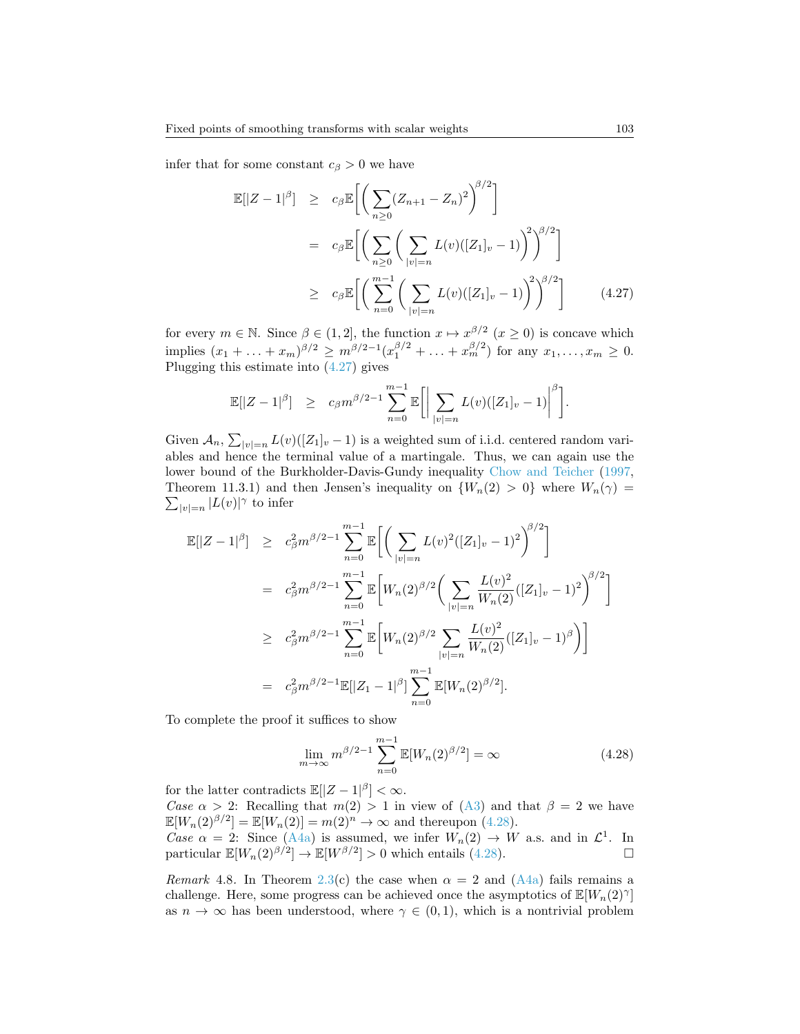infer that for some constant $c_\beta > 0$ we have

$$
\begin{aligned}
\mathbb{E}[|Z-1|^\beta] &\geq c_\beta \mathbb{E}\bigg[\bigg(\sum_{n\geq 0}(Z_{n+1}-Z_n)^2\bigg)^{\beta/2}\bigg] \\
&= c_\beta \mathbb{E}\bigg[\bigg(\sum_{n\geq 0}\bigg(\sum_{|v|=n} L(v)([Z_1]_v - 1)\bigg)^2\bigg)^{\beta/2}\bigg] \\
&\geq c_\beta \mathbb{E}\bigg[\bigg(\sum_{n=0}^{m-1}\bigg(\sum_{|v|=n} L(v)([Z_1]_v - 1)\bigg)^2\bigg)^{\beta/2}\bigg] \qquad (4.27)
\end{aligned}
$$

for every $m \in \mathbb{N}$. Since $\beta \in (1,2]$, the function $x \mapsto x^{\beta/2}$ $(x \geq 0)$ is concave which implies $(x_1 + \ldots + x_m)^{\beta/2} \geq m^{\beta/2-1}(x_1^{\beta/2} + \ldots + x_m^{\beta/2})$ for any $x_1, \ldots, x_m \geq 0$. Plugging this estimate into (4.27) gives

$$
\mathbb{E}[|Z-1|^\beta] \quad \geq \quad c_\beta m^{\beta/2-1} \sum_{n=0}^{m-1} \mathbb{E}\bigg[\bigg|\sum_{|v|=n} L(v)([Z_1]_v - 1)\bigg|^\beta\bigg].
$$

Given $\mathcal{A}_n$, $\sum_{|v|=n} L(v)([Z_1]_v - 1)$ is a weighted sum of i.i.d. centered random variables and hence the terminal value of a martingale. Thus, we can again use the lower bound of the Burkholder-Davis-Gundy inequality Chow and Teicher (1997, Theorem 11.3.1) and then Jensen's inequality on $\{W_n(2) > 0\}$ where $W_n(\gamma) = \sum_{|v|=n} |L(v)|^\gamma$ to infer

$$
\begin{aligned}
\mathbb{E}[|Z-1|^\beta] &\geq c_\beta^2 m^{\beta/2-1} \sum_{n=0}^{m-1} \mathbb{E}\bigg[\bigg(\sum_{|v|=n} L(v)^2([Z_1]_v - 1)^2\bigg)^{\beta/2}\bigg] \\
&= c_\beta^2 m^{\beta/2-1} \sum_{n=0}^{m-1} \mathbb{E}\bigg[W_n(2)^{\beta/2}\bigg(\sum_{|v|=n} \frac{L(v)^2}{W_n(2)}([Z_1]_v - 1)^2\bigg)^{\beta/2}\bigg] \\
&\geq c_\beta^2 m^{\beta/2-1} \sum_{n=0}^{m-1} \mathbb{E}\bigg[W_n(2)^{\beta/2} \sum_{|v|=n} \frac{L(v)^2}{W_n(2)}([Z_1]_v - 1)^\beta\bigg)\bigg] \\
&= c_\beta^2 m^{\beta/2-1} \mathbb{E}[|Z_1 - 1|^\beta] \sum_{n=0}^{m-1} \mathbb{E}[W_n(2)^{\beta/2}].
\end{aligned}
$$

To complete the proof it suffices to show

$$
\lim_{m\to\infty} m^{\beta/2-1} \sum_{n=0}^{m-1} \mathbb{E}[W_n(2)^{\beta/2}] = \infty \qquad (4.28)
$$

for the latter contradicts $\mathbb{E}[|Z-1|^\beta] < \infty$.

*Case* $\alpha > 2$: Recalling that $m(2) > 1$ in view of (A3) and that $\beta = 2$ we have $\mathbb{E}[W_n(2)^{\beta/2}] = \mathbb{E}[W_n(2)] = m(2)^n \to \infty$ and thereupon (4.28).

*Case* $\alpha = 2$: Since (A4a) is assumed, we infer $W_n(2) \to W$ a.s. and in $\mathcal{L}^1$. In particular $\mathbb{E}[W_n(2)^{\beta/2}] \to \mathbb{E}[W^{\beta/2}] > 0$ which entails (4.28). □

*Remark* 4.8. In Theorem 2.3(c) the case when $\alpha = 2$ and (A4a) fails remains a challenge. Here, some progress can be achieved once the asymptotics of $\mathbb{E}[W_n(2)^\gamma]$ as $n \to \infty$ has been understood, where $\gamma \in (0,1)$, which is a nontrivial problem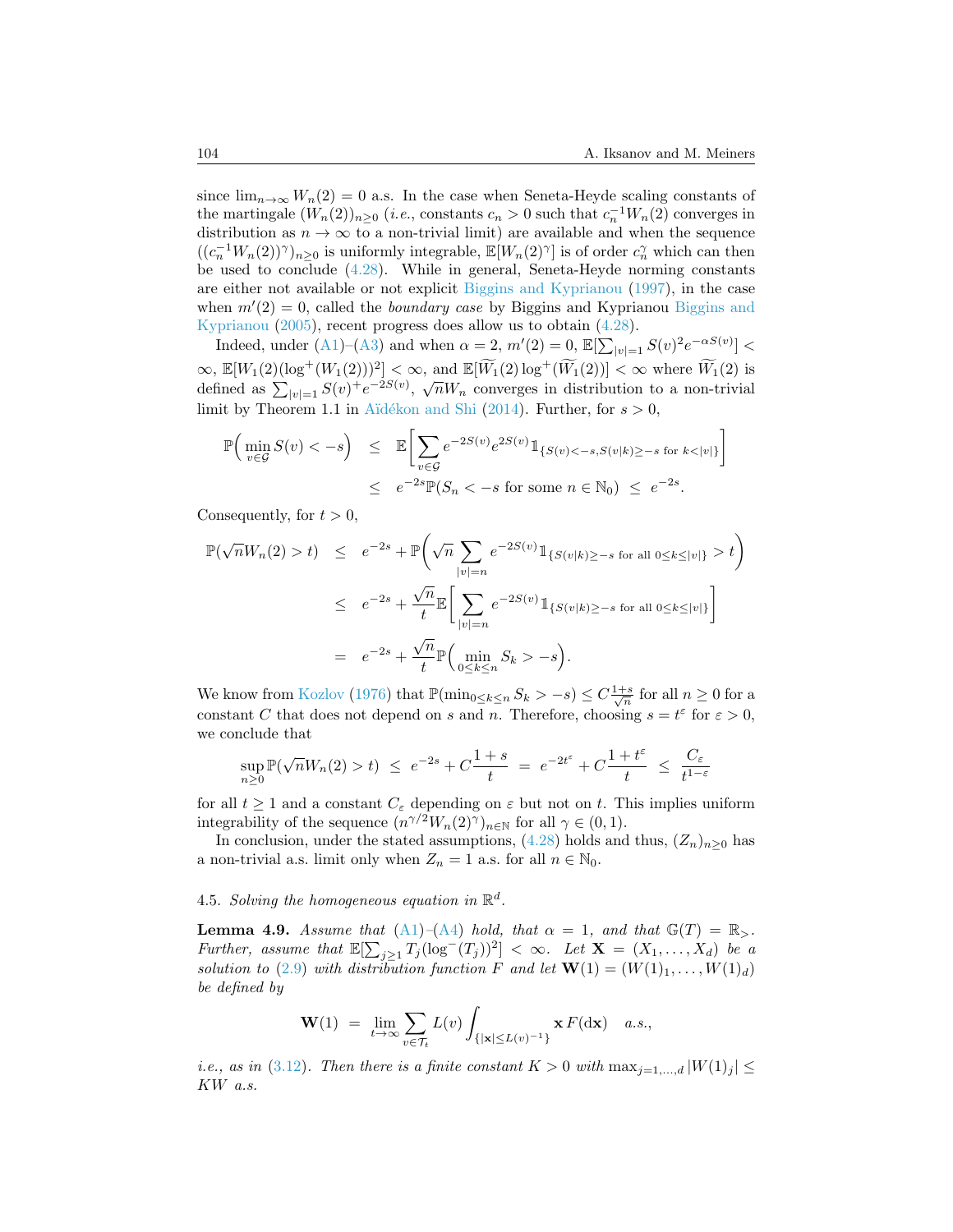since $\lim_{n\to\infty} W_n(2) = 0$ a.s. In the case when Seneta-Heyde scaling constants of the martingale $(W_n(2))_{n\geq 0}$ (*i.e.*, constants $c_n > 0$ such that $c_n^{-1} W_n(2)$ converges in distribution as $n \to \infty$ to a non-trivial limit) are available and when the sequence $((c_n^{-1} W_n(2))^\gamma)_{n\geq 0}$ is uniformly integrable, $\mathbb{E}[W_n(2)^\gamma]$ is of order $c_n^\gamma$ which can then be used to conclude (4.28). While in general, Seneta-Heyde norming constants are either not available or not explicit Biggins and Kyprianou (1997), in the case when $m'(2) = 0$, called the *boundary case* by Biggins and Kyprianou Biggins and Kyprianou (2005), recent progress does allow us to obtain (4.28).

Indeed, under (A1)–(A3) and when $\alpha = 2$, $m'(2) = 0$, $\mathbb{E}[\sum_{|v|=1} S(v)^2 e^{-\alpha S(v)}] < \infty$, $\mathbb{E}[W_1(2)(\log^+(W_1(2)))^2] < \infty$, and $\mathbb{E}[\widetilde{W}_1(2)\log^+(\widetilde{W}_1(2))] < \infty$ where $\widetilde{W}_1(2)$ is defined as $\sum_{|v|=1} S(v)^+ e^{-2S(v)}$, $\sqrt{n} W_n$ converges in distribution to a non-trivial limit by Theorem 1.1 in Aïdékon and Shi (2014). Further, for $s > 0$,

$$
\begin{aligned}
\mathbb{P}\Big(\min_{v\in\mathcal{G}} S(v) < -s\Big) \;&\leq\; \mathbb{E}\bigg[\sum_{v\in\mathcal{G}} e^{-2S(v)} e^{2S(v)} \mathbb{1}_{\{S(v)<-s,\, S(v|k)\geq -s \text{ for } k<|v|\}}\bigg] \\
&\leq\; e^{-2s}\mathbb{P}(S_n < -s \text{ for some } n \in \mathbb{N}_0) \;\leq\; e^{-2s}.
\end{aligned}
$$

Consequently, for $t > 0$,

$$
\begin{aligned}
\mathbb{P}(\sqrt{n}W_n(2) > t) \;&\leq\; e^{-2s} + \mathbb{P}\bigg(\sqrt{n}\sum_{|v|=n} e^{-2S(v)} \mathbb{1}_{\{S(v|k)\geq -s \text{ for all } 0\leq k\leq |v|\}} > t\bigg) \\
&\leq\; e^{-2s} + \frac{\sqrt{n}}{t}\mathbb{E}\bigg[\sum_{|v|=n} e^{-2S(v)} \mathbb{1}_{\{S(v|k)\geq -s \text{ for all } 0\leq k\leq |v|\}}\bigg] \\
&=\; e^{-2s} + \frac{\sqrt{n}}{t}\mathbb{P}\Big(\min_{0\leq k\leq n} S_k > -s\Big).
\end{aligned}
$$

We know from Kozlov (1976) that $\mathbb{P}(\min_{0\leq k\leq n} S_k > -s) \leq C\frac{1+s}{\sqrt{n}}$ for all $n \geq 0$ for a constant $C$ that does not depend on $s$ and $n$. Therefore, choosing $s = t^\varepsilon$ for $\varepsilon > 0$, we conclude that

$$
\sup_{n\geq 0} \mathbb{P}(\sqrt{n}W_n(2) > t) \;\leq\; e^{-2s} + C\frac{1+s}{t} \;=\; e^{-2t^\varepsilon} + C\frac{1+t^\varepsilon}{t} \;\leq\; \frac{C_\varepsilon}{t^{1-\varepsilon}}
$$

for all $t \geq 1$ and a constant $C_\varepsilon$ depending on $\varepsilon$ but not on $t$. This implies uniform integrability of the sequence $(n^{\gamma/2} W_n(2)^\gamma)_{n\in\mathbb{N}}$ for all $\gamma \in (0, 1)$.

In conclusion, under the stated assumptions, (4.28) holds and thus, $(Z_n)_{n\geq 0}$ has a non-trivial a.s. limit only when $Z_n = 1$ a.s. for all $n \in \mathbb{N}_0$.

### 4.5. *Solving the homogeneous equation in $\mathbb{R}^d$.*

**Lemma 4.9.** *Assume that (A1)–(A4) hold, that $\alpha = 1$, and that $\mathbb{G}(T) = \mathbb{R}_>$. Further, assume that $\mathbb{E}[\sum_{j\geq 1} T_j(\log^-(T_j))^2] < \infty$. Let $\mathbf{X} = (X_1, \ldots, X_d)$ be a solution to (2.9) with distribution function $F$ and let $\mathbf{W}(1) = (W(1)_1, \ldots, W(1)_d)$ be defined by*

$$
\mathbf{W}(1) \;=\; \lim_{t\to\infty} \sum_{v\in\mathcal{T}_t} L(v) \int_{\{|\mathbf{x}|\leq L(v)^{-1}\}} \mathbf{x}\, F(\mathrm{d}\mathbf{x}) \quad a.s.,
$$

*i.e., as in (3.12). Then there is a finite constant $K > 0$ with $\max_{j=1,\ldots,d} |W(1)_j| \leq KW$ a.s.*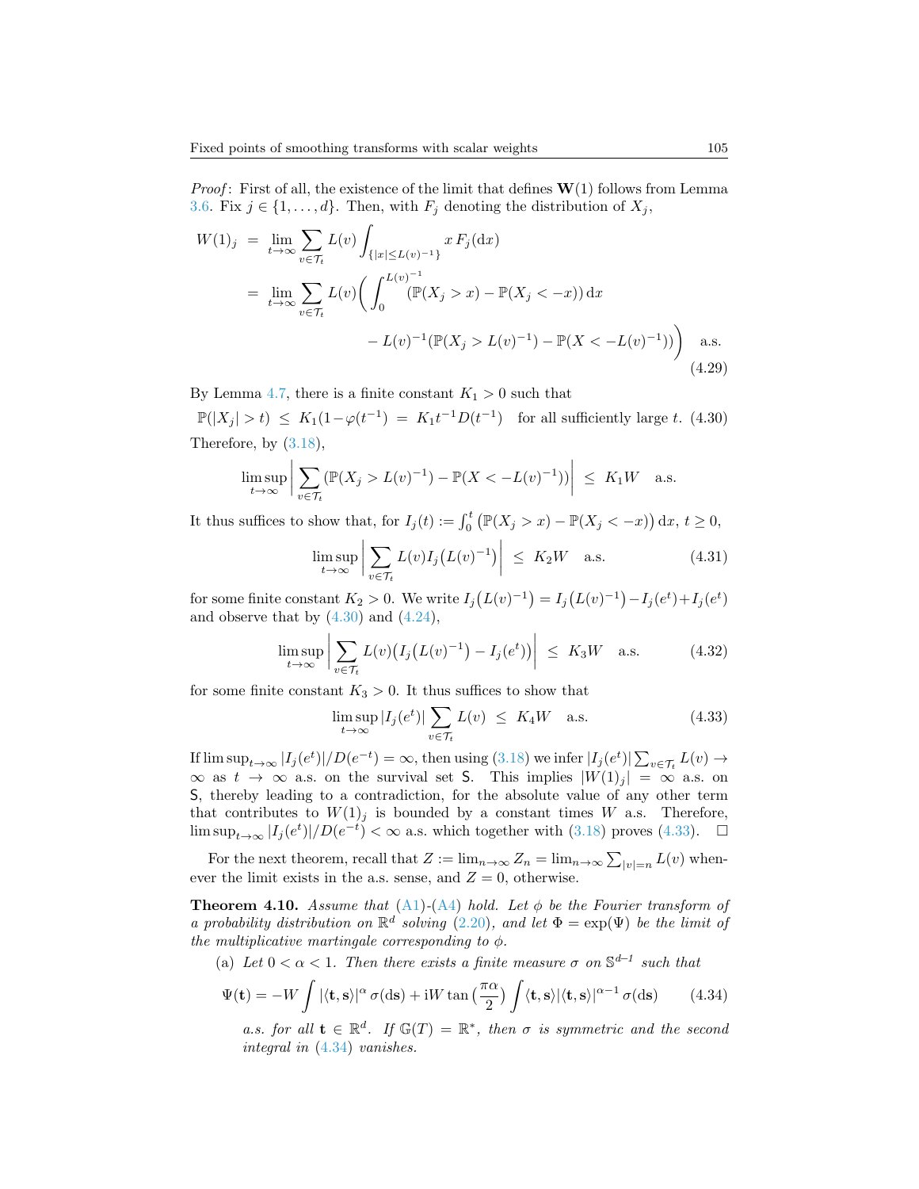*Proof*: First of all, the existence of the limit that defines $\mathbf{W}(1)$ follows from Lemma 3.6. Fix $j \in \{1, \ldots, d\}$. Then, with $F_j$ denoting the distribution of $X_j$,

$$
\begin{aligned}
W(1)_j &= \lim_{t\to\infty} \sum_{v\in\mathcal{T}_t} L(v) \int_{\{|x|\leq L(v)^{-1}\}} x\, F_j(\mathrm{d}x) \\
&= \lim_{t\to\infty} \sum_{v\in\mathcal{T}_t} L(v) \bigg( \int_0^{L(v)^{-1}} (\mathbb{P}(X_j > x) - \mathbb{P}(X_j < -x))\,\mathrm{d}x \\
&\qquad\qquad - L(v)^{-1}(\mathbb{P}(X_j > L(v)^{-1}) - \mathbb{P}(X < -L(v)^{-1})) \bigg) \quad \text{a.s.}
\end{aligned}
\tag{4.29}
$$

By Lemma 4.7, there is a finite constant $K_1 > 0$ such that

$$
\mathbb{P}(|X_j| > t) \;\leq\; K_1(1-\varphi(t^{-1}) \;=\; K_1 t^{-1} D(t^{-1}) \quad \text{for all sufficiently large } t. \tag{4.30}
$$

Therefore, by (3.18),

$$
\limsup_{t\to\infty} \bigg| \sum_{v\in\mathcal{T}_t} (\mathbb{P}(X_j > L(v)^{-1}) - \mathbb{P}(X < -L(v)^{-1})) \bigg| \;\leq\; K_1 W \quad \text{a.s.}
$$

It thus suffices to show that, for $I_j(t) := \int_0^t \big(\mathbb{P}(X_j > x) - \mathbb{P}(X_j < -x)\big)\,\mathrm{d}x$, $t \geq 0$,

$$
\limsup_{t\to\infty} \bigg| \sum_{v\in\mathcal{T}_t} L(v) I_j\big(L(v)^{-1}\big) \bigg| \;\leq\; K_2 W \quad \text{a.s.} \tag{4.31}
$$

for some finite constant $K_2 > 0$. We write $I_j\big(L(v)^{-1}\big) = I_j\big(L(v)^{-1}\big) - I_j(e^t) + I_j(e^t)$ and observe that by (4.30) and (4.24),

$$
\limsup_{t\to\infty} \bigg| \sum_{v\in\mathcal{T}_t} L(v)\big(I_j\big(L(v)^{-1}\big) - I_j(e^t)\big) \bigg| \;\leq\; K_3 W \quad \text{a.s.} \tag{4.32}
$$

for some finite constant $K_3 > 0$. It thus suffices to show that

$$
\limsup_{t\to\infty} |I_j(e^t)| \sum_{v\in\mathcal{T}_t} L(v) \;\leq\; K_4 W \quad \text{a.s.} \tag{4.33}
$$

If $\limsup_{t\to\infty} |I_j(e^t)|/D(e^{-t}) = \infty$, then using (3.18) we infer $|I_j(e^t)| \sum_{v\in\mathcal{T}_t} L(v) \to \infty$ as $t \to \infty$ a.s. on the survival set $\mathsf{S}$. This implies $|W(1)_j| = \infty$ a.s. on $\mathsf{S}$, thereby leading to a contradiction, for the absolute value of any other term that contributes to $W(1)_j$ is bounded by a constant times $W$ a.s. Therefore, $\limsup_{t\to\infty} |I_j(e^t)|/D(e^{-t}) < \infty$ a.s. which together with (3.18) proves (4.33). $\square$

For the next theorem, recall that $Z := \lim_{n\to\infty} Z_n = \lim_{n\to\infty} \sum_{|v|=n} L(v)$ whenever the limit exists in the a.s. sense, and $Z = 0$, otherwise.

**Theorem 4.10.** *Assume that (A1)-(A4) hold. Let $\phi$ be the Fourier transform of a probability distribution on $\mathbb{R}^d$ solving (2.20), and let $\Phi = \exp(\Psi)$ be the limit of the multiplicative martingale corresponding to $\phi$.*

(a) *Let $0 < \alpha < 1$. Then there exists a finite measure $\sigma$ on $\mathbb{S}^{d-1}$ such that*

$$
\Psi(\mathbf{t}) = -W \int |\langle \mathbf{t}, \mathbf{s}\rangle|^\alpha \,\sigma(\mathrm{d}\mathbf{s}) + \mathrm{i} W \tan\big(\frac{\pi\alpha}{2}\big) \int \langle \mathbf{t}, \mathbf{s}\rangle |\langle \mathbf{t}, \mathbf{s}\rangle|^{\alpha-1}\,\sigma(\mathrm{d}\mathbf{s}) \tag{4.34}
$$

*a.s. for all $\mathbf{t} \in \mathbb{R}^d$. If $\mathbb{G}(T) = \mathbb{R}^*$, then $\sigma$ is symmetric and the second integral in (4.34) vanishes.*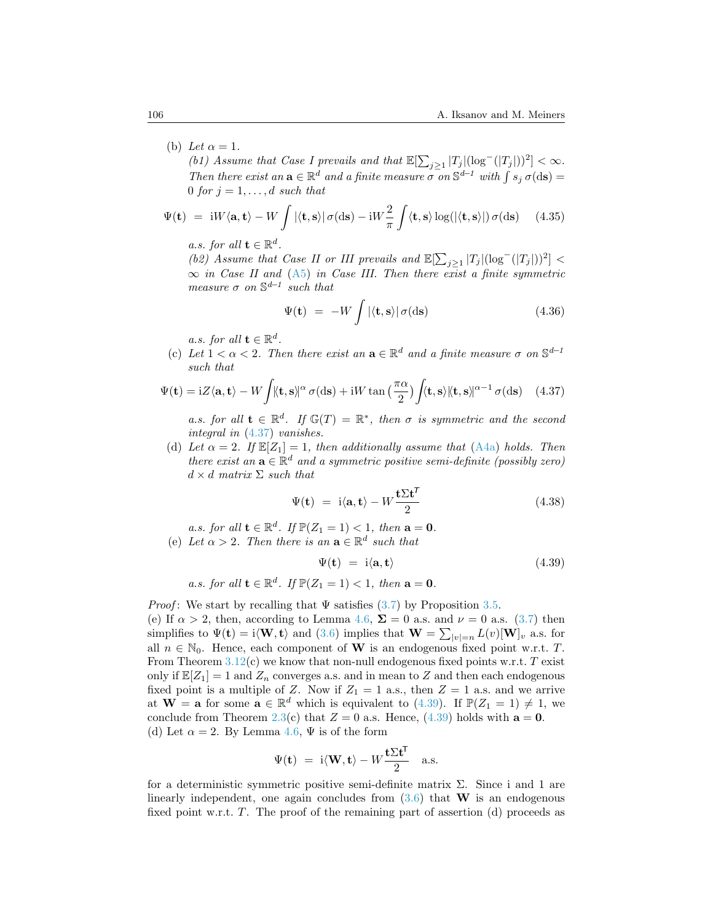(b) *Let $\alpha = 1$.*

*(b1) Assume that Case I prevails and that $\mathbb{E}[\sum_{j\geq 1} |T_j|(\log^-(|T_j|))^2] < \infty$. Then there exist an $\mathbf{a} \in \mathbb{R}^d$ and a finite measure $\sigma$ on $\mathbb{S}^{d-1}$ with $\int s_j \, \sigma(\mathrm{d}\mathbf{s}) = 0$ for $j = 1, \ldots, d$ such that*

$$\Psi(\mathbf{t}) \;=\; \mathrm{i}W\langle \mathbf{a}, \mathbf{t}\rangle - W \int |\langle \mathbf{t}, \mathbf{s}\rangle| \, \sigma(\mathrm{d}\mathbf{s}) - \mathrm{i}W \frac{2}{\pi} \int \langle \mathbf{t}, \mathbf{s}\rangle \log(|\langle \mathbf{t}, \mathbf{s}\rangle|) \, \sigma(\mathrm{d}\mathbf{s}) \tag{4.35}$$

*a.s. for all $\mathbf{t} \in \mathbb{R}^d$.*

*(b2) Assume that Case II or III prevails and $\mathbb{E}[\sum_{j\geq 1} |T_j|(\log^-(|T_j|))^2] < \infty$ in Case II and (A5) in Case III. Then there exist a finite symmetric measure $\sigma$ on $\mathbb{S}^{d-1}$ such that*

$$\Psi(\mathbf{t}) \;=\; -W \int |\langle \mathbf{t}, \mathbf{s}\rangle| \, \sigma(\mathrm{d}\mathbf{s}) \tag{4.36}$$

*a.s. for all $\mathbf{t} \in \mathbb{R}^d$.*

(c) *Let $1 < \alpha < 2$. Then there exist an $\mathbf{a} \in \mathbb{R}^d$ and a finite measure $\sigma$ on $\mathbb{S}^{d-1}$ such that*

$$\Psi(\mathbf{t}) = \mathrm{i}Z\langle \mathbf{a}, \mathbf{t}\rangle - W\int |\langle \mathbf{t}, \mathbf{s}\rangle|^{\alpha} \, \sigma(\mathrm{d}\mathbf{s}) + \mathrm{i}W \tan\left(\frac{\pi\alpha}{2}\right) \int \langle \mathbf{t}, \mathbf{s}\rangle |\langle \mathbf{t}, \mathbf{s}\rangle|^{\alpha-1} \, \sigma(\mathrm{d}\mathbf{s}) \tag{4.37}$$

*a.s. for all $\mathbf{t} \in \mathbb{R}^d$. If $\mathbb{G}(T) = \mathbb{R}^*$, then $\sigma$ is symmetric and the second integral in (4.37) vanishes.*

(d) *Let $\alpha = 2$. If $\mathbb{E}[Z_1] = 1$, then additionally assume that (A4a) holds. Then there exist an $\mathbf{a} \in \mathbb{R}^d$ and a symmetric positive semi-definite (possibly zero) $d \times d$ matrix $\Sigma$ such that*

$$\Psi(\mathbf{t}) \;=\; \mathrm{i}\langle \mathbf{a}, \mathbf{t}\rangle - W \frac{\mathbf{t}\Sigma\mathbf{t}^{\mathsf{T}}}{2} \tag{4.38}$$

*a.s. for all $\mathbf{t} \in \mathbb{R}^d$. If $\mathbb{P}(Z_1 = 1) < 1$, then $\mathbf{a} = \mathbf{0}$.*

(e) *Let $\alpha > 2$. Then there is an $\mathbf{a} \in \mathbb{R}^d$ such that*

$$\Psi(\mathbf{t}) \;=\; \mathrm{i}\langle \mathbf{a}, \mathbf{t}\rangle \tag{4.39}$$

*a.s. for all $\mathbf{t} \in \mathbb{R}^d$. If $\mathbb{P}(Z_1 = 1) < 1$, then $\mathbf{a} = \mathbf{0}$.*

*Proof*: We start by recalling that $\Psi$ satisfies (3.7) by Proposition 3.5.

(e) If $\alpha > 2$, then, according to Lemma 4.6, $\mathbf{\Sigma} = 0$ a.s. and $\nu = 0$ a.s. (3.7) then simplifies to $\Psi(\mathbf{t}) = \mathrm{i}\langle \mathbf{W}, \mathbf{t}\rangle$ and (3.6) implies that $\mathbf{W} = \sum_{|v|=n} L(v)[\mathbf{W}]_v$ a.s. for all $n \in \mathbb{N}_0$. Hence, each component of $\mathbf{W}$ is an endogenous fixed point w.r.t. $T$. From Theorem 3.12(c) we know that non-null endogenous fixed points w.r.t. $T$ exist only if $\mathbb{E}[Z_1] = 1$ and $Z_n$ converges a.s. and in mean to $Z$ and then each endogenous fixed point is a multiple of $Z$. Now if $Z_1 = 1$ a.s., then $Z = 1$ a.s. and we arrive at $\mathbf{W} = \mathbf{a}$ for some $\mathbf{a} \in \mathbb{R}^d$ which is equivalent to (4.39). If $\mathbb{P}(Z_1 = 1) \neq 1$, we conclude from Theorem 2.3(c) that $Z = 0$ a.s. Hence, (4.39) holds with $\mathbf{a} = \mathbf{0}$.

(d) Let $\alpha = 2$. By Lemma 4.6, $\Psi$ is of the form

$$\Psi(\mathbf{t}) \;=\; \mathrm{i}\langle \mathbf{W}, \mathbf{t}\rangle - W \frac{\mathbf{t}\Sigma\mathbf{t}^{\mathsf{T}}}{2} \quad \text{a.s.}$$

for a deterministic symmetric positive semi-definite matrix $\Sigma$. Since i and 1 are linearly independent, one again concludes from (3.6) that $\mathbf{W}$ is an endogenous fixed point w.r.t. $T$. The proof of the remaining part of assertion (d) proceeds as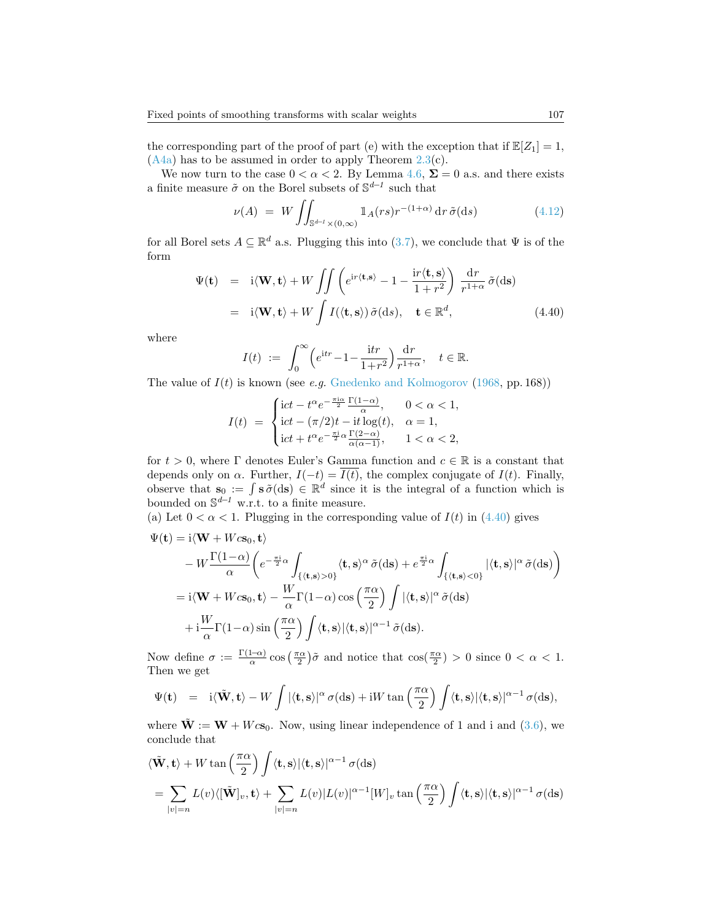the corresponding part of the proof of part (e) with the exception that if $\mathbb{E}[Z_1] = 1$, (A4a) has to be assumed in order to apply Theorem 2.3(c).

We now turn to the case $0 < \alpha < 2$. By Lemma 4.6, $\mathbf{\Sigma} = 0$ a.s. and there exists a finite measure $\tilde{\sigma}$ on the Borel subsets of $\mathbb{S}^{d-1}$ such that

$$\nu(A) \;=\; W \iint_{\mathbb{S}^{d-1}\times(0,\infty)} \mathbb{1}_A(rs) r^{-(1+\alpha)}\,\mathrm{d}r\,\tilde{\sigma}(\mathrm{d}s) \tag{4.12}$$

for all Borel sets $A \subseteq \mathbb{R}^d$ a.s. Plugging this into (3.7), we conclude that $\Psi$ is of the form

$$\begin{aligned}
\Psi(\mathbf{t}) \;&=\; \mathrm{i}\langle \mathbf{W}, \mathbf{t}\rangle + W \iint \left(e^{\mathrm{i}r\langle \mathbf{t},\mathbf{s}\rangle} - 1 - \frac{\mathrm{i}r\langle \mathbf{t},\mathbf{s}\rangle}{1+r^2}\right) \frac{\mathrm{d}r}{r^{1+\alpha}}\,\tilde{\sigma}(\mathrm{d}\mathbf{s}) \\
&=\; \mathrm{i}\langle \mathbf{W}, \mathbf{t}\rangle + W \int I(\langle \mathbf{t},\mathbf{s}\rangle)\,\tilde{\sigma}(\mathrm{d}s), \quad \mathbf{t} \in \mathbb{R}^d,
\end{aligned} \tag{4.40}$$

where

$$I(t) \;:=\; \int_0^\infty \Big(e^{\mathrm{i}tr} - 1 - \frac{\mathrm{i}tr}{1+r^2}\Big)\frac{\mathrm{d}r}{r^{1+\alpha}}, \quad t \in \mathbb{R}.$$

The value of $I(t)$ is known (see *e.g.* Gnedenko and Kolmogorov (1968, pp. 168))

$$I(t) \;=\; \begin{cases} \mathrm{i}ct - t^\alpha e^{-\frac{\pi\mathrm{i}\alpha}{2}} \frac{\Gamma(1-\alpha)}{\alpha}, & 0 < \alpha < 1, \\ \mathrm{i}ct - (\pi/2)t - \mathrm{i}t\log(t), & \alpha = 1, \\ \mathrm{i}ct + t^\alpha e^{-\frac{\pi\mathrm{i}}{2}\alpha} \frac{\Gamma(2-\alpha)}{\alpha(\alpha-1)}, & 1 < \alpha < 2, \end{cases}$$

for $t > 0$, where $\Gamma$ denotes Euler's Gamma function and $c \in \mathbb{R}$ is a constant that depends only on $\alpha$. Further, $I(-t) = \overline{I(t)}$, the complex conjugate of $I(t)$. Finally, observe that $\mathbf{s}_0 := \int \mathbf{s}\,\tilde{\sigma}(\mathrm{d}\mathbf{s}) \in \mathbb{R}^d$ since it is the integral of a function which is bounded on $\mathbb{S}^{d-1}$ w.r.t. to a finite measure.

(a) Let $0 < \alpha < 1$. Plugging in the corresponding value of $I(t)$ in (4.40) gives

$$\begin{aligned}
\Psi(\mathbf{t}) &= \mathrm{i}\langle \mathbf{W} + Wc\mathbf{s}_0, \mathbf{t}\rangle \\
&\quad - W\frac{\Gamma(1-\alpha)}{\alpha}\bigg(e^{-\frac{\pi\mathrm{i}}{2}\alpha}\int_{\{\langle \mathbf{t},\mathbf{s}\rangle>0\}} \langle \mathbf{t},\mathbf{s}\rangle^\alpha\,\tilde{\sigma}(\mathrm{d}\mathbf{s}) + e^{\frac{\pi\mathrm{i}}{2}\alpha}\int_{\{\langle \mathbf{t},\mathbf{s}\rangle<0\}} |\langle \mathbf{t},\mathbf{s}\rangle|^\alpha\,\tilde{\sigma}(\mathrm{d}\mathbf{s})\bigg) \\
&= \mathrm{i}\langle \mathbf{W} + Wc\mathbf{s}_0, \mathbf{t}\rangle - \frac{W}{\alpha}\Gamma(1-\alpha)\cos\Big(\frac{\pi\alpha}{2}\Big)\int |\langle \mathbf{t},\mathbf{s}\rangle|^\alpha\,\tilde{\sigma}(\mathrm{d}\mathbf{s}) \\
&\quad + \mathrm{i}\frac{W}{\alpha}\Gamma(1-\alpha)\sin\Big(\frac{\pi\alpha}{2}\Big)\int \langle \mathbf{t},\mathbf{s}\rangle|\langle \mathbf{t},\mathbf{s}\rangle|^{\alpha-1}\,\tilde{\sigma}(\mathrm{d}\mathbf{s}).
\end{aligned}$$

Now define $\sigma := \frac{\Gamma(1-\alpha)}{\alpha}\cos\big(\frac{\pi\alpha}{2}\big)\tilde{\sigma}$ and notice that $\cos(\frac{\pi\alpha}{2}) > 0$ since $0 < \alpha < 1$. Then we get

$$\Psi(\mathbf{t}) \;=\; \mathrm{i}\langle \tilde{\mathbf{W}}, \mathbf{t}\rangle - W\int |\langle \mathbf{t},\mathbf{s}\rangle|^\alpha\,\sigma(\mathrm{d}\mathbf{s}) + \mathrm{i}W\tan\Big(\frac{\pi\alpha}{2}\Big)\int \langle \mathbf{t},\mathbf{s}\rangle|\langle \mathbf{t},\mathbf{s}\rangle|^{\alpha-1}\,\sigma(\mathrm{d}\mathbf{s}),$$

where $\tilde{\mathbf{W}} := \mathbf{W} + Wc\mathbf{s}_0$. Now, using linear independence of 1 and i and (3.6), we conclude that

$$\begin{aligned}
&\langle \tilde{\mathbf{W}}, \mathbf{t}\rangle + W\tan\Big(\frac{\pi\alpha}{2}\Big)\int \langle \mathbf{t},\mathbf{s}\rangle|\langle \mathbf{t},\mathbf{s}\rangle|^{\alpha-1}\,\sigma(\mathrm{d}\mathbf{s}) \\
&= \sum_{|v|=n} L(v)\langle [\tilde{\mathbf{W}}]_v, \mathbf{t}\rangle + \sum_{|v|=n} L(v)|L(v)|^{\alpha-1}[W]_v\tan\Big(\frac{\pi\alpha}{2}\Big)\int \langle \mathbf{t},\mathbf{s}\rangle|\langle \mathbf{t},\mathbf{s}\rangle|^{\alpha-1}\,\sigma(\mathrm{d}\mathbf{s})
\end{aligned}$$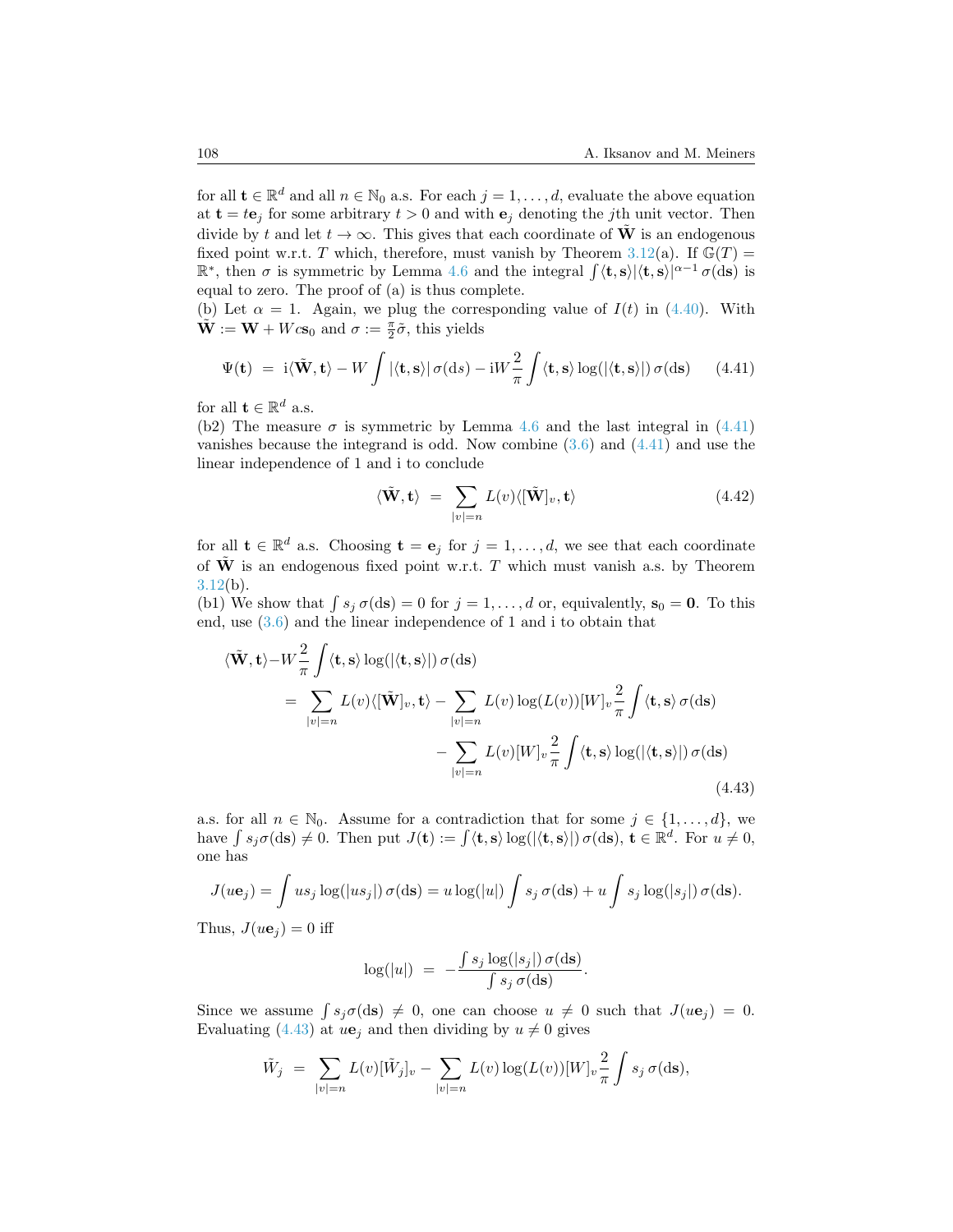for all $\mathbf{t} \in \mathbb{R}^d$ and all $n \in \mathbb{N}_0$ a.s. For each $j = 1, \ldots, d$, evaluate the above equation at $\mathbf{t} = t\mathbf{e}_j$ for some arbitrary $t > 0$ and with $\mathbf{e}_j$ denoting the $j$th unit vector. Then divide by $t$ and let $t \to \infty$. This gives that each coordinate of $\tilde{\mathbf{W}}$ is an endogenous fixed point w.r.t. $T$ which, therefore, must vanish by Theorem 3.12(a). If $\mathbb{G}(T) = \mathbb{R}^*$, then $\sigma$ is symmetric by Lemma 4.6 and the integral $\int \langle \mathbf{t}, \mathbf{s} \rangle |\langle \mathbf{t}, \mathbf{s} \rangle|^{\alpha-1} \, \sigma(\mathrm{d}\mathbf{s})$ is equal to zero. The proof of (a) is thus complete.

(b) Let $\alpha = 1$. Again, we plug the corresponding value of $I(t)$ in (4.40). With $\tilde{\mathbf{W}} := \mathbf{W} + Wc\mathbf{s}_0$ and $\sigma := \frac{\pi}{2}\tilde{\sigma}$, this yields

$$\Psi(\mathbf{t}) \;=\; \mathrm{i}\langle \tilde{\mathbf{W}}, \mathbf{t} \rangle - W \int |\langle \mathbf{t}, \mathbf{s} \rangle| \, \sigma(\mathrm{d}\mathbf{s}) - \mathrm{i}W \frac{2}{\pi} \int \langle \mathbf{t}, \mathbf{s} \rangle \log(|\langle \mathbf{t}, \mathbf{s} \rangle|) \, \sigma(\mathrm{d}\mathbf{s}) \tag{4.41}$$

for all $\mathbf{t} \in \mathbb{R}^d$ a.s.

(b2) The measure $\sigma$ is symmetric by Lemma 4.6 and the last integral in (4.41) vanishes because the integrand is odd. Now combine (3.6) and (4.41) and use the linear independence of 1 and i to conclude

$$\langle \tilde{\mathbf{W}}, \mathbf{t} \rangle \;=\; \sum_{|v|=n} L(v) \langle [\tilde{\mathbf{W}}]_v, \mathbf{t} \rangle \tag{4.42}$$

for all $\mathbf{t} \in \mathbb{R}^d$ a.s. Choosing $\mathbf{t} = \mathbf{e}_j$ for $j = 1, \ldots, d$, we see that each coordinate of $\tilde{\mathbf{W}}$ is an endogenous fixed point w.r.t. $T$ which must vanish a.s. by Theorem 3.12(b).

(b1) We show that $\int s_j \, \sigma(\mathrm{d}\mathbf{s}) = 0$ for $j = 1, \ldots, d$ or, equivalently, $\mathbf{s}_0 = \mathbf{0}$. To this end, use (3.6) and the linear independence of 1 and i to obtain that

$$\begin{aligned}
\langle \tilde{\mathbf{W}}, \mathbf{t} \rangle - W \frac{2}{\pi} \int \langle \mathbf{t}, \mathbf{s} \rangle \log(|\langle \mathbf{t}, \mathbf{s} \rangle|) \, \sigma(\mathrm{d}\mathbf{s}) &= \sum_{|v|=n} L(v) \langle [\tilde{\mathbf{W}}]_v, \mathbf{t} \rangle - \sum_{|v|=n} L(v) \log(L(v)) [W]_v \frac{2}{\pi} \int \langle \mathbf{t}, \mathbf{s} \rangle \, \sigma(\mathrm{d}\mathbf{s}) \\
&\quad - \sum_{|v|=n} L(v) [W]_v \frac{2}{\pi} \int \langle \mathbf{t}, \mathbf{s} \rangle \log(|\langle \mathbf{t}, \mathbf{s} \rangle|) \, \sigma(\mathrm{d}\mathbf{s})
\end{aligned} \tag{4.43}$$

a.s. for all $n \in \mathbb{N}_0$. Assume for a contradiction that for some $j \in \{1, \ldots, d\}$, we have $\int s_j \sigma(\mathrm{d}\mathbf{s}) \neq 0$. Then put $J(\mathbf{t}) := \int \langle \mathbf{t}, \mathbf{s} \rangle \log(|\langle \mathbf{t}, \mathbf{s} \rangle|) \, \sigma(\mathrm{d}\mathbf{s})$, $\mathbf{t} \in \mathbb{R}^d$. For $u \neq 0$, one has

$$J(u\mathbf{e}_j) = \int us_j \log(|us_j|) \, \sigma(\mathrm{d}\mathbf{s}) = u \log(|u|) \int s_j \, \sigma(\mathrm{d}\mathbf{s}) + u \int s_j \log(|s_j|) \, \sigma(\mathrm{d}\mathbf{s}).$$

Thus, $J(u\mathbf{e}_j) = 0$ iff

$$\log(|u|) \;=\; -\frac{\int s_j \log(|s_j|) \, \sigma(\mathrm{d}\mathbf{s})}{\int s_j \, \sigma(\mathrm{d}\mathbf{s})}.$$

Since we assume $\int s_j \sigma(\mathrm{d}\mathbf{s}) \neq 0$, one can choose $u \neq 0$ such that $J(u\mathbf{e}_j) = 0$. Evaluating (4.43) at $u\mathbf{e}_j$ and then dividing by $u \neq 0$ gives

$$\tilde{W}_j \;=\; \sum_{|v|=n} L(v) [\tilde{W}_j]_v - \sum_{|v|=n} L(v) \log(L(v)) [W]_v \frac{2}{\pi} \int s_j \, \sigma(\mathrm{d}\mathbf{s}),$$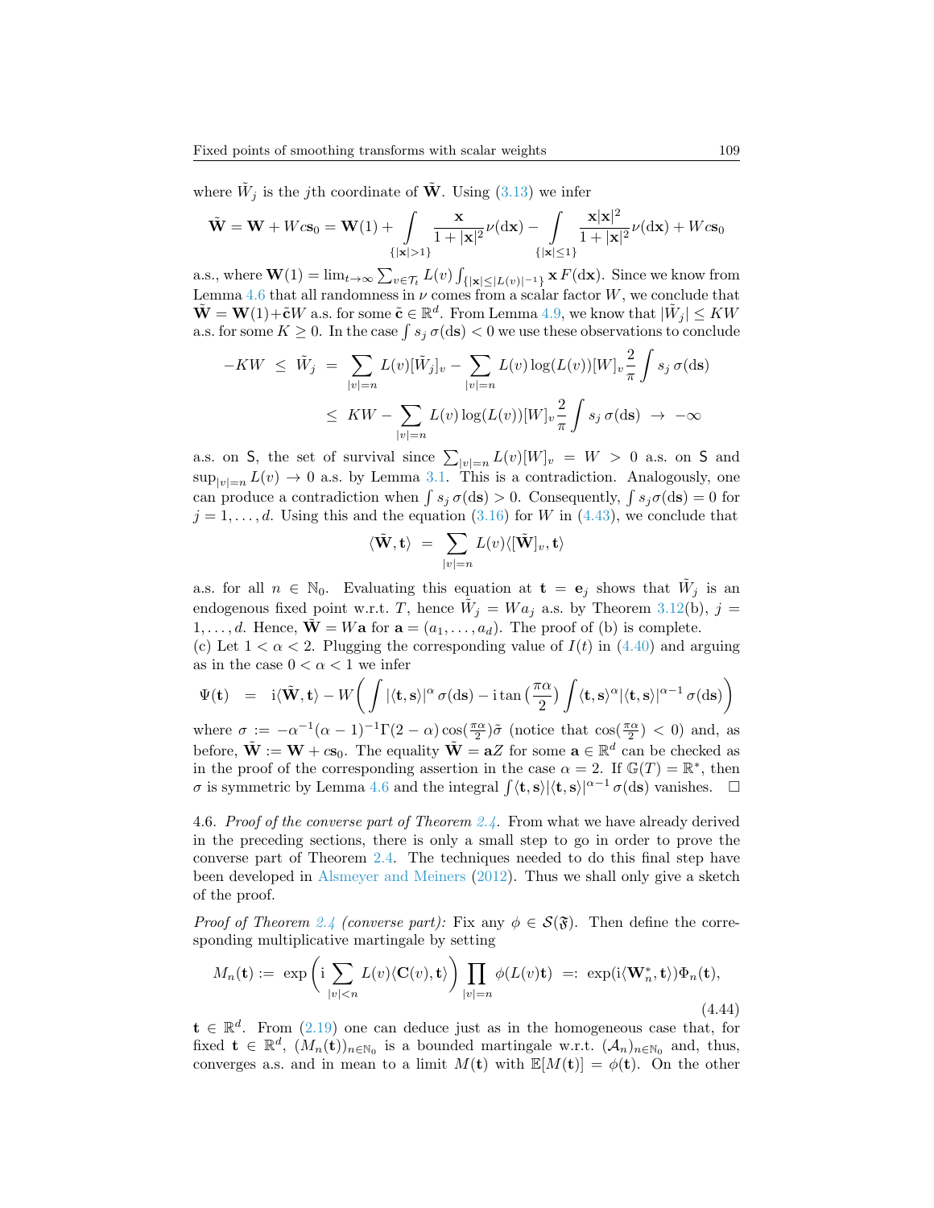where $\tilde{W}_j$ is the $j$th coordinate of $\tilde{\mathbf{W}}$. Using (3.13) we infer

$$\tilde{\mathbf{W}} = \mathbf{W} + Wc\mathbf{s}_0 = \mathbf{W}(1) + \int_{\{|\mathbf{x}|>1\}} \frac{\mathbf{x}}{1+|\mathbf{x}|^2}\nu(\mathrm{d}\mathbf{x}) - \int_{\{|\mathbf{x}|\leq 1\}} \frac{\mathbf{x}|\mathbf{x}|^2}{1+|\mathbf{x}|^2}\nu(\mathrm{d}\mathbf{x}) + Wc\mathbf{s}_0$$

a.s., where $\mathbf{W}(1) = \lim_{t\to\infty} \sum_{v\in\mathcal{T}_t} L(v) \int_{\{|\mathbf{x}|\leq |L(v)|^{-1}\}} \mathbf{x}\, F(\mathrm{d}\mathbf{x})$. Since we know from Lemma 4.6 that all randomness in $\nu$ comes from a scalar factor $W$, we conclude that $\tilde{\mathbf{W}} = \mathbf{W}(1) + \tilde{\mathbf{c}}W$ a.s. for some $\tilde{\mathbf{c}} \in \mathbb{R}^d$. From Lemma 4.9, we know that $|\tilde{W}_j| \leq KW$ a.s. for some $K \geq 0$. In the case $\int s_j\,\sigma(\mathrm{d}\mathbf{s}) < 0$ we use these observations to conclude

$$\begin{aligned}
-KW \;\leq\; \tilde{W}_j \;&=\; \sum_{|v|=n} L(v)[\tilde{W}_j]_v - \sum_{|v|=n} L(v)\log(L(v))[W]_v \frac{2}{\pi}\int s_j\,\sigma(\mathrm{d}\mathbf{s}) \\
&\leq\; KW - \sum_{|v|=n} L(v)\log(L(v))[W]_v \frac{2}{\pi}\int s_j\,\sigma(\mathrm{d}\mathbf{s}) \;\to\; -\infty
\end{aligned}$$

a.s. on $\mathsf{S}$, the set of survival since $\sum_{|v|=n} L(v)[W]_v = W > 0$ a.s. on $\mathsf{S}$ and $\sup_{|v|=n} L(v) \to 0$ a.s. by Lemma 3.1. This is a contradiction. Analogously, one can produce a contradiction when $\int s_j\,\sigma(\mathrm{d}\mathbf{s}) > 0$. Consequently, $\int s_j \sigma(\mathrm{d}\mathbf{s}) = 0$ for $j = 1, \ldots, d$. Using this and the equation (3.16) for $W$ in (4.43), we conclude that

$$\langle \tilde{\mathbf{W}}, \mathbf{t}\rangle \;=\; \sum_{|v|=n} L(v)\langle [\tilde{\mathbf{W}}]_v, \mathbf{t}\rangle$$

a.s. for all $n \in \mathbb{N}_0$. Evaluating this equation at $\mathbf{t} = \mathbf{e}_j$ shows that $\tilde{W}_j$ is an endogenous fixed point w.r.t. $T$, hence $\tilde{W}_j = Wa_j$ a.s. by Theorem 3.12(b), $j = 1, \ldots, d$. Hence, $\tilde{\mathbf{W}} = W\mathbf{a}$ for $\mathbf{a} = (a_1, \ldots, a_d)$. The proof of (b) is complete.

(c) Let $1 < \alpha < 2$. Plugging the corresponding value of $I(t)$ in (4.40) and arguing as in the case $0 < \alpha < 1$ we infer

$$\Psi(\mathbf{t}) \;=\; \mathrm{i}\langle \tilde{\mathbf{W}}, \mathbf{t}\rangle - W\bigg(\int |\langle \mathbf{t}, \mathbf{s}\rangle|^\alpha\,\sigma(\mathrm{d}\mathbf{s}) - \mathrm{i}\tan\big(\tfrac{\pi\alpha}{2}\big)\int \langle \mathbf{t}, \mathbf{s}\rangle^\alpha |\langle \mathbf{t}, \mathbf{s}\rangle|^{\alpha-1}\,\sigma(\mathrm{d}\mathbf{s})\bigg)$$

where $\sigma := -\alpha^{-1}(\alpha-1)^{-1}\Gamma(2-\alpha)\cos(\frac{\pi\alpha}{2})\tilde{\sigma}$ (notice that $\cos(\frac{\pi\alpha}{2}) < 0$) and, as before, $\tilde{\mathbf{W}} := \mathbf{W} + c\mathbf{s}_0$. The equality $\tilde{\mathbf{W}} = \mathbf{a}Z$ for some $\mathbf{a} \in \mathbb{R}^d$ can be checked as in the proof of the corresponding assertion in the case $\alpha = 2$. If $\mathbb{G}(T) = \mathbb{R}^*$, then $\sigma$ is symmetric by Lemma 4.6 and the integral $\int \langle \mathbf{t}, \mathbf{s}\rangle |\langle \mathbf{t}, \mathbf{s}\rangle|^{\alpha-1}\,\sigma(\mathrm{d}\mathbf{s})$ vanishes. $\square$

4.6. *Proof of the converse part of Theorem 2.4.* From what we have already derived in the preceding sections, there is only a small step to go in order to prove the converse part of Theorem 2.4. The techniques needed to do this final step have been developed in Alsmeyer and Meiners (2012). Thus we shall only give a sketch of the proof.

*Proof of Theorem 2.4 (converse part):* Fix any $\phi \in \mathcal{S}(\mathfrak{F})$. Then define the corresponding multiplicative martingale by setting

$$M_n(\mathbf{t}) := \exp\bigg(\mathrm{i}\sum_{|v|<n} L(v)\langle \mathbf{C}(v), \mathbf{t}\rangle\bigg) \prod_{|v|=n} \phi(L(v)\mathbf{t}) \;=:\; \exp(\mathrm{i}\langle \mathbf{W}_n^*, \mathbf{t}\rangle)\Phi_n(\mathbf{t}), \tag{4.44}$$

$\mathbf{t} \in \mathbb{R}^d$. From (2.19) one can deduce just as in the homogeneous case that, for fixed $\mathbf{t} \in \mathbb{R}^d$, $(M_n(\mathbf{t}))_{n\in\mathbb{N}_0}$ is a bounded martingale w.r.t. $(\mathcal{A}_n)_{n\in\mathbb{N}_0}$ and, thus, converges a.s. and in mean to a limit $M(\mathbf{t})$ with $\mathbb{E}[M(\mathbf{t})] = \phi(\mathbf{t})$. On the other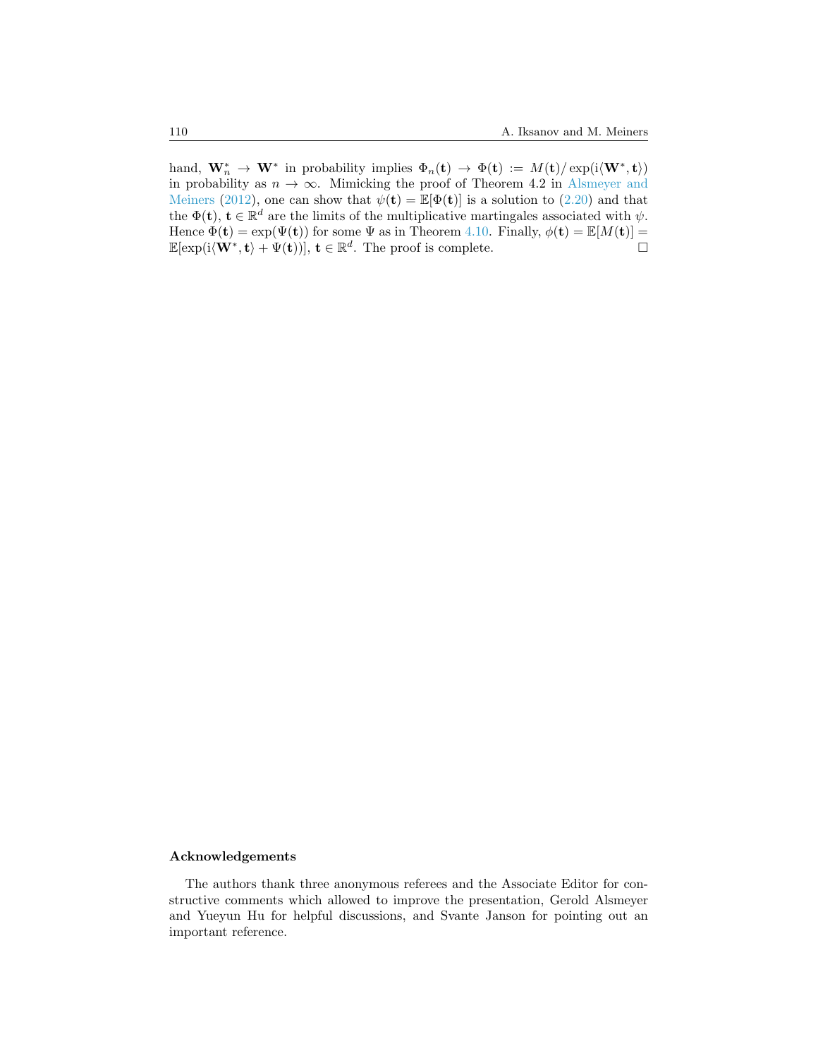hand, $\mathbf{W}_n^* \to \mathbf{W}^*$ in probability implies $\Phi_n(\mathbf{t}) \to \Phi(\mathbf{t}) := M(\mathbf{t})/\exp(\mathrm{i}\langle \mathbf{W}^*, \mathbf{t}\rangle)$ in probability as $n \to \infty$. Mimicking the proof of Theorem 4.2 in Alsmeyer and Meiners (2012), one can show that $\psi(\mathbf{t}) = \mathbb{E}[\Phi(\mathbf{t})]$ is a solution to (2.20) and that the $\Phi(\mathbf{t})$, $\mathbf{t} \in \mathbb{R}^d$ are the limits of the multiplicative martingales associated with $\psi$. Hence $\Phi(\mathbf{t}) = \exp(\Psi(\mathbf{t}))$ for some $\Psi$ as in Theorem 4.10. Finally, $\phi(\mathbf{t}) = \mathbb{E}[M(\mathbf{t})] = \mathbb{E}[\exp(\mathrm{i}\langle \mathbf{W}^*, \mathbf{t}\rangle + \Psi(\mathbf{t}))]$, $\mathbf{t} \in \mathbb{R}^d$. The proof is complete. □

## Acknowledgements

The authors thank three anonymous referees and the Associate Editor for constructive comments which allowed to improve the presentation, Gerold Alsmeyer and Yueyun Hu for helpful discussions, and Svante Janson for pointing out an important reference.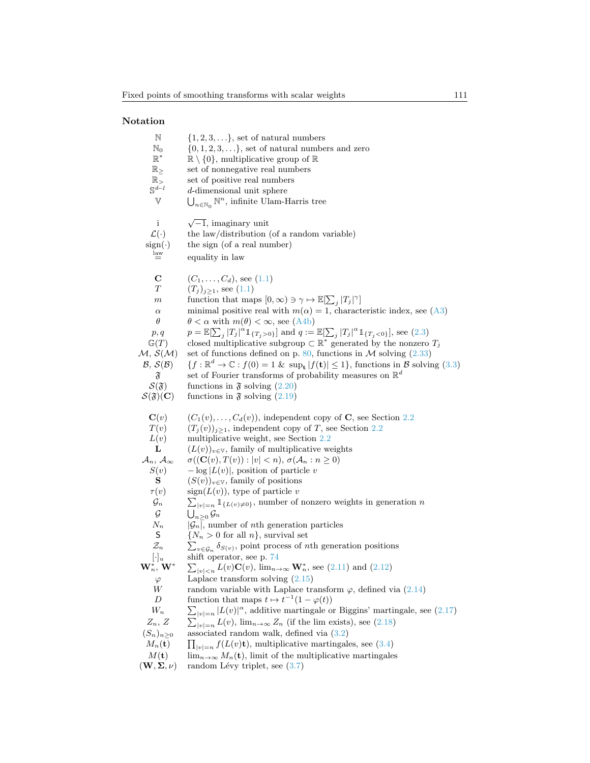## Notation

| | |
|---|---|
| $\mathbb{N}$ | $\{1, 2, 3, \ldots\}$, set of natural numbers |
| $\mathbb{N}_0$ | $\{0, 1, 2, 3, \ldots\}$, set of natural numbers and zero |
| $\mathbb{R}^*$ | $\mathbb{R} \setminus \{0\}$, multiplicative group of $\mathbb{R}$ |
| $\mathbb{R}_{\geq}$ | set of nonnegative real numbers |
| $\mathbb{R}_{>}$ | set of positive real numbers |
| $\mathbb{S}^{d-1}$ | $d$-dimensional unit sphere |
| $\mathbb{V}$ | $\bigcup_{n \in \mathbb{N}_0} \mathbb{N}^n$, infinite Ulam-Harris tree |
| | |
| $\mathrm{i}$ | $\sqrt{-1}$, imaginary unit |
| $\mathcal{L}(\cdot)$ | the law/distribution (of a random variable) |
| $\mathrm{sign}(\cdot)$ | the sign (of a real number) |
| $\overset{\text{law}}{=}$ | equality in law |
| | |
| $\mathbf{C}$ | $(C_1, \ldots, C_d)$, see (1.1) |
| $T$ | $(T_j)_{j \geq 1}$, see (1.1) |
| $m$ | function that maps $[0, \infty) \ni \gamma \mapsto \mathbb{E}[\sum_j \lvert T_j \rvert^\gamma]$ |
| $\alpha$ | minimal positive real with $m(\alpha) = 1$, characteristic index, see (A3) |
| $\theta$ | $\theta < \alpha$ with $m(\theta) < \infty$, see (A4b) |
| $p, q$ | $p = \mathbb{E}[\sum_j \lvert T_j \rvert^\alpha \mathbb{1}_{\{T_j > 0\}}]$ and $q := \mathbb{E}[\sum_j \lvert T_j \rvert^\alpha \mathbb{1}_{\{T_j < 0\}}]$, see (2.3) |
| $\mathbb{G}(T)$ | closed multiplicative subgroup $\subset \mathbb{R}^*$ generated by the nonzero $T_j$ |
| $\mathcal{M}$, $\mathcal{S}(\mathcal{M})$ | set of functions defined on p. 80, functions in $\mathcal{M}$ solving (2.33) |
| $\mathcal{B}$, $\mathcal{S}(\mathcal{B})$ | $\{f : \mathbb{R}^d \to \mathbb{C} : f(0) = 1 \ \&\ \sup_{\mathbf{t}} \lvert f(\mathbf{t}) \rvert \leq 1\}$, functions in $\mathcal{B}$ solving (3.3) |
| $\mathfrak{F}$ | set of Fourier transforms of probability measures on $\mathbb{R}^d$ |
| $\mathcal{S}(\mathfrak{F})$ | functions in $\mathfrak{F}$ solving (2.20) |
| $\mathcal{S}(\mathfrak{F})(\mathbf{C})$ | functions in $\mathfrak{F}$ solving (2.19) |
| | |
| $\mathbf{C}(v)$ | $(C_1(v), \ldots, C_d(v))$, independent copy of $\mathbf{C}$, see Section 2.2 |
| $T(v)$ | $(T_j(v))_{j \geq 1}$, independent copy of $T$, see Section 2.2 |
| $L(v)$ | multiplicative weight, see Section 2.2 |
| $\mathbf{L}$ | $(L(v))_{v \in \mathbb{V}}$, family of multiplicative weights |
| $\mathcal{A}_n$, $\mathcal{A}_\infty$ | $\sigma((\mathbf{C}(v), T(v)) : \lvert v \rvert < n)$, $\sigma(\mathcal{A}_n : n \geq 0)$ |
| $S(v)$ | $-\log \lvert L(v) \rvert$, position of particle $v$ |
| $\mathbf{S}$ | $(S(v))_{v \in \mathbb{V}}$, family of positions |
| $\tau(v)$ | $\mathrm{sign}(L(v))$, type of particle $v$ |
| $\mathcal{G}_n$ | $\sum_{\lvert v \rvert = n} \mathbb{1}_{\{L(v) \neq 0\}}$, number of nonzero weights in generation $n$ |
| $\mathcal{G}$ | $\bigcup_{n \geq 0} \mathcal{G}_n$ |
| $N_n$ | $\lvert \mathcal{G}_n \rvert$, number of $n$th generation particles |
| $\mathsf{S}$ | $\{N_n > 0 \text{ for all } n\}$, survival set |
| $\mathcal{Z}_n$ | $\sum_{v \in \mathcal{G}_n} \delta_{S(v)}$, point process of $n$th generation positions |
| $[\cdot]_u$ | shift operator, see p. 74 |
| $\mathbf{W}_n^*$, $\mathbf{W}^*$ | $\sum_{\lvert v \rvert < n} L(v) \mathbf{C}(v)$, $\lim_{n \to \infty} \mathbf{W}_n^*$, see (2.11) and (2.12) |
| $\varphi$ | Laplace transform solving (2.15) |
| $W$ | random variable with Laplace transform $\varphi$, defined via (2.14) |
| $D$ | function that maps $t \mapsto t^{-1}(1 - \varphi(t))$ |
| $W_n$ | $\sum_{\lvert v \rvert = n} \lvert L(v) \rvert^\alpha$, additive martingale or Biggins' martingale, see (2.17) |
| $Z_n$, $Z$ | $\sum_{\lvert v \rvert = n} L(v)$, $\lim_{n \to \infty} Z_n$ (if the lim exists), see (2.18) |
| $(S_n)_{n \geq 0}$ | associated random walk, defined via (3.2) |
| $M_n(\mathbf{t})$ | $\prod_{\lvert v \rvert = n} f(L(v)\mathbf{t})$, multiplicative martingales, see (3.4) |
| $M(\mathbf{t})$ | $\lim_{n \to \infty} M_n(\mathbf{t})$, limit of the multiplicative martingales |
| $(\mathbf{W}, \mathbf{\Sigma}, \nu)$ | random Lévy triplet, see (3.7) |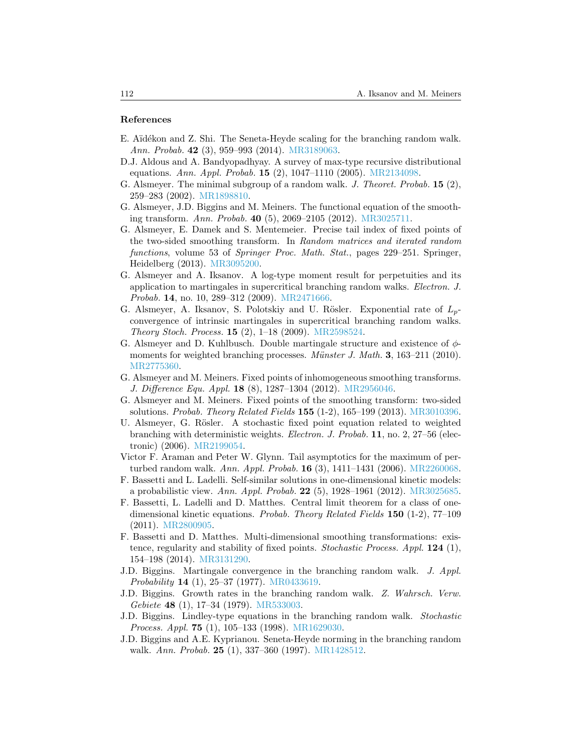## References

E. Aïdékon and Z. Shi. The Seneta-Heyde scaling for the branching random walk. *Ann. Probab.* **42** (3), 959–993 (2014). MR3189063.

D.J. Aldous and A. Bandyopadhyay. A survey of max-type recursive distributional equations. *Ann. Appl. Probab.* **15** (2), 1047–1110 (2005). MR2134098.

G. Alsmeyer. The minimal subgroup of a random walk. *J. Theoret. Probab.* **15** (2), 259–283 (2002). MR1898810.

G. Alsmeyer, J.D. Biggins and M. Meiners. The functional equation of the smoothing transform. *Ann. Probab.* **40** (5), 2069–2105 (2012). MR3025711.

G. Alsmeyer, E. Damek and S. Mentemeier. Precise tail index of fixed points of the two-sided smoothing transform. In *Random matrices and iterated random functions*, volume 53 of *Springer Proc. Math. Stat.*, pages 229–251. Springer, Heidelberg (2013). MR3095200.

G. Alsmeyer and A. Iksanov. A log-type moment result for perpetuities and its application to martingales in supercritical branching random walks. *Electron. J. Probab.* **14**, no. 10, 289–312 (2009). MR2471666.

G. Alsmeyer, A. Iksanov, S. Polotskiy and U. Rösler. Exponential rate of $L_p$-convergence of intrinsic martingales in supercritical branching random walks. *Theory Stoch. Process.* **15** (2), 1–18 (2009). MR2598524.

G. Alsmeyer and D. Kuhlbusch. Double martingale structure and existence of $\phi$-moments for weighted branching processes. *Münster J. Math.* **3**, 163–211 (2010). MR2775360.

G. Alsmeyer and M. Meiners. Fixed points of inhomogeneous smoothing transforms. *J. Difference Equ. Appl.* **18** (8), 1287–1304 (2012). MR2956046.

G. Alsmeyer and M. Meiners. Fixed points of the smoothing transform: two-sided solutions. *Probab. Theory Related Fields* **155** (1-2), 165–199 (2013). MR3010396.

U. Alsmeyer, G. Rösler. A stochastic fixed point equation related to weighted branching with deterministic weights. *Electron. J. Probab.* **11**, no. 2, 27–56 (electronic) (2006). MR2199054.

Victor F. Araman and Peter W. Glynn. Tail asymptotics for the maximum of perturbed random walk. *Ann. Appl. Probab.* **16** (3), 1411–1431 (2006). MR2260068.

F. Bassetti and L. Ladelli. Self-similar solutions in one-dimensional kinetic models: a probabilistic view. *Ann. Appl. Probab.* **22** (5), 1928–1961 (2012). MR3025685.

F. Bassetti, L. Ladelli and D. Matthes. Central limit theorem for a class of one-dimensional kinetic equations. *Probab. Theory Related Fields* **150** (1-2), 77–109 (2011). MR2800905.

F. Bassetti and D. Matthes. Multi-dimensional smoothing transformations: existence, regularity and stability of fixed points. *Stochastic Process. Appl.* **124** (1), 154–198 (2014). MR3131290.

J.D. Biggins. Martingale convergence in the branching random walk. *J. Appl. Probability* **14** (1), 25–37 (1977). MR0433619.

J.D. Biggins. Growth rates in the branching random walk. *Z. Wahrsch. Verw. Gebiete* **48** (1), 17–34 (1979). MR533003.

J.D. Biggins. Lindley-type equations in the branching random walk. *Stochastic Process. Appl.* **75** (1), 105–133 (1998). MR1629030.

J.D. Biggins and A.E. Kyprianou. Seneta-Heyde norming in the branching random walk. *Ann. Probab.* **25** (1), 337–360 (1997). MR1428512.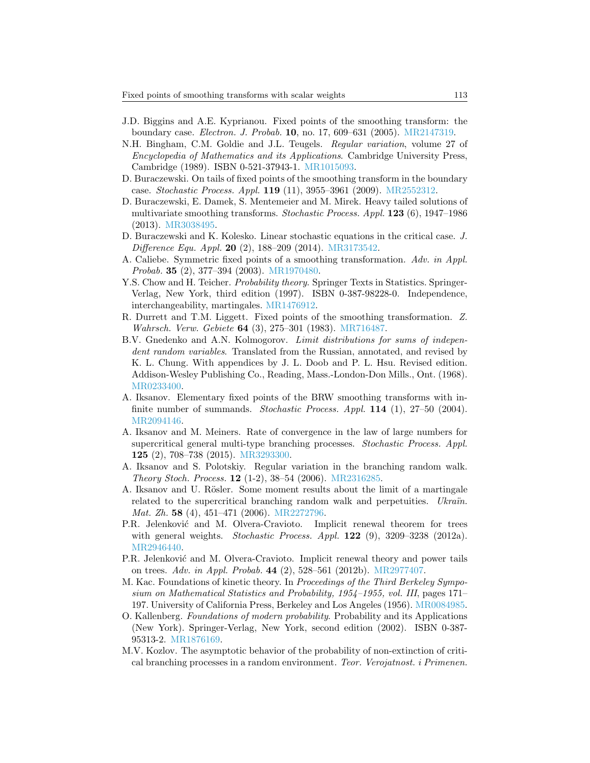J.D. Biggins and A.E. Kyprianou. Fixed points of the smoothing transform: the boundary case. *Electron. J. Probab.* **10**, no. 17, 609–631 (2005). MR2147319.

N.H. Bingham, C.M. Goldie and J.L. Teugels. *Regular variation*, volume 27 of *Encyclopedia of Mathematics and its Applications*. Cambridge University Press, Cambridge (1989). ISBN 0-521-37943-1. MR1015093.

D. Buraczewski. On tails of fixed points of the smoothing transform in the boundary case. *Stochastic Process. Appl.* **119** (11), 3955–3961 (2009). MR2552312.

D. Buraczewski, E. Damek, S. Mentemeier and M. Mirek. Heavy tailed solutions of multivariate smoothing transforms. *Stochastic Process. Appl.* **123** (6), 1947–1986 (2013). MR3038495.

D. Buraczewski and K. Kolesko. Linear stochastic equations in the critical case. *J. Difference Equ. Appl.* **20** (2), 188–209 (2014). MR3173542.

A. Caliebe. Symmetric fixed points of a smoothing transformation. *Adv. in Appl. Probab.* **35** (2), 377–394 (2003). MR1970480.

Y.S. Chow and H. Teicher. *Probability theory*. Springer Texts in Statistics. Springer-Verlag, New York, third edition (1997). ISBN 0-387-98228-0. Independence, interchangeability, martingales. MR1476912.

R. Durrett and T.M. Liggett. Fixed points of the smoothing transformation. *Z. Wahrsch. Verw. Gebiete* **64** (3), 275–301 (1983). MR716487.

B.V. Gnedenko and A.N. Kolmogorov. *Limit distributions for sums of independent random variables*. Translated from the Russian, annotated, and revised by K. L. Chung. With appendices by J. L. Doob and P. L. Hsu. Revised edition. Addison-Wesley Publishing Co., Reading, Mass.-London-Don Mills., Ont. (1968). MR0233400.

A. Iksanov. Elementary fixed points of the BRW smoothing transforms with infinite number of summands. *Stochastic Process. Appl.* **114** (1), 27–50 (2004). MR2094146.

A. Iksanov and M. Meiners. Rate of convergence in the law of large numbers for supercritical general multi-type branching processes. *Stochastic Process. Appl.* **125** (2), 708–738 (2015). MR3293300.

A. Iksanov and S. Polotskiy. Regular variation in the branching random walk. *Theory Stoch. Process.* **12** (1-2), 38–54 (2006). MR2316285.

A. Iksanov and U. Rösler. Some moment results about the limit of a martingale related to the supercritical branching random walk and perpetuities. *Ukraïn. Mat. Zh.* **58** (4), 451–471 (2006). MR2272796.

P.R. Jelenković and M. Olvera-Cravioto. Implicit renewal theorem for trees with general weights. *Stochastic Process. Appl.* **122** (9), 3209–3238 (2012a). MR2946440.

P.R. Jelenković and M. Olvera-Cravioto. Implicit renewal theory and power tails on trees. *Adv. in Appl. Probab.* **44** (2), 528–561 (2012b). MR2977407.

M. Kac. Foundations of kinetic theory. In *Proceedings of the Third Berkeley Symposium on Mathematical Statistics and Probability, 1954–1955, vol. III*, pages 171–197. University of California Press, Berkeley and Los Angeles (1956). MR0084985.

O. Kallenberg. *Foundations of modern probability*. Probability and its Applications (New York). Springer-Verlag, New York, second edition (2002). ISBN 0-387-95313-2. MR1876169.

M.V. Kozlov. The asymptotic behavior of the probability of non-extinction of critical branching processes in a random environment. *Teor. Verojatnost. i Primenen.*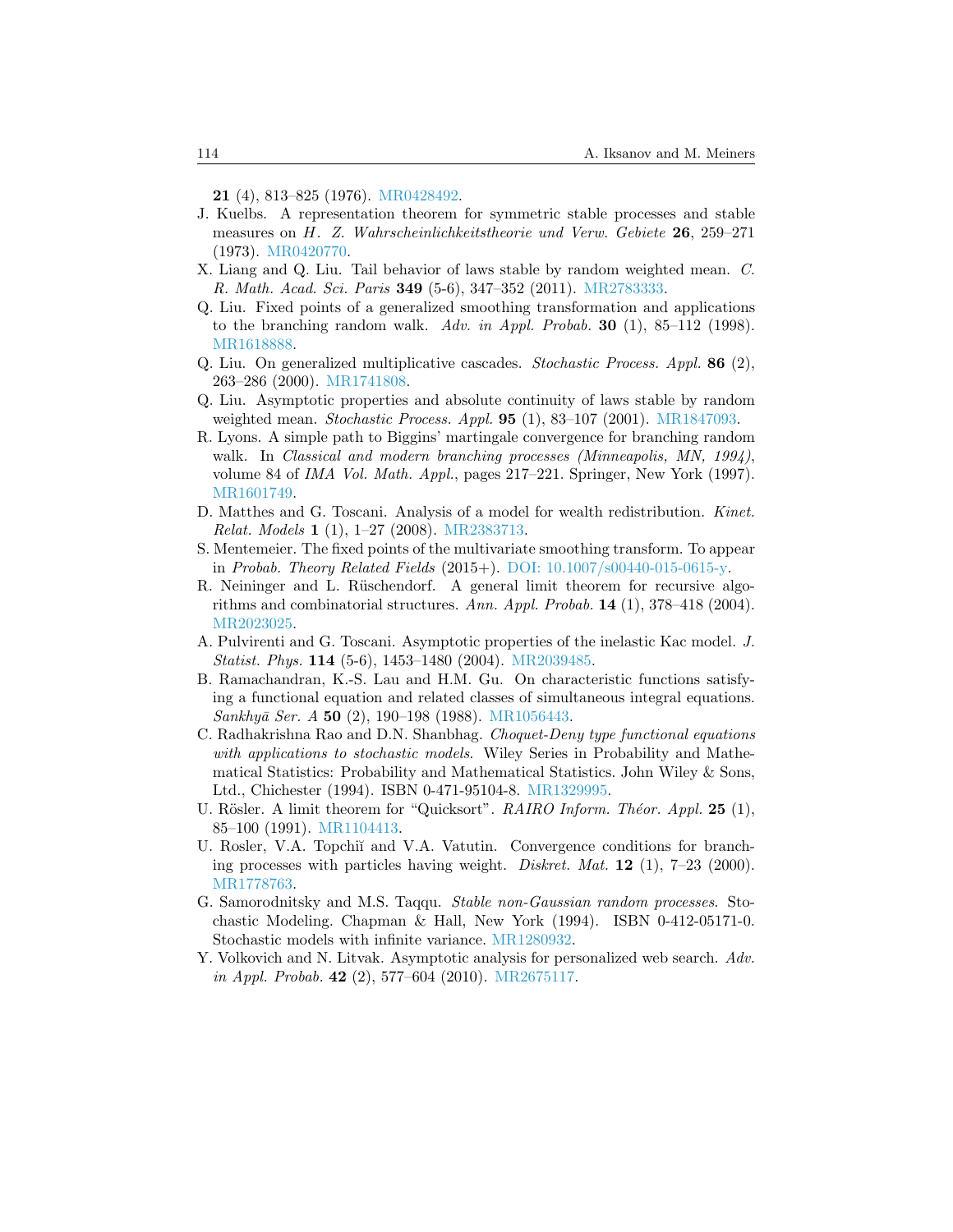**21** (4), 813–825 (1976). MR0428492.

J. Kuelbs. A representation theorem for symmetric stable processes and stable measures on $H$. *Z. Wahrscheinlichkeitstheorie und Verw. Gebiete* **26**, 259–271 (1973). MR0420770.

X. Liang and Q. Liu. Tail behavior of laws stable by random weighted mean. *C. R. Math. Acad. Sci. Paris* **349** (5-6), 347–352 (2011). MR2783333.

Q. Liu. Fixed points of a generalized smoothing transformation and applications to the branching random walk. *Adv. in Appl. Probab.* **30** (1), 85–112 (1998). MR1618888.

Q. Liu. On generalized multiplicative cascades. *Stochastic Process. Appl.* **86** (2), 263–286 (2000). MR1741808.

Q. Liu. Asymptotic properties and absolute continuity of laws stable by random weighted mean. *Stochastic Process. Appl.* **95** (1), 83–107 (2001). MR1847093.

R. Lyons. A simple path to Biggins' martingale convergence for branching random walk. In *Classical and modern branching processes (Minneapolis, MN, 1994)*, volume 84 of *IMA Vol. Math. Appl.*, pages 217–221. Springer, New York (1997). MR1601749.

D. Matthes and G. Toscani. Analysis of a model for wealth redistribution. *Kinet. Relat. Models* **1** (1), 1–27 (2008). MR2383713.

S. Mentemeier. The fixed points of the multivariate smoothing transform. To appear in *Probab. Theory Related Fields* (2015+). DOI: 10.1007/s00440-015-0615-y.

R. Neininger and L. Rüschendorf. A general limit theorem for recursive algorithms and combinatorial structures. *Ann. Appl. Probab.* **14** (1), 378–418 (2004). MR2023025.

A. Pulvirenti and G. Toscani. Asymptotic properties of the inelastic Kac model. *J. Statist. Phys.* **114** (5-6), 1453–1480 (2004). MR2039485.

B. Ramachandran, K.-S. Lau and H.M. Gu. On characteristic functions satisfying a functional equation and related classes of simultaneous integral equations. *Sankhyā Ser. A* **50** (2), 190–198 (1988). MR1056443.

C. Radhakrishna Rao and D.N. Shanbhag. *Choquet-Deny type functional equations with applications to stochastic models*. Wiley Series in Probability and Mathematical Statistics: Probability and Mathematical Statistics. John Wiley & Sons, Ltd., Chichester (1994). ISBN 0-471-95104-8. MR1329995.

U. Rösler. A limit theorem for "Quicksort". *RAIRO Inform. Théor. Appl.* **25** (1), 85–100 (1991). MR1104413.

U. Rosler, V.A. Topchiĭ and V.A. Vatutin. Convergence conditions for branching processes with particles having weight. *Diskret. Mat.* **12** (1), 7–23 (2000). MR1778763.

G. Samorodnitsky and M.S. Taqqu. *Stable non-Gaussian random processes*. Stochastic Modeling. Chapman & Hall, New York (1994). ISBN 0-412-05171-0. Stochastic models with infinite variance. MR1280932.

Y. Volkovich and N. Litvak. Asymptotic analysis for personalized web search. *Adv. in Appl. Probab.* **42** (2), 577–604 (2010). MR2675117.